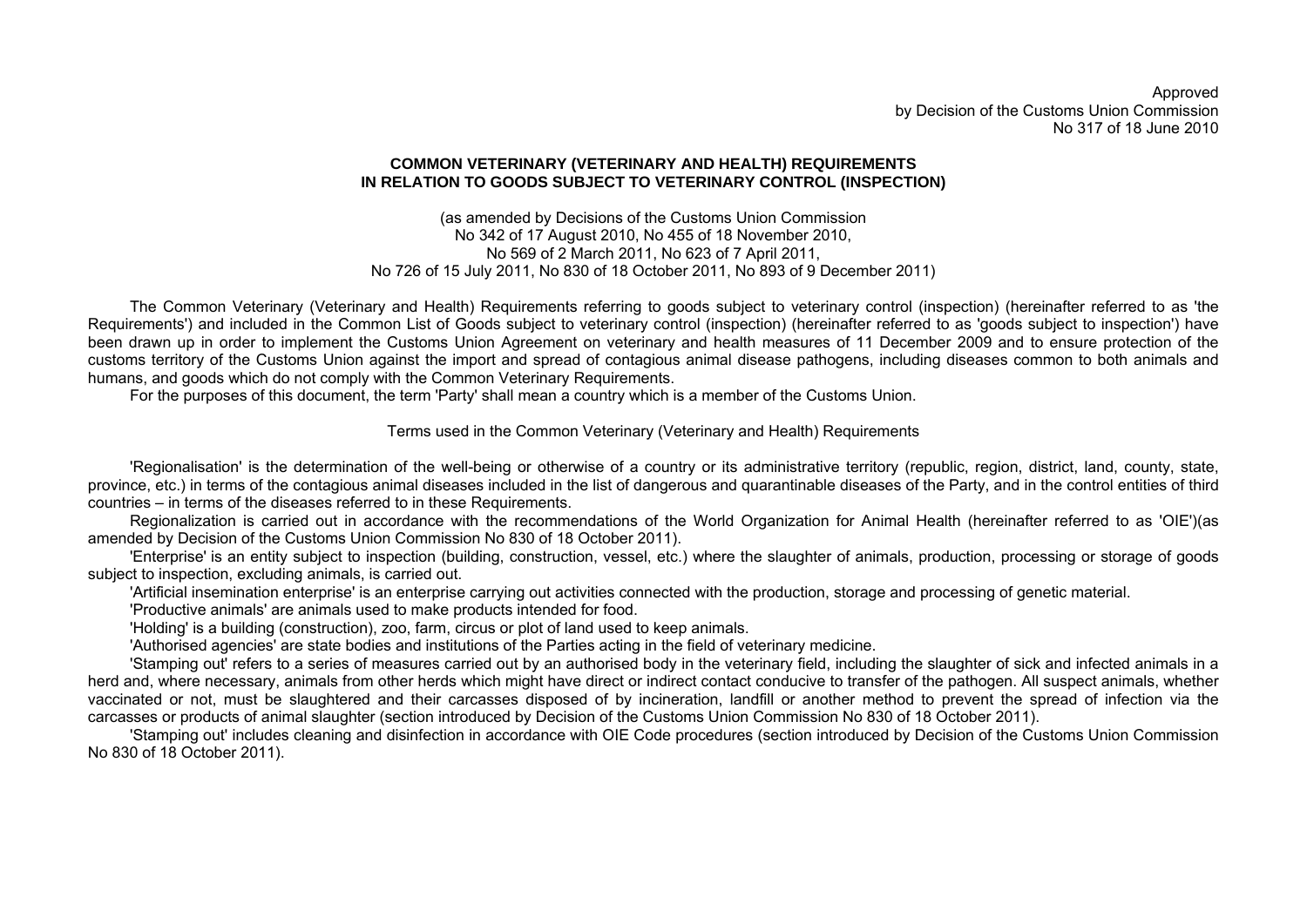Approved
by Decision of the Customs Union Commission
No 317 of 18 June 2010

# COMMON VETERINARY (VETERINARY AND HEALTH) REQUIREMENTS IN RELATION TO GOODS SUBJECT TO VETERINARY CONTROL (INSPECTION)

(as amended by Decisions of the Customs Union Commission
No 342 of 17 August 2010, No 455 of 18 November 2010,
No 569 of 2 March 2011, No 623 of 7 April 2011,
No 726 of 15 July 2011, No 830 of 18 October 2011, No 893 of 9 December 2011)

The Common Veterinary (Veterinary and Health) Requirements referring to goods subject to veterinary control (inspection) (hereinafter referred to as 'the Requirements') and included in the Common List of Goods subject to veterinary control (inspection) (hereinafter referred to as 'goods subject to inspection') have been drawn up in order to implement the Customs Union Agreement on veterinary and health measures of 11 December 2009 and to ensure protection of the customs territory of the Customs Union against the import and spread of contagious animal disease pathogens, including diseases common to both animals and humans, and goods which do not comply with the Common Veterinary Requirements.

For the purposes of this document, the term 'Party' shall mean a country which is a member of the Customs Union.

## Terms used in the Common Veterinary (Veterinary and Health) Requirements

'Regionalisation' is the determination of the well-being or otherwise of a country or its administrative territory (republic, region, district, land, county, state, province, etc.) in terms of the contagious animal diseases included in the list of dangerous and quarantinable diseases of the Party, and in the control entities of third countries – in terms of the diseases referred to in these Requirements.

Regionalization is carried out in accordance with the recommendations of the World Organization for Animal Health (hereinafter referred to as 'OIE')(as amended by Decision of the Customs Union Commission No 830 of 18 October 2011).

'Enterprise' is an entity subject to inspection (building, construction, vessel, etc.) where the slaughter of animals, production, processing or storage of goods subject to inspection, excluding animals, is carried out.

'Artificial insemination enterprise' is an enterprise carrying out activities connected with the production, storage and processing of genetic material.

'Productive animals' are animals used to make products intended for food.

'Holding' is a building (construction), zoo, farm, circus or plot of land used to keep animals.

'Authorised agencies' are state bodies and institutions of the Parties acting in the field of veterinary medicine.

'Stamping out' refers to a series of measures carried out by an authorised body in the veterinary field, including the slaughter of sick and infected animals in a herd and, where necessary, animals from other herds which might have direct or indirect contact conducive to transfer of the pathogen. All suspect animals, whether vaccinated or not, must be slaughtered and their carcasses disposed of by incineration, landfill or another method to prevent the spread of infection via the carcasses or products of animal slaughter (section introduced by Decision of the Customs Union Commission No 830 of 18 October 2011).

'Stamping out' includes cleaning and disinfection in accordance with OIE Code procedures (section introduced by Decision of the Customs Union Commission No 830 of 18 October 2011).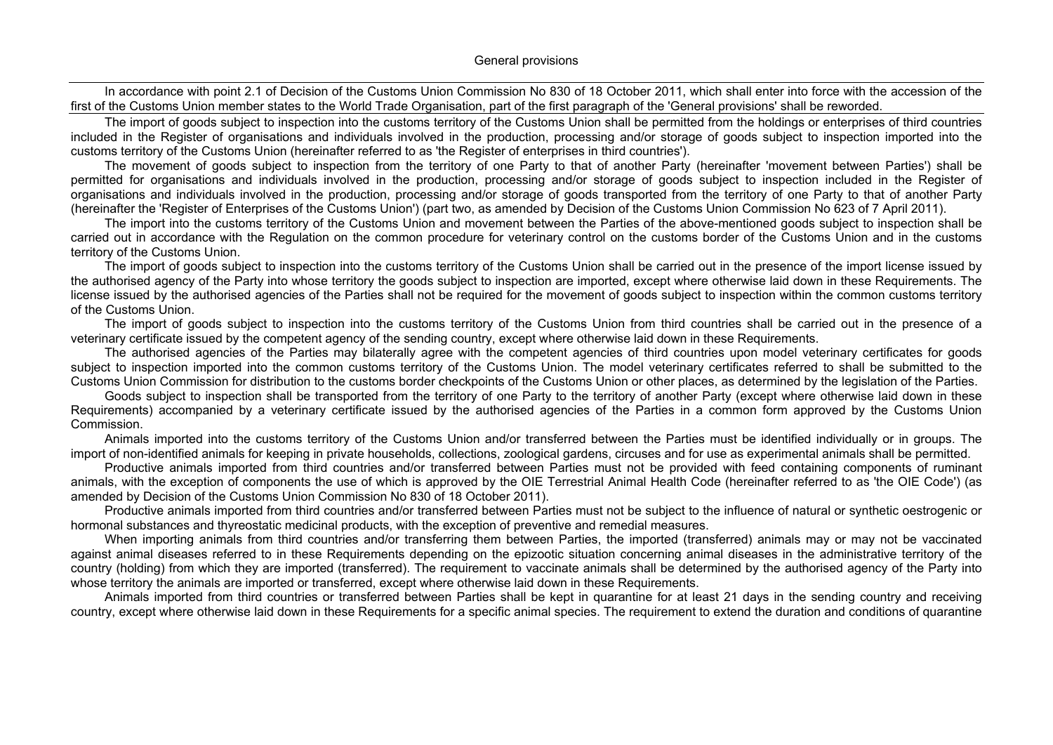## General provisions

---

In accordance with point 2.1 of Decision of the Customs Union Commission No 830 of 18 October 2011, which shall enter into force with the accession of the first of the Customs Union member states to the World Trade Organisation, part of the first paragraph of the 'General provisions' shall be reworded.

---

The import of goods subject to inspection into the customs territory of the Customs Union shall be permitted from the holdings or enterprises of third countries included in the Register of organisations and individuals involved in the production, processing and/or storage of goods subject to inspection imported into the customs territory of the Customs Union (hereinafter referred to as 'the Register of enterprises in third countries').

The movement of goods subject to inspection from the territory of one Party to that of another Party (hereinafter 'movement between Parties') shall be permitted for organisations and individuals involved in the production, processing and/or storage of goods subject to inspection included in the Register of organisations and individuals involved in the production, processing and/or storage of goods transported from the territory of one Party to that of another Party (hereinafter the 'Register of Enterprises of the Customs Union') (part two, as amended by Decision of the Customs Union Commission No 623 of 7 April 2011).

The import into the customs territory of the Customs Union and movement between the Parties of the above-mentioned goods subject to inspection shall be carried out in accordance with the Regulation on the common procedure for veterinary control on the customs border of the Customs Union and in the customs territory of the Customs Union.

The import of goods subject to inspection into the customs territory of the Customs Union shall be carried out in the presence of the import license issued by the authorised agency of the Party into whose territory the goods subject to inspection are imported, except where otherwise laid down in these Requirements. The license issued by the authorised agencies of the Parties shall not be required for the movement of goods subject to inspection within the common customs territory of the Customs Union.

The import of goods subject to inspection into the customs territory of the Customs Union from third countries shall be carried out in the presence of a veterinary certificate issued by the competent agency of the sending country, except where otherwise laid down in these Requirements.

The authorised agencies of the Parties may bilaterally agree with the competent agencies of third countries upon model veterinary certificates for goods subject to inspection imported into the common customs territory of the Customs Union. The model veterinary certificates referred to shall be submitted to the Customs Union Commission for distribution to the customs border checkpoints of the Customs Union or other places, as determined by the legislation of the Parties.

Goods subject to inspection shall be transported from the territory of one Party to the territory of another Party (except where otherwise laid down in these Requirements) accompanied by a veterinary certificate issued by the authorised agencies of the Parties in a common form approved by the Customs Union Commission.

Animals imported into the customs territory of the Customs Union and/or transferred between the Parties must be identified individually or in groups. The import of non-identified animals for keeping in private households, collections, zoological gardens, circuses and for use as experimental animals shall be permitted.

Productive animals imported from third countries and/or transferred between Parties must not be provided with feed containing components of ruminant animals, with the exception of components the use of which is approved by the OIE Terrestrial Animal Health Code (hereinafter referred to as 'the OIE Code') (as amended by Decision of the Customs Union Commission No 830 of 18 October 2011).

Productive animals imported from third countries and/or transferred between Parties must not be subject to the influence of natural or synthetic oestrogenic or hormonal substances and thyreostatic medicinal products, with the exception of preventive and remedial measures.

When importing animals from third countries and/or transferring them between Parties, the imported (transferred) animals may or may not be vaccinated against animal diseases referred to in these Requirements depending on the epizootic situation concerning animal diseases in the administrative territory of the country (holding) from which they are imported (transferred). The requirement to vaccinate animals shall be determined by the authorised agency of the Party into whose territory the animals are imported or transferred, except where otherwise laid down in these Requirements.

Animals imported from third countries or transferred between Parties shall be kept in quarantine for at least 21 days in the sending country and receiving country, except where otherwise laid down in these Requirements for a specific animal species. The requirement to extend the duration and conditions of quarantine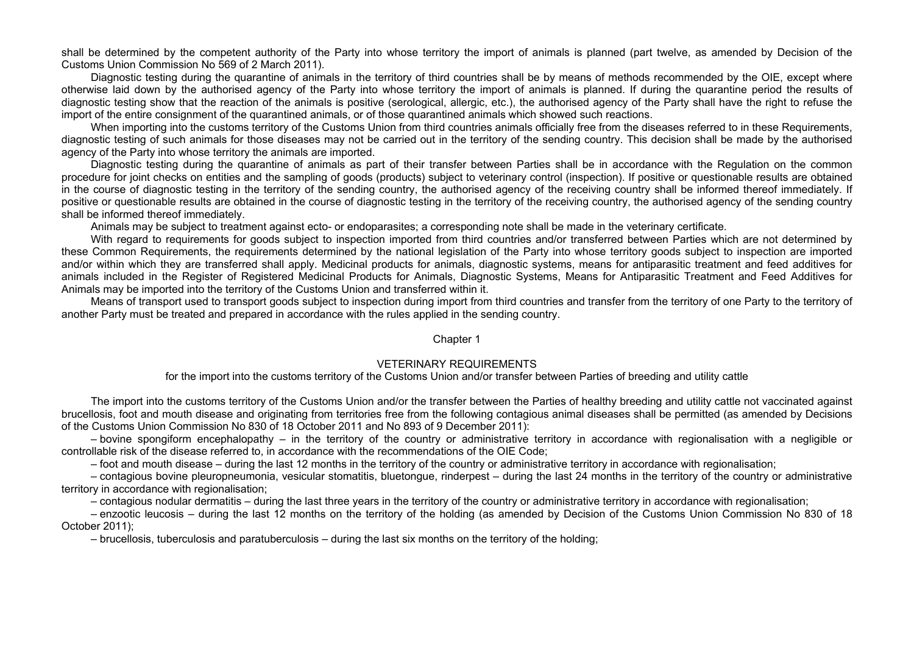shall be determined by the competent authority of the Party into whose territory the import of animals is planned (part twelve, as amended by Decision of the Customs Union Commission No 569 of 2 March 2011).

Diagnostic testing during the quarantine of animals in the territory of third countries shall be by means of methods recommended by the OIE, except where otherwise laid down by the authorised agency of the Party into whose territory the import of animals is planned. If during the quarantine period the results of diagnostic testing show that the reaction of the animals is positive (serological, allergic, etc.), the authorised agency of the Party shall have the right to refuse the import of the entire consignment of the quarantined animals, or of those quarantined animals which showed such reactions.

When importing into the customs territory of the Customs Union from third countries animals officially free from the diseases referred to in these Requirements, diagnostic testing of such animals for those diseases may not be carried out in the territory of the sending country. This decision shall be made by the authorised agency of the Party into whose territory the animals are imported.

Diagnostic testing during the quarantine of animals as part of their transfer between Parties shall be in accordance with the Regulation on the common procedure for joint checks on entities and the sampling of goods (products) subject to veterinary control (inspection). If positive or questionable results are obtained in the course of diagnostic testing in the territory of the sending country, the authorised agency of the receiving country shall be informed thereof immediately. If positive or questionable results are obtained in the course of diagnostic testing in the territory of the receiving country, the authorised agency of the sending country shall be informed thereof immediately.

Animals may be subject to treatment against ecto- or endoparasites; a corresponding note shall be made in the veterinary certificate.

With regard to requirements for goods subject to inspection imported from third countries and/or transferred between Parties which are not determined by these Common Requirements, the requirements determined by the national legislation of the Party into whose territory goods subject to inspection are imported and/or within which they are transferred shall apply. Medicinal products for animals, diagnostic systems, means for antiparasitic treatment and feed additives for animals included in the Register of Registered Medicinal Products for Animals, Diagnostic Systems, Means for Antiparasitic Treatment and Feed Additives for Animals may be imported into the territory of the Customs Union and transferred within it.

Means of transport used to transport goods subject to inspection during import from third countries and transfer from the territory of one Party to the territory of another Party must be treated and prepared in accordance with the rules applied in the sending country.

## Chapter 1

### VETERINARY REQUIREMENTS

for the import into the customs territory of the Customs Union and/or transfer between Parties of breeding and utility cattle

The import into the customs territory of the Customs Union and/or the transfer between the Parties of healthy breeding and utility cattle not vaccinated against brucellosis, foot and mouth disease and originating from territories free from the following contagious animal diseases shall be permitted (as amended by Decisions of the Customs Union Commission No 830 of 18 October 2011 and No 893 of 9 December 2011):

– bovine spongiform encephalopathy – in the territory of the country or administrative territory in accordance with regionalisation with a negligible or controllable risk of the disease referred to, in accordance with the recommendations of the OIE Code;

– foot and mouth disease – during the last 12 months in the territory of the country or administrative territory in accordance with regionalisation;

– contagious bovine pleuropneumonia, vesicular stomatitis, bluetongue, rinderpest – during the last 24 months in the territory of the country or administrative territory in accordance with regionalisation;

– contagious nodular dermatitis – during the last three years in the territory of the country or administrative territory in accordance with regionalisation;

– enzootic leucosis – during the last 12 months on the territory of the holding (as amended by Decision of the Customs Union Commission No 830 of 18 October 2011);

– brucellosis, tuberculosis and paratuberculosis – during the last six months on the territory of the holding;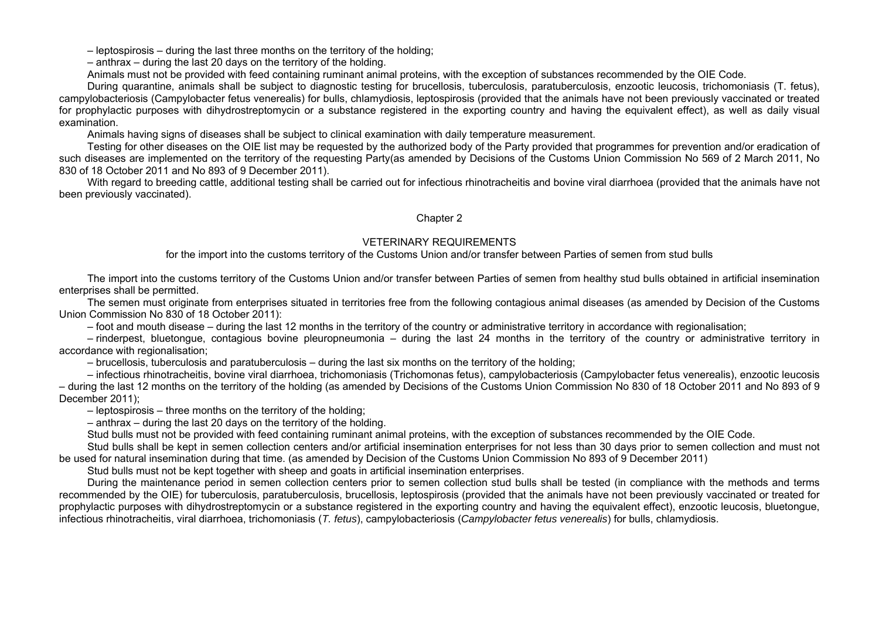– leptospirosis – during the last three months on the territory of the holding;

– anthrax – during the last 20 days on the territory of the holding.

Animals must not be provided with feed containing ruminant animal proteins, with the exception of substances recommended by the OIE Code.

During quarantine, animals shall be subject to diagnostic testing for brucellosis, tuberculosis, paratuberculosis, enzootic leucosis, trichomoniasis (T. fetus), campylobacteriosis (Campylobacter fetus venerealis) for bulls, chlamydiosis, leptospirosis (provided that the animals have not been previously vaccinated or treated for prophylactic purposes with dihydrostreptomycin or a substance registered in the exporting country and having the equivalent effect), as well as daily visual examination.

Animals having signs of diseases shall be subject to clinical examination with daily temperature measurement.

Testing for other diseases on the OIE list may be requested by the authorized body of the Party provided that programmes for prevention and/or eradication of such diseases are implemented on the territory of the requesting Party(as amended by Decisions of the Customs Union Commission No 569 of 2 March 2011, No 830 of 18 October 2011 and No 893 of 9 December 2011).

With regard to breeding cattle, additional testing shall be carried out for infectious rhinotracheitis and bovine viral diarrhoea (provided that the animals have not been previously vaccinated).

## Chapter 2

### VETERINARY REQUIREMENTS

for the import into the customs territory of the Customs Union and/or transfer between Parties of semen from stud bulls

The import into the customs territory of the Customs Union and/or transfer between Parties of semen from healthy stud bulls obtained in artificial insemination enterprises shall be permitted.

The semen must originate from enterprises situated in territories free from the following contagious animal diseases (as amended by Decision of the Customs Union Commission No 830 of 18 October 2011):

– foot and mouth disease – during the last 12 months in the territory of the country or administrative territory in accordance with regionalisation;

– rinderpest, bluetongue, contagious bovine pleuropneumonia – during the last 24 months in the territory of the country or administrative territory in accordance with regionalisation;

– brucellosis, tuberculosis and paratuberculosis – during the last six months on the territory of the holding;

– infectious rhinotracheitis, bovine viral diarrhoea, trichomoniasis (Trichomonas fetus), campylobacteriosis (Campylobacter fetus venerealis), enzootic leucosis – during the last 12 months on the territory of the holding (as amended by Decisions of the Customs Union Commission No 830 of 18 October 2011 and No 893 of 9 December 2011);

– leptospirosis – three months on the territory of the holding;

– anthrax – during the last 20 days on the territory of the holding.

Stud bulls must not be provided with feed containing ruminant animal proteins, with the exception of substances recommended by the OIE Code.

Stud bulls shall be kept in semen collection centers and/or artificial insemination enterprises for not less than 30 days prior to semen collection and must not be used for natural insemination during that time. (as amended by Decision of the Customs Union Commission No 893 of 9 December 2011)

Stud bulls must not be kept together with sheep and goats in artificial insemination enterprises.

During the maintenance period in semen collection centers prior to semen collection stud bulls shall be tested (in compliance with the methods and terms recommended by the OIE) for tuberculosis, paratuberculosis, brucellosis, leptospirosis (provided that the animals have not been previously vaccinated or treated for prophylactic purposes with dihydrostreptomycin or a substance registered in the exporting country and having the equivalent effect), enzootic leucosis, bluetongue, infectious rhinotracheitis, viral diarrhoea, trichomoniasis (*T. fetus*), campylobacteriosis (*Campylobacter fetus venerealis*) for bulls, chlamydiosis.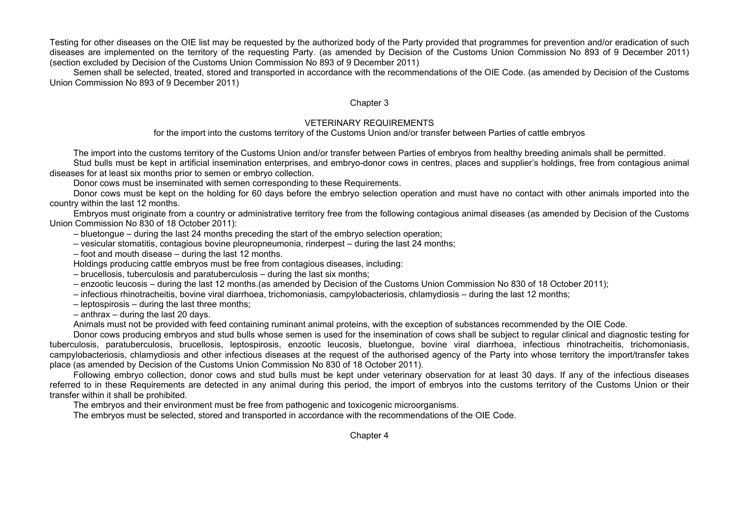Testing for other diseases on the OIE list may be requested by the authorized body of the Party provided that programmes for prevention and/or eradication of such diseases are implemented on the territory of the requesting Party. (as amended by Decision of the Customs Union Commission No 893 of 9 December 2011) (section excluded by Decision of the Customs Union Commission No 893 of 9 December 2011)

Semen shall be selected, treated, stored and transported in accordance with the recommendations of the OIE Code. (as amended by Decision of the Customs Union Commission No 893 of 9 December 2011)

## Chapter 3

### VETERINARY REQUIREMENTS

for the import into the customs territory of the Customs Union and/or transfer between Parties of cattle embryos

The import into the customs territory of the Customs Union and/or transfer between Parties of embryos from healthy breeding animals shall be permitted.

Stud bulls must be kept in artificial insemination enterprises, and embryo-donor cows in centres, places and supplier's holdings, free from contagious animal diseases for at least six months prior to semen or embryo collection.

Donor cows must be inseminated with semen corresponding to these Requirements.

Donor cows must be kept on the holding for 60 days before the embryo selection operation and must have no contact with other animals imported into the country within the last 12 months.

Embryos must originate from a country or administrative territory free from the following contagious animal diseases (as amended by Decision of the Customs Union Commission No 830 of 18 October 2011):

– bluetongue – during the last 24 months preceding the start of the embryo selection operation;

– vesicular stomatitis, contagious bovine pleuropneumonia, rinderpest – during the last 24 months;

– foot and mouth disease – during the last 12 months.

Holdings producing cattle embryos must be free from contagious diseases, including:

– brucellosis, tuberculosis and paratuberculosis – during the last six months;

– enzootic leucosis – during the last 12 months.(as amended by Decision of the Customs Union Commission No 830 of 18 October 2011);

– infectious rhinotracheitis, bovine viral diarrhoea, trichomoniasis, campylobacteriosis, chlamydiosis – during the last 12 months;

– leptospirosis – during the last three months;

– anthrax – during the last 20 days.

Animals must not be provided with feed containing ruminant animal proteins, with the exception of substances recommended by the OIE Code.

Donor cows producing embryos and stud bulls whose semen is used for the insemination of cows shall be subject to regular clinical and diagnostic testing for tuberculosis, paratuberculosis, brucellosis, leptospirosis, enzootic leucosis, bluetongue, bovine viral diarrhoea, infectious rhinotracheitis, trichomoniasis, campylobacteriosis, chlamydiosis and other infectious diseases at the request of the authorised agency of the Party into whose territory the import/transfer takes place (as amended by Decision of the Customs Union Commission No 830 of 18 October 2011).

Following embryo collection, donor cows and stud bulls must be kept under veterinary observation for at least 30 days. If any of the infectious diseases referred to in these Requirements are detected in any animal during this period, the import of embryos into the customs territory of the Customs Union or their transfer within it shall be prohibited.

The embryos and their environment must be free from pathogenic and toxicogenic microorganisms.

The embryos must be selected, stored and transported in accordance with the recommendations of the OIE Code.

## Chapter 4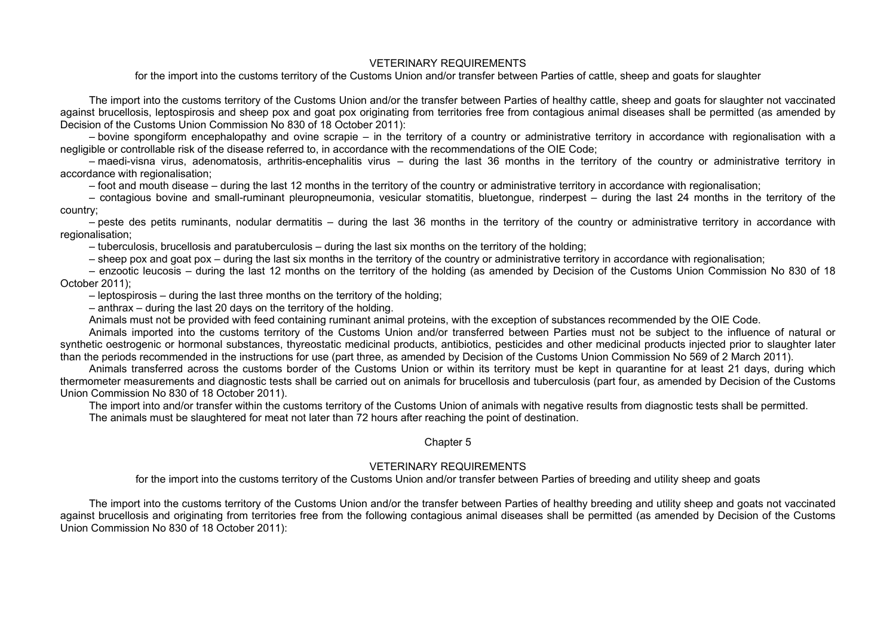## VETERINARY REQUIREMENTS

for the import into the customs territory of the Customs Union and/or transfer between Parties of cattle, sheep and goats for slaughter

The import into the customs territory of the Customs Union and/or the transfer between Parties of healthy cattle, sheep and goats for slaughter not vaccinated against brucellosis, leptospirosis and sheep pox and goat pox originating from territories free from contagious animal diseases shall be permitted (as amended by Decision of the Customs Union Commission No 830 of 18 October 2011):

– bovine spongiform encephalopathy and ovine scrapie – in the territory of a country or administrative territory in accordance with regionalisation with a negligible or controllable risk of the disease referred to, in accordance with the recommendations of the OIE Code;

– maedi-visna virus, adenomatosis, arthritis-encephalitis virus – during the last 36 months in the territory of the country or administrative territory in accordance with regionalisation;

– foot and mouth disease – during the last 12 months in the territory of the country or administrative territory in accordance with regionalisation;

– contagious bovine and small-ruminant pleuropneumonia, vesicular stomatitis, bluetongue, rinderpest – during the last 24 months in the territory of the country;

– peste des petits ruminants, nodular dermatitis – during the last 36 months in the territory of the country or administrative territory in accordance with regionalisation;

– tuberculosis, brucellosis and paratuberculosis – during the last six months on the territory of the holding;

– sheep pox and goat pox – during the last six months in the territory of the country or administrative territory in accordance with regionalisation;

– enzootic leucosis – during the last 12 months on the territory of the holding (as amended by Decision of the Customs Union Commission No 830 of 18 October 2011);

– leptospirosis – during the last three months on the territory of the holding;

– anthrax – during the last 20 days on the territory of the holding.

Animals must not be provided with feed containing ruminant animal proteins, with the exception of substances recommended by the OIE Code.

Animals imported into the customs territory of the Customs Union and/or transferred between Parties must not be subject to the influence of natural or synthetic oestrogenic or hormonal substances, thyreostatic medicinal products, antibiotics, pesticides and other medicinal products injected prior to slaughter later than the periods recommended in the instructions for use (part three, as amended by Decision of the Customs Union Commission No 569 of 2 March 2011).

Animals transferred across the customs border of the Customs Union or within its territory must be kept in quarantine for at least 21 days, during which thermometer measurements and diagnostic tests shall be carried out on animals for brucellosis and tuberculosis (part four, as amended by Decision of the Customs Union Commission No 830 of 18 October 2011).

The import into and/or transfer within the customs territory of the Customs Union of animals with negative results from diagnostic tests shall be permitted.

The animals must be slaughtered for meat not later than 72 hours after reaching the point of destination.

# Chapter 5

## VETERINARY REQUIREMENTS

for the import into the customs territory of the Customs Union and/or transfer between Parties of breeding and utility sheep and goats

The import into the customs territory of the Customs Union and/or the transfer between Parties of healthy breeding and utility sheep and goats not vaccinated against brucellosis and originating from territories free from the following contagious animal diseases shall be permitted (as amended by Decision of the Customs Union Commission No 830 of 18 October 2011):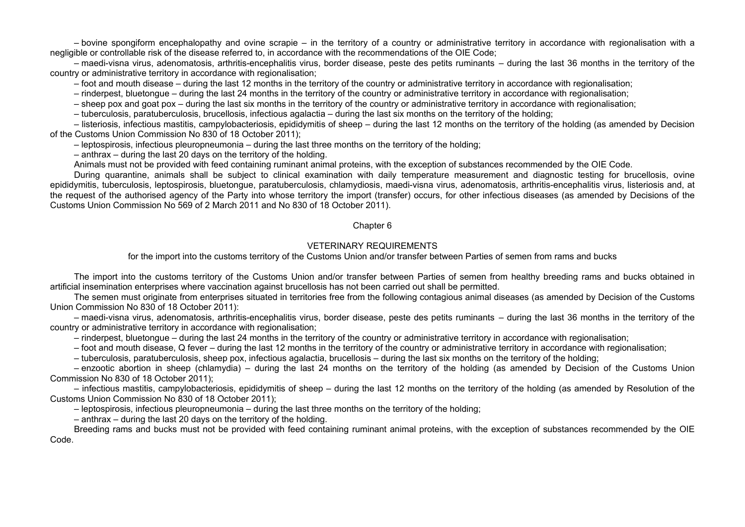– bovine spongiform encephalopathy and ovine scrapie – in the territory of a country or administrative territory in accordance with regionalisation with a negligible or controllable risk of the disease referred to, in accordance with the recommendations of the OIE Code;

– maedi-visna virus, adenomatosis, arthritis-encephalitis virus, border disease, peste des petits ruminants – during the last 36 months in the territory of the country or administrative territory in accordance with regionalisation;

– foot and mouth disease – during the last 12 months in the territory of the country or administrative territory in accordance with regionalisation;

– rinderpest, bluetongue – during the last 24 months in the territory of the country or administrative territory in accordance with regionalisation;

– sheep pox and goat pox – during the last six months in the territory of the country or administrative territory in accordance with regionalisation;

– tuberculosis, paratuberculosis, brucellosis, infectious agalactia – during the last six months on the territory of the holding;

– listeriosis, infectious mastitis, campylobacteriosis, epididymitis of sheep – during the last 12 months on the territory of the holding (as amended by Decision of the Customs Union Commission No 830 of 18 October 2011);

– leptospirosis, infectious pleuropneumonia – during the last three months on the territory of the holding;

– anthrax – during the last 20 days on the territory of the holding.

Animals must not be provided with feed containing ruminant animal proteins, with the exception of substances recommended by the OIE Code.

During quarantine, animals shall be subject to clinical examination with daily temperature measurement and diagnostic testing for brucellosis, ovine epididymitis, tuberculosis, leptospirosis, bluetongue, paratuberculosis, chlamydiosis, maedi-visna virus, adenomatosis, arthritis-encephalitis virus, listeriosis and, at the request of the authorised agency of the Party into whose territory the import (transfer) occurs, for other infectious diseases (as amended by Decisions of the Customs Union Commission No 569 of 2 March 2011 and No 830 of 18 October 2011).

## Chapter 6

### VETERINARY REQUIREMENTS

for the import into the customs territory of the Customs Union and/or transfer between Parties of semen from rams and bucks

The import into the customs territory of the Customs Union and/or transfer between Parties of semen from healthy breeding rams and bucks obtained in artificial insemination enterprises where vaccination against brucellosis has not been carried out shall be permitted.

The semen must originate from enterprises situated in territories free from the following contagious animal diseases (as amended by Decision of the Customs Union Commission No 830 of 18 October 2011):

– maedi-visna virus, adenomatosis, arthritis-encephalitis virus, border disease, peste des petits ruminants – during the last 36 months in the territory of the country or administrative territory in accordance with regionalisation;

– rinderpest, bluetongue – during the last 24 months in the territory of the country or administrative territory in accordance with regionalisation;

– foot and mouth disease, Q fever – during the last 12 months in the territory of the country or administrative territory in accordance with regionalisation;

– tuberculosis, paratuberculosis, sheep pox, infectious agalactia, brucellosis – during the last six months on the territory of the holding;

– enzootic abortion in sheep (chlamydia) – during the last 24 months on the territory of the holding (as amended by Decision of the Customs Union Commission No 830 of 18 October 2011);

– infectious mastitis, campylobacteriosis, epididymitis of sheep – during the last 12 months on the territory of the holding (as amended by Resolution of the Customs Union Commission No 830 of 18 October 2011);

– leptospirosis, infectious pleuropneumonia – during the last three months on the territory of the holding;

– anthrax – during the last 20 days on the territory of the holding.

Breeding rams and bucks must not be provided with feed containing ruminant animal proteins, with the exception of substances recommended by the OIE Code.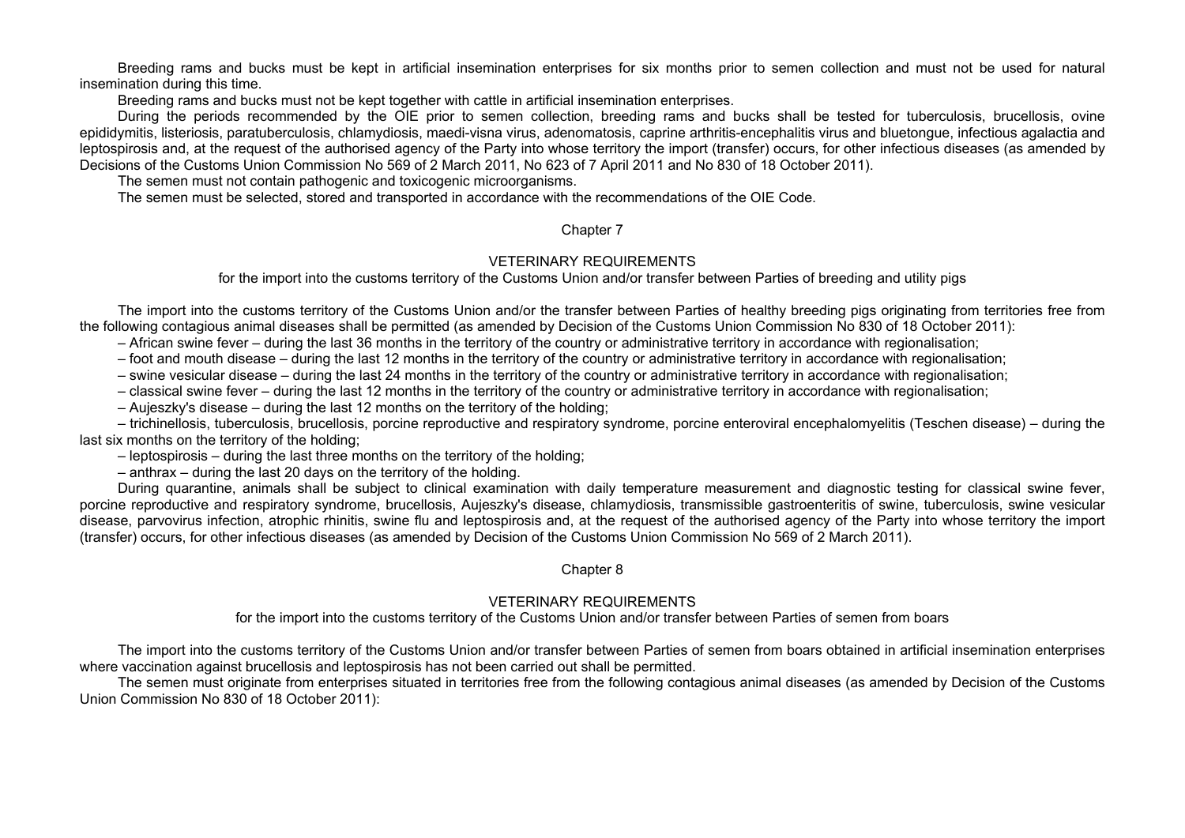Breeding rams and bucks must be kept in artificial insemination enterprises for six months prior to semen collection and must not be used for natural insemination during this time.

Breeding rams and bucks must not be kept together with cattle in artificial insemination enterprises.

During the periods recommended by the OIE prior to semen collection, breeding rams and bucks shall be tested for tuberculosis, brucellosis, ovine epididymitis, listeriosis, paratuberculosis, chlamydiosis, maedi-visna virus, adenomatosis, caprine arthritis-encephalitis virus and bluetongue, infectious agalactia and leptospirosis and, at the request of the authorised agency of the Party into whose territory the import (transfer) occurs, for other infectious diseases (as amended by Decisions of the Customs Union Commission No 569 of 2 March 2011, No 623 of 7 April 2011 and No 830 of 18 October 2011).

The semen must not contain pathogenic and toxicogenic microorganisms.

The semen must be selected, stored and transported in accordance with the recommendations of the OIE Code.

## Chapter 7

### VETERINARY REQUIREMENTS

for the import into the customs territory of the Customs Union and/or transfer between Parties of breeding and utility pigs

The import into the customs territory of the Customs Union and/or the transfer between Parties of healthy breeding pigs originating from territories free from the following contagious animal diseases shall be permitted (as amended by Decision of the Customs Union Commission No 830 of 18 October 2011):

– African swine fever – during the last 36 months in the territory of the country or administrative territory in accordance with regionalisation;

– foot and mouth disease – during the last 12 months in the territory of the country or administrative territory in accordance with regionalisation;

– swine vesicular disease – during the last 24 months in the territory of the country or administrative territory in accordance with regionalisation;

– classical swine fever – during the last 12 months in the territory of the country or administrative territory in accordance with regionalisation;

– Aujeszky's disease – during the last 12 months on the territory of the holding;

– trichinellosis, tuberculosis, brucellosis, porcine reproductive and respiratory syndrome, porcine enteroviral encephalomyelitis (Teschen disease) – during the last six months on the territory of the holding;

– leptospirosis – during the last three months on the territory of the holding;

– anthrax – during the last 20 days on the territory of the holding.

During quarantine, animals shall be subject to clinical examination with daily temperature measurement and diagnostic testing for classical swine fever, porcine reproductive and respiratory syndrome, brucellosis, Aujeszky's disease, chlamydiosis, transmissible gastroenteritis of swine, tuberculosis, swine vesicular disease, parvovirus infection, atrophic rhinitis, swine flu and leptospirosis and, at the request of the authorised agency of the Party into whose territory the import (transfer) occurs, for other infectious diseases (as amended by Decision of the Customs Union Commission No 569 of 2 March 2011).

## Chapter 8

### VETERINARY REQUIREMENTS

for the import into the customs territory of the Customs Union and/or transfer between Parties of semen from boars

The import into the customs territory of the Customs Union and/or transfer between Parties of semen from boars obtained in artificial insemination enterprises where vaccination against brucellosis and leptospirosis has not been carried out shall be permitted.

The semen must originate from enterprises situated in territories free from the following contagious animal diseases (as amended by Decision of the Customs Union Commission No 830 of 18 October 2011):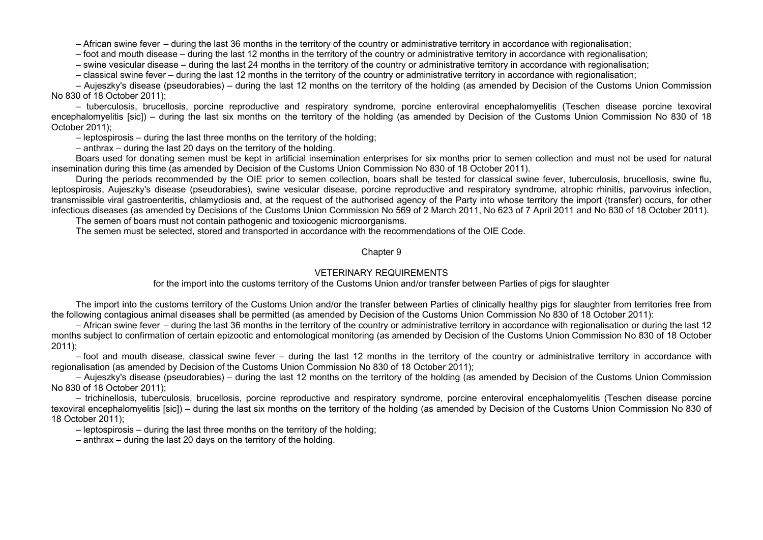– African swine fever – during the last 36 months in the territory of the country or administrative territory in accordance with regionalisation;

– foot and mouth disease – during the last 12 months in the territory of the country or administrative territory in accordance with regionalisation;

– swine vesicular disease – during the last 24 months in the territory of the country or administrative territory in accordance with regionalisation;

– classical swine fever – during the last 12 months in the territory of the country or administrative territory in accordance with regionalisation;

– Aujeszky's disease (pseudorabies) – during the last 12 months on the territory of the holding (as amended by Decision of the Customs Union Commission No 830 of 18 October 2011);

– tuberculosis, brucellosis, porcine reproductive and respiratory syndrome, porcine enteroviral encephalomyelitis (Teschen disease porcine texoviral encephalomyelitis [sic]) – during the last six months on the territory of the holding (as amended by Decision of the Customs Union Commission No 830 of 18 October 2011);

– leptospirosis – during the last three months on the territory of the holding;

– anthrax – during the last 20 days on the territory of the holding.

Boars used for donating semen must be kept in artificial insemination enterprises for six months prior to semen collection and must not be used for natural insemination during this time (as amended by Decision of the Customs Union Commission No 830 of 18 October 2011).

During the periods recommended by the OIE prior to semen collection, boars shall be tested for classical swine fever, tuberculosis, brucellosis, swine flu, leptospirosis, Aujeszky's disease (pseudorabies), swine vesicular disease, porcine reproductive and respiratory syndrome, atrophic rhinitis, parvovirus infection, transmissible viral gastroenteritis, chlamydiosis and, at the request of the authorised agency of the Party into whose territory the import (transfer) occurs, for other infectious diseases (as amended by Decisions of the Customs Union Commission No 569 of 2 March 2011, No 623 of 7 April 2011 and No 830 of 18 October 2011).

The semen of boars must not contain pathogenic and toxicogenic microorganisms.

The semen must be selected, stored and transported in accordance with the recommendations of the OIE Code.

## Chapter 9

### VETERINARY REQUIREMENTS

for the import into the customs territory of the Customs Union and/or transfer between Parties of pigs for slaughter

The import into the customs territory of the Customs Union and/or the transfer between Parties of clinically healthy pigs for slaughter from territories free from the following contagious animal diseases shall be permitted (as amended by Decision of the Customs Union Commission No 830 of 18 October 2011):

– African swine fever – during the last 36 months in the territory of the country or administrative territory in accordance with regionalisation or during the last 12 months subject to confirmation of certain epizootic and entomological monitoring (as amended by Decision of the Customs Union Commission No 830 of 18 October 2011);

– foot and mouth disease, classical swine fever – during the last 12 months in the territory of the country or administrative territory in accordance with regionalisation (as amended by Decision of the Customs Union Commission No 830 of 18 October 2011);

– Aujeszky's disease (pseudorabies) – during the last 12 months on the territory of the holding (as amended by Decision of the Customs Union Commission No 830 of 18 October 2011);

– trichinellosis, tuberculosis, brucellosis, porcine reproductive and respiratory syndrome, porcine enteroviral encephalomyelitis (Teschen disease porcine texoviral encephalomyelitis [sic]) – during the last six months on the territory of the holding (as amended by Decision of the Customs Union Commission No 830 of 18 October 2011);

– leptospirosis – during the last three months on the territory of the holding;

– anthrax – during the last 20 days on the territory of the holding.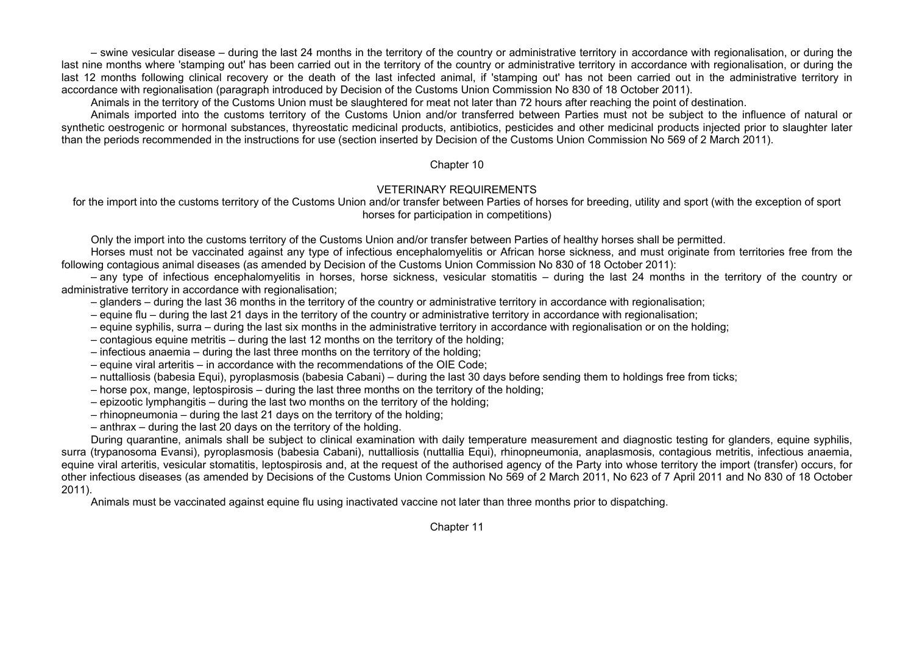– swine vesicular disease – during the last 24 months in the territory of the country or administrative territory in accordance with regionalisation, or during the last nine months where 'stamping out' has been carried out in the territory of the country or administrative territory in accordance with regionalisation, or during the last 12 months following clinical recovery or the death of the last infected animal, if 'stamping out' has not been carried out in the administrative territory in accordance with regionalisation (paragraph introduced by Decision of the Customs Union Commission No 830 of 18 October 2011).

Animals in the territory of the Customs Union must be slaughtered for meat not later than 72 hours after reaching the point of destination.

Animals imported into the customs territory of the Customs Union and/or transferred between Parties must not be subject to the influence of natural or synthetic oestrogenic or hormonal substances, thyreostatic medicinal products, antibiotics, pesticides and other medicinal products injected prior to slaughter later than the periods recommended in the instructions for use (section inserted by Decision of the Customs Union Commission No 569 of 2 March 2011).

## Chapter 10

### VETERINARY REQUIREMENTS

for the import into the customs territory of the Customs Union and/or transfer between Parties of horses for breeding, utility and sport (with the exception of sport horses for participation in competitions)

Only the import into the customs territory of the Customs Union and/or transfer between Parties of healthy horses shall be permitted.

Horses must not be vaccinated against any type of infectious encephalomyelitis or African horse sickness, and must originate from territories free from the following contagious animal diseases (as amended by Decision of the Customs Union Commission No 830 of 18 October 2011):

– any type of infectious encephalomyelitis in horses, horse sickness, vesicular stomatitis – during the last 24 months in the territory of the country or administrative territory in accordance with regionalisation;

– glanders – during the last 36 months in the territory of the country or administrative territory in accordance with regionalisation;

– equine flu – during the last 21 days in the territory of the country or administrative territory in accordance with regionalisation;

– equine syphilis, surra – during the last six months in the administrative territory in accordance with regionalisation or on the holding;

– contagious equine metritis – during the last 12 months on the territory of the holding;

– infectious anaemia – during the last three months on the territory of the holding;

– equine viral arteritis – in accordance with the recommendations of the OIE Code;

– nuttalliosis (babesia Equi), pyroplasmosis (babesia Cabani) – during the last 30 days before sending them to holdings free from ticks;

– horse pox, mange, leptospirosis – during the last three months on the territory of the holding;

– epizootic lymphangitis – during the last two months on the territory of the holding;

– rhinopneumonia – during the last 21 days on the territory of the holding;

– anthrax – during the last 20 days on the territory of the holding.

During quarantine, animals shall be subject to clinical examination with daily temperature measurement and diagnostic testing for glanders, equine syphilis, surra (trypanosoma Evansi), pyroplasmosis (babesia Cabani), nuttalliosis (nuttallia Equi), rhinopneumonia, anaplasmosis, contagious metritis, infectious anaemia, equine viral arteritis, vesicular stomatitis, leptospirosis and, at the request of the authorised agency of the Party into whose territory the import (transfer) occurs, for other infectious diseases (as amended by Decisions of the Customs Union Commission No 569 of 2 March 2011, No 623 of 7 April 2011 and No 830 of 18 October 2011).

Animals must be vaccinated against equine flu using inactivated vaccine not later than three months prior to dispatching.

## Chapter 11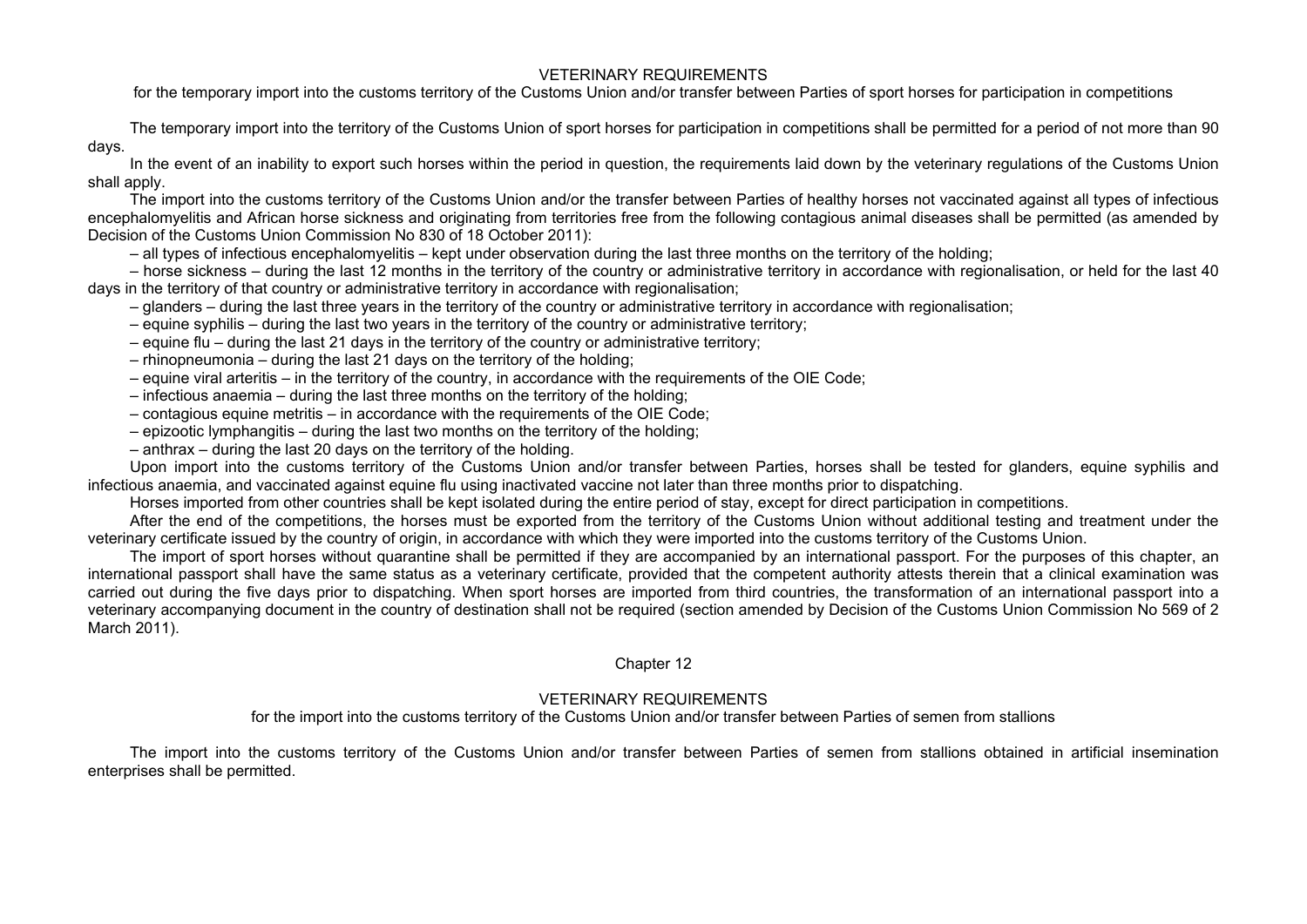## VETERINARY REQUIREMENTS

for the temporary import into the customs territory of the Customs Union and/or transfer between Parties of sport horses for participation in competitions

The temporary import into the territory of the Customs Union of sport horses for participation in competitions shall be permitted for a period of not more than 90 days.

In the event of an inability to export such horses within the period in question, the requirements laid down by the veterinary regulations of the Customs Union shall apply.

The import into the customs territory of the Customs Union and/or the transfer between Parties of healthy horses not vaccinated against all types of infectious encephalomyelitis and African horse sickness and originating from territories free from the following contagious animal diseases shall be permitted (as amended by Decision of the Customs Union Commission No 830 of 18 October 2011):

– all types of infectious encephalomyelitis – kept under observation during the last three months on the territory of the holding;

– horse sickness – during the last 12 months in the territory of the country or administrative territory in accordance with regionalisation, or held for the last 40 days in the territory of that country or administrative territory in accordance with regionalisation;

– glanders – during the last three years in the territory of the country or administrative territory in accordance with regionalisation;

– equine syphilis – during the last two years in the territory of the country or administrative territory;

– equine flu – during the last 21 days in the territory of the country or administrative territory;

– rhinopneumonia – during the last 21 days on the territory of the holding;

– equine viral arteritis – in the territory of the country, in accordance with the requirements of the OIE Code;

– infectious anaemia – during the last three months on the territory of the holding;

– contagious equine metritis – in accordance with the requirements of the OIE Code;

– epizootic lymphangitis – during the last two months on the territory of the holding;

– anthrax – during the last 20 days on the territory of the holding.

Upon import into the customs territory of the Customs Union and/or transfer between Parties, horses shall be tested for glanders, equine syphilis and infectious anaemia, and vaccinated against equine flu using inactivated vaccine not later than three months prior to dispatching.

Horses imported from other countries shall be kept isolated during the entire period of stay, except for direct participation in competitions.

After the end of the competitions, the horses must be exported from the territory of the Customs Union without additional testing and treatment under the veterinary certificate issued by the country of origin, in accordance with which they were imported into the customs territory of the Customs Union.

The import of sport horses without quarantine shall be permitted if they are accompanied by an international passport. For the purposes of this chapter, an international passport shall have the same status as a veterinary certificate, provided that the competent authority attests therein that a clinical examination was carried out during the five days prior to dispatching. When sport horses are imported from third countries, the transformation of an international passport into a veterinary accompanying document in the country of destination shall not be required (section amended by Decision of the Customs Union Commission No 569 of 2 March 2011).

# Chapter 12

## VETERINARY REQUIREMENTS

for the import into the customs territory of the Customs Union and/or transfer between Parties of semen from stallions

The import into the customs territory of the Customs Union and/or transfer between Parties of semen from stallions obtained in artificial insemination enterprises shall be permitted.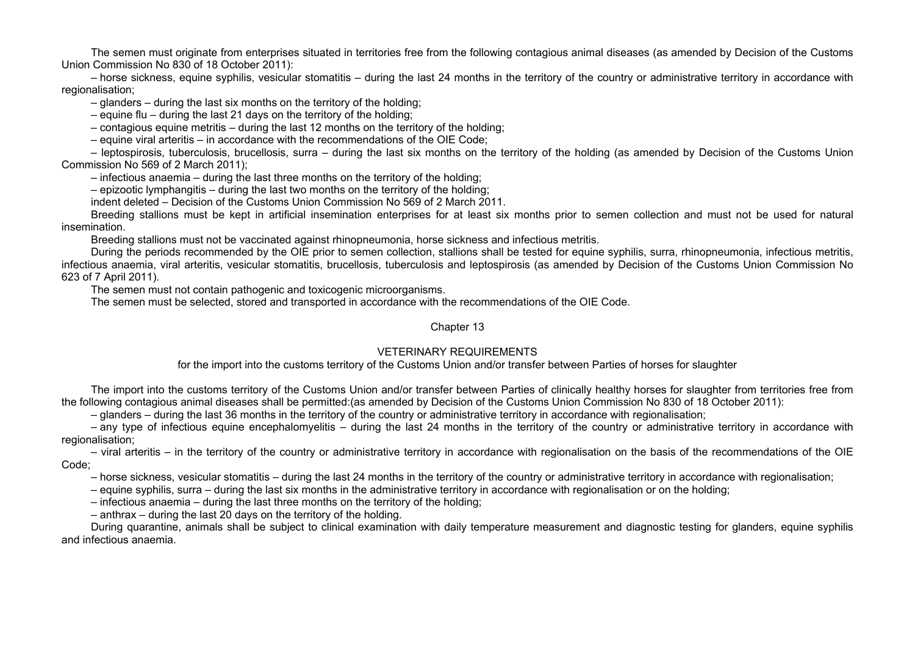The semen must originate from enterprises situated in territories free from the following contagious animal diseases (as amended by Decision of the Customs Union Commission No 830 of 18 October 2011):

– horse sickness, equine syphilis, vesicular stomatitis – during the last 24 months in the territory of the country or administrative territory in accordance with regionalisation;

– glanders – during the last six months on the territory of the holding;

– equine flu – during the last 21 days on the territory of the holding;

– contagious equine metritis – during the last 12 months on the territory of the holding;

– equine viral arteritis – in accordance with the recommendations of the OIE Code;

– leptospirosis, tuberculosis, brucellosis, surra – during the last six months on the territory of the holding (as amended by Decision of the Customs Union Commission No 569 of 2 March 2011);

– infectious anaemia – during the last three months on the territory of the holding;

– epizootic lymphangitis – during the last two months on the territory of the holding;

indent deleted – Decision of the Customs Union Commission No 569 of 2 March 2011.

Breeding stallions must be kept in artificial insemination enterprises for at least six months prior to semen collection and must not be used for natural insemination.

Breeding stallions must not be vaccinated against rhinopneumonia, horse sickness and infectious metritis.

During the periods recommended by the OIE prior to semen collection, stallions shall be tested for equine syphilis, surra, rhinopneumonia, infectious metritis, infectious anaemia, viral arteritis, vesicular stomatitis, brucellosis, tuberculosis and leptospirosis (as amended by Decision of the Customs Union Commission No 623 of 7 April 2011).

The semen must not contain pathogenic and toxicogenic microorganisms.

The semen must be selected, stored and transported in accordance with the recommendations of the OIE Code.

## Chapter 13

### VETERINARY REQUIREMENTS

for the import into the customs territory of the Customs Union and/or transfer between Parties of horses for slaughter

The import into the customs territory of the Customs Union and/or transfer between Parties of clinically healthy horses for slaughter from territories free from the following contagious animal diseases shall be permitted:(as amended by Decision of the Customs Union Commission No 830 of 18 October 2011):

– glanders – during the last 36 months in the territory of the country or administrative territory in accordance with regionalisation;

– any type of infectious equine encephalomyelitis – during the last 24 months in the territory of the country or administrative territory in accordance with regionalisation;

– viral arteritis – in the territory of the country or administrative territory in accordance with regionalisation on the basis of the recommendations of the OIE Code;

– horse sickness, vesicular stomatitis – during the last 24 months in the territory of the country or administrative territory in accordance with regionalisation;

– equine syphilis, surra – during the last six months in the administrative territory in accordance with regionalisation or on the holding;

– infectious anaemia – during the last three months on the territory of the holding;

– anthrax – during the last 20 days on the territory of the holding.

During quarantine, animals shall be subject to clinical examination with daily temperature measurement and diagnostic testing for glanders, equine syphilis and infectious anaemia.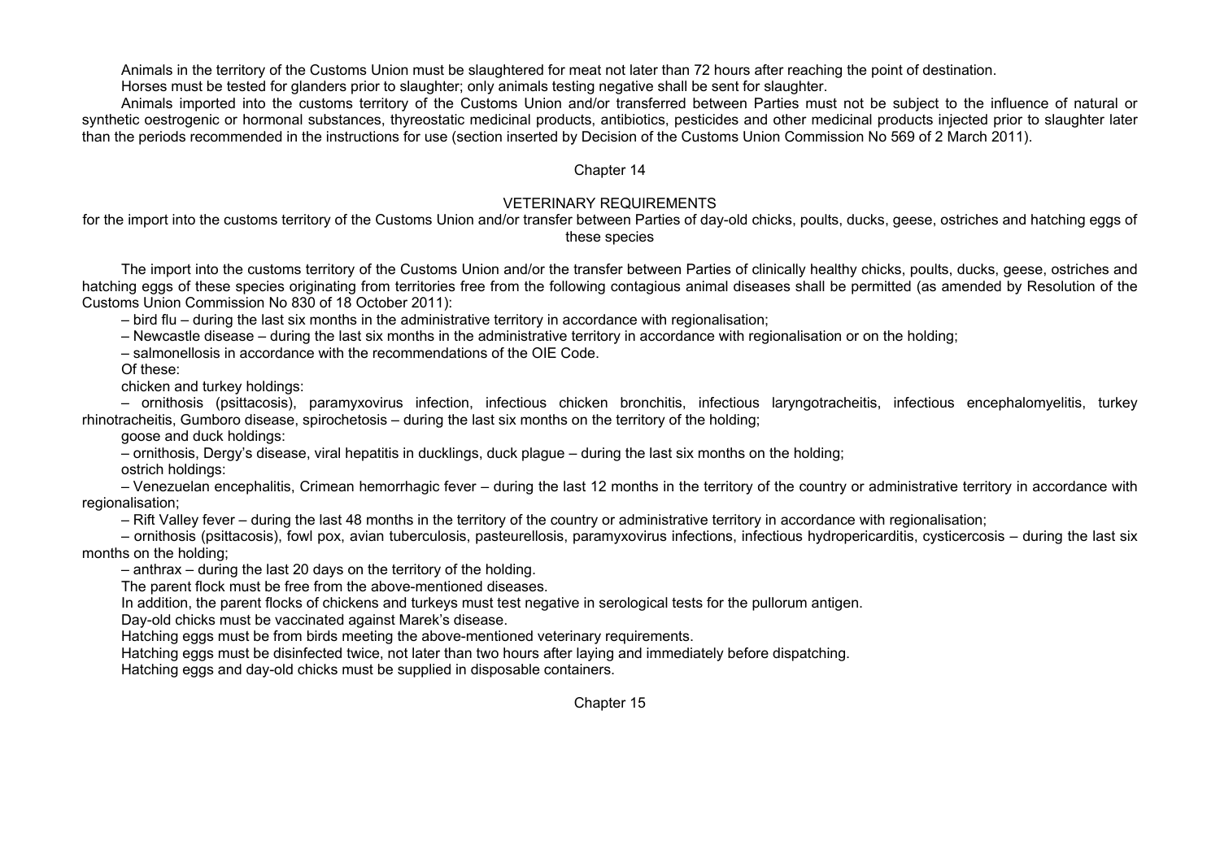Animals in the territory of the Customs Union must be slaughtered for meat not later than 72 hours after reaching the point of destination.

Horses must be tested for glanders prior to slaughter; only animals testing negative shall be sent for slaughter.

Animals imported into the customs territory of the Customs Union and/or transferred between Parties must not be subject to the influence of natural or synthetic oestrogenic or hormonal substances, thyreostatic medicinal products, antibiotics, pesticides and other medicinal products injected prior to slaughter later than the periods recommended in the instructions for use (section inserted by Decision of the Customs Union Commission No 569 of 2 March 2011).

## Chapter 14

### VETERINARY REQUIREMENTS

### for the import into the customs territory of the Customs Union and/or transfer between Parties of day-old chicks, poults, ducks, geese, ostriches and hatching eggs of these species

The import into the customs territory of the Customs Union and/or the transfer between Parties of clinically healthy chicks, poults, ducks, geese, ostriches and hatching eggs of these species originating from territories free from the following contagious animal diseases shall be permitted (as amended by Resolution of the Customs Union Commission No 830 of 18 October 2011):

– bird flu – during the last six months in the administrative territory in accordance with regionalisation;

– Newcastle disease – during the last six months in the administrative territory in accordance with regionalisation or on the holding;

– salmonellosis in accordance with the recommendations of the OIE Code.

Of these:

chicken and turkey holdings:

– ornithosis (psittacosis), paramyxovirus infection, infectious chicken bronchitis, infectious laryngotracheitis, infectious encephalomyelitis, turkey rhinotracheitis, Gumboro disease, spirochetosis – during the last six months on the territory of the holding;

goose and duck holdings:

– ornithosis, Dergy's disease, viral hepatitis in ducklings, duck plague – during the last six months on the holding;

ostrich holdings:

– Venezuelan encephalitis, Crimean hemorrhagic fever – during the last 12 months in the territory of the country or administrative territory in accordance with regionalisation;

– Rift Valley fever – during the last 48 months in the territory of the country or administrative territory in accordance with regionalisation;

– ornithosis (psittacosis), fowl pox, avian tuberculosis, pasteurellosis, paramyxovirus infections, infectious hydropericarditis, cysticercosis – during the last six months on the holding;

– anthrax – during the last 20 days on the territory of the holding.

The parent flock must be free from the above-mentioned diseases.

In addition, the parent flocks of chickens and turkeys must test negative in serological tests for the pullorum antigen.

Day-old chicks must be vaccinated against Marek's disease.

Hatching eggs must be from birds meeting the above-mentioned veterinary requirements.

Hatching eggs must be disinfected twice, not later than two hours after laying and immediately before dispatching.

Hatching eggs and day-old chicks must be supplied in disposable containers.

## Chapter 15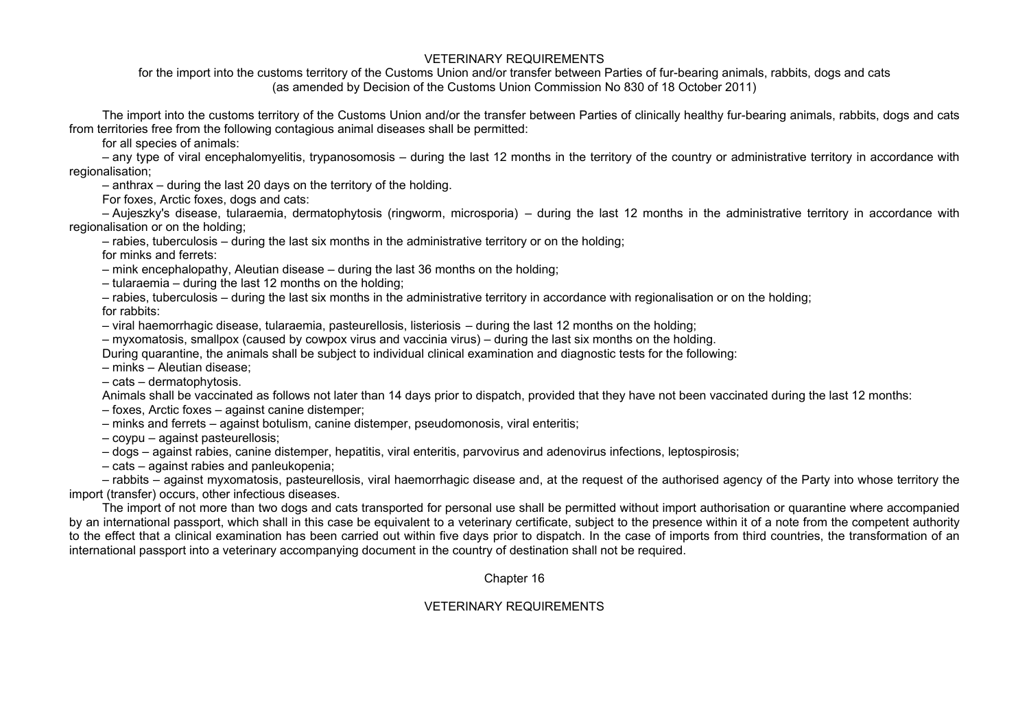## VETERINARY REQUIREMENTS

for the import into the customs territory of the Customs Union and/or transfer between Parties of fur-bearing animals, rabbits, dogs and cats
(as amended by Decision of the Customs Union Commission No 830 of 18 October 2011)

The import into the customs territory of the Customs Union and/or the transfer between Parties of clinically healthy fur-bearing animals, rabbits, dogs and cats from territories free from the following contagious animal diseases shall be permitted:

for all species of animals:

– any type of viral encephalomyelitis, trypanosomosis – during the last 12 months in the territory of the country or administrative territory in accordance with regionalisation;

– anthrax – during the last 20 days on the territory of the holding.

For foxes, Arctic foxes, dogs and cats:

– Aujeszky's disease, tularaemia, dermatophytosis (ringworm, microsporia) – during the last 12 months in the administrative territory in accordance with regionalisation or on the holding;

– rabies, tuberculosis – during the last six months in the administrative territory or on the holding;

for minks and ferrets:

– mink encephalopathy, Aleutian disease – during the last 36 months on the holding;

– tularaemia – during the last 12 months on the holding;

– rabies, tuberculosis – during the last six months in the administrative territory in accordance with regionalisation or on the holding;

for rabbits:

– viral haemorrhagic disease, tularaemia, pasteurellosis, listeriosis – during the last 12 months on the holding;

– myxomatosis, smallpox (caused by cowpox virus and vaccinia virus) – during the last six months on the holding.

During quarantine, the animals shall be subject to individual clinical examination and diagnostic tests for the following:

– minks – Aleutian disease;

– cats – dermatophytosis.

Animals shall be vaccinated as follows not later than 14 days prior to dispatch, provided that they have not been vaccinated during the last 12 months:

– foxes, Arctic foxes – against canine distemper;

– minks and ferrets – against botulism, canine distemper, pseudomonosis, viral enteritis;

– coypu – against pasteurellosis;

– dogs – against rabies, canine distemper, hepatitis, viral enteritis, parvovirus and adenovirus infections, leptospirosis;

– cats – against rabies and panleukopenia;

– rabbits – against myxomatosis, pasteurellosis, viral haemorrhagic disease and, at the request of the authorised agency of the Party into whose territory the import (transfer) occurs, other infectious diseases.

The import of not more than two dogs and cats transported for personal use shall be permitted without import authorisation or quarantine where accompanied by an international passport, which shall in this case be equivalent to a veterinary certificate, subject to the presence within it of a note from the competent authority to the effect that a clinical examination has been carried out within five days prior to dispatch. In the case of imports from third countries, the transformation of an international passport into a veterinary accompanying document in the country of destination shall not be required.

## Chapter 16

## VETERINARY REQUIREMENTS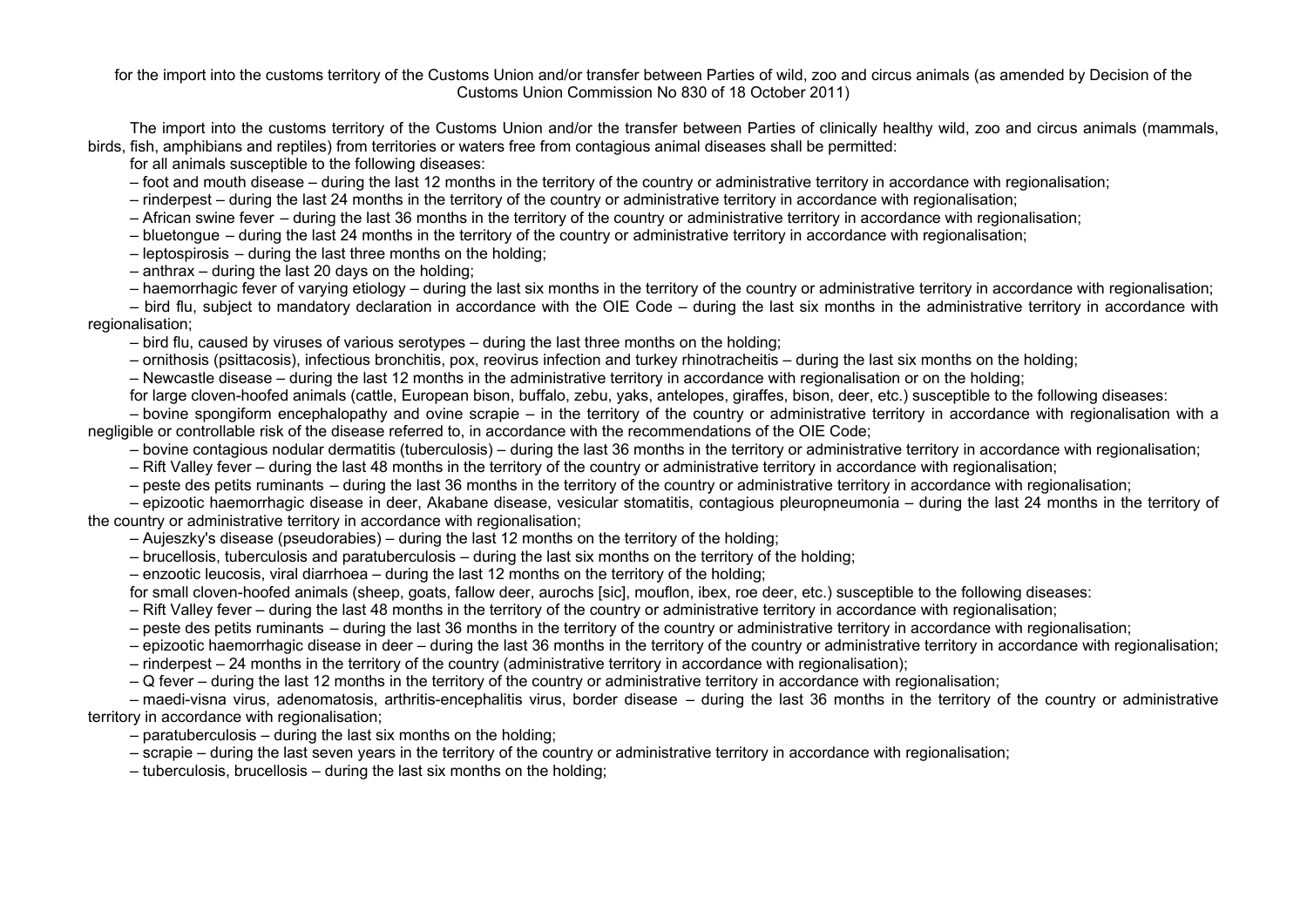for the import into the customs territory of the Customs Union and/or transfer between Parties of wild, zoo and circus animals (as amended by Decision of the Customs Union Commission No 830 of 18 October 2011)

The import into the customs territory of the Customs Union and/or the transfer between Parties of clinically healthy wild, zoo and circus animals (mammals, birds, fish, amphibians and reptiles) from territories or waters free from contagious animal diseases shall be permitted:

for all animals susceptible to the following diseases:

– foot and mouth disease – during the last 12 months in the territory of the country or administrative territory in accordance with regionalisation;

– rinderpest – during the last 24 months in the territory of the country or administrative territory in accordance with regionalisation;

– African swine fever – during the last 36 months in the territory of the country or administrative territory in accordance with regionalisation;

– bluetongue – during the last 24 months in the territory of the country or administrative territory in accordance with regionalisation;

– leptospirosis – during the last three months on the holding;

– anthrax – during the last 20 days on the holding;

– haemorrhagic fever of varying etiology – during the last six months in the territory of the country or administrative territory in accordance with regionalisation;

– bird flu, subject to mandatory declaration in accordance with the OIE Code – during the last six months in the administrative territory in accordance with regionalisation;

– bird flu, caused by viruses of various serotypes – during the last three months on the holding;

– ornithosis (psittacosis), infectious bronchitis, pox, reovirus infection and turkey rhinotracheitis – during the last six months on the holding;

– Newcastle disease – during the last 12 months in the administrative territory in accordance with regionalisation or on the holding;

for large cloven-hoofed animals (cattle, European bison, buffalo, zebu, yaks, antelopes, giraffes, bison, deer, etc.) susceptible to the following diseases:

– bovine spongiform encephalopathy and ovine scrapie – in the territory of the country or administrative territory in accordance with regionalisation with a negligible or controllable risk of the disease referred to, in accordance with the recommendations of the OIE Code;

– bovine contagious nodular dermatitis (tuberculosis) – during the last 36 months in the territory or administrative territory in accordance with regionalisation;

– Rift Valley fever – during the last 48 months in the territory of the country or administrative territory in accordance with regionalisation;

– peste des petits ruminants – during the last 36 months in the territory of the country or administrative territory in accordance with regionalisation;

– epizootic haemorrhagic disease in deer, Akabane disease, vesicular stomatitis, contagious pleuropneumonia – during the last 24 months in the territory of the country or administrative territory in accordance with regionalisation;

– Aujeszky's disease (pseudorabies) – during the last 12 months on the territory of the holding;

– brucellosis, tuberculosis and paratuberculosis – during the last six months on the territory of the holding;

– enzootic leucosis, viral diarrhoea – during the last 12 months on the territory of the holding;

for small cloven-hoofed animals (sheep, goats, fallow deer, aurochs [sic], mouflon, ibex, roe deer, etc.) susceptible to the following diseases:

– Rift Valley fever – during the last 48 months in the territory of the country or administrative territory in accordance with regionalisation;

– peste des petits ruminants – during the last 36 months in the territory of the country or administrative territory in accordance with regionalisation;

– epizootic haemorrhagic disease in deer – during the last 36 months in the territory of the country or administrative territory in accordance with regionalisation;

– rinderpest – 24 months in the territory of the country (administrative territory in accordance with regionalisation);

– Q fever – during the last 12 months in the territory of the country or administrative territory in accordance with regionalisation;

– maedi-visna virus, adenomatosis, arthritis-encephalitis virus, border disease – during the last 36 months in the territory of the country or administrative territory in accordance with regionalisation;

– paratuberculosis – during the last six months on the holding;

– scrapie – during the last seven years in the territory of the country or administrative territory in accordance with regionalisation;

– tuberculosis, brucellosis – during the last six months on the holding;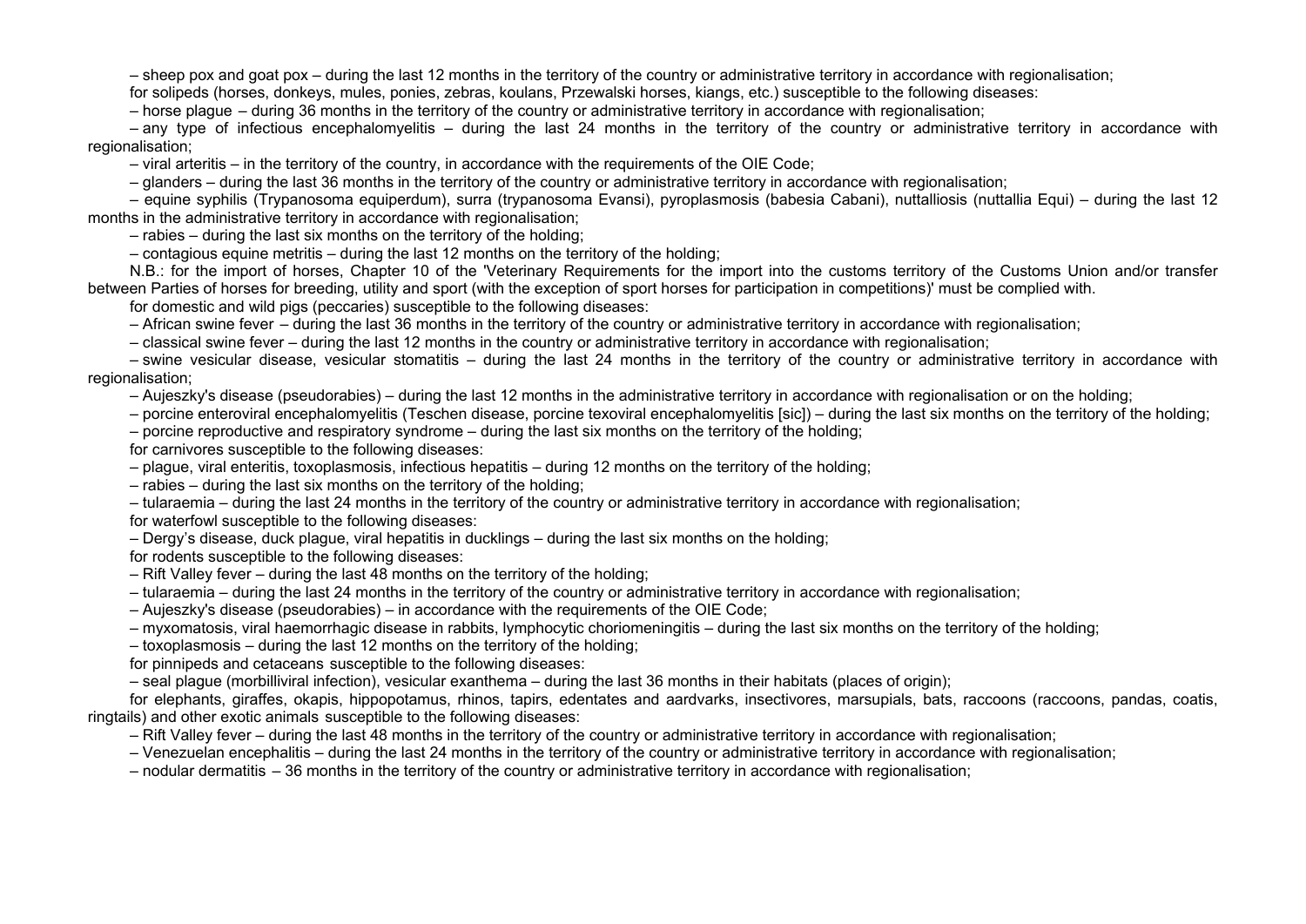– sheep pox and goat pox – during the last 12 months in the territory of the country or administrative territory in accordance with regionalisation;

for solipeds (horses, donkeys, mules, ponies, zebras, koulans, Przewalski horses, kiangs, etc.) susceptible to the following diseases:

– horse plague – during 36 months in the territory of the country or administrative territory in accordance with regionalisation;

– any type of infectious encephalomyelitis – during the last 24 months in the territory of the country or administrative territory in accordance with regionalisation;

– viral arteritis – in the territory of the country, in accordance with the requirements of the OIE Code;

– glanders – during the last 36 months in the territory of the country or administrative territory in accordance with regionalisation;

– equine syphilis (Trypanosoma equiperdum), surra (trypanosoma Evansi), pyroplasmosis (babesia Cabani), nuttalliosis (nuttallia Equi) – during the last 12 months in the administrative territory in accordance with regionalisation;

– rabies – during the last six months on the territory of the holding;

– contagious equine metritis – during the last 12 months on the territory of the holding;

N.B.: for the import of horses, Chapter 10 of the 'Veterinary Requirements for the import into the customs territory of the Customs Union and/or transfer between Parties of horses for breeding, utility and sport (with the exception of sport horses for participation in competitions)' must be complied with.

for domestic and wild pigs (peccaries) susceptible to the following diseases:

– African swine fever – during the last 36 months in the territory of the country or administrative territory in accordance with regionalisation;

– classical swine fever – during the last 12 months in the country or administrative territory in accordance with regionalisation;

– swine vesicular disease, vesicular stomatitis – during the last 24 months in the territory of the country or administrative territory in accordance with regionalisation;

– Aujeszky's disease (pseudorabies) – during the last 12 months in the administrative territory in accordance with regionalisation or on the holding;

– porcine enteroviral encephalomyelitis (Teschen disease, porcine texoviral encephalomyelitis [sic]) – during the last six months on the territory of the holding;

– porcine reproductive and respiratory syndrome – during the last six months on the territory of the holding;

for carnivores susceptible to the following diseases:

– plague, viral enteritis, toxoplasmosis, infectious hepatitis – during 12 months on the territory of the holding;

– rabies – during the last six months on the territory of the holding;

– tularaemia – during the last 24 months in the territory of the country or administrative territory in accordance with regionalisation;

for waterfowl susceptible to the following diseases:

– Dergy's disease, duck plague, viral hepatitis in ducklings – during the last six months on the holding;

for rodents susceptible to the following diseases:

– Rift Valley fever – during the last 48 months on the territory of the holding;

– tularaemia – during the last 24 months in the territory of the country or administrative territory in accordance with regionalisation;

– Aujeszky's disease (pseudorabies) – in accordance with the requirements of the OIE Code;

– myxomatosis, viral haemorrhagic disease in rabbits, lymphocytic choriomeningitis – during the last six months on the territory of the holding;

– toxoplasmosis – during the last 12 months on the territory of the holding;

for pinnipeds and cetaceans susceptible to the following diseases:

– seal plague (morbilliviral infection), vesicular exanthema – during the last 36 months in their habitats (places of origin);

for elephants, giraffes, okapis, hippopotamus, rhinos, tapirs, edentates and aardvarks, insectivores, marsupials, bats, raccoons (raccoons, pandas, coatis, ringtails) and other exotic animals susceptible to the following diseases:

– Rift Valley fever – during the last 48 months in the territory of the country or administrative territory in accordance with regionalisation;

– Venezuelan encephalitis – during the last 24 months in the territory of the country or administrative territory in accordance with regionalisation;

– nodular dermatitis – 36 months in the territory of the country or administrative territory in accordance with regionalisation;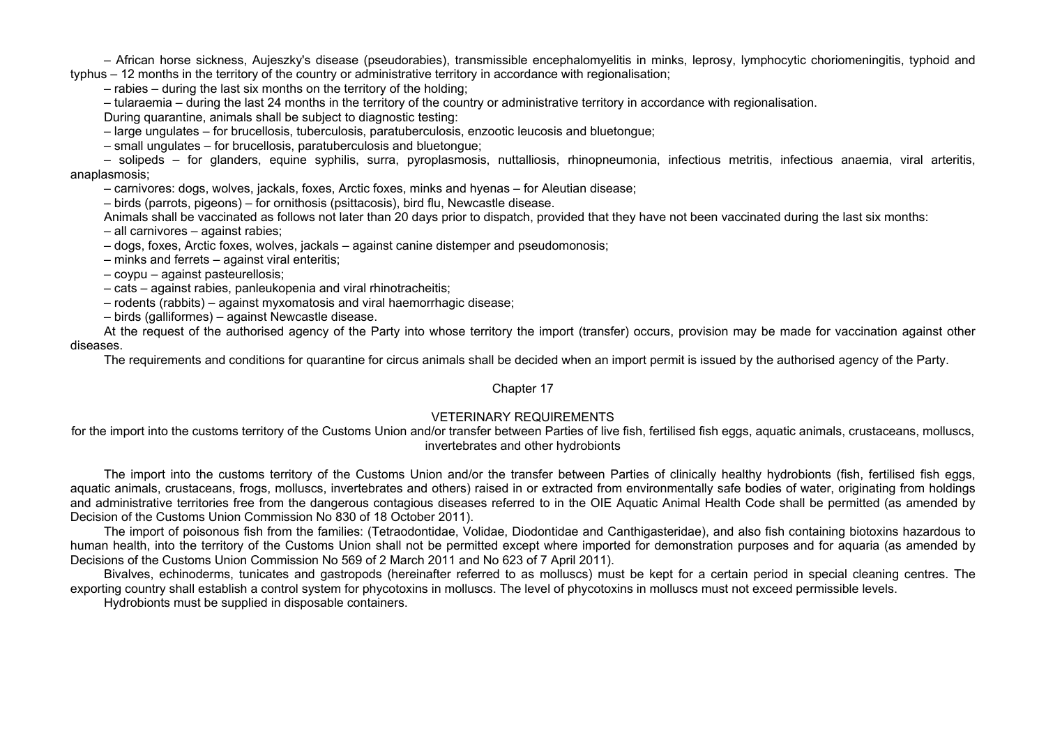– African horse sickness, Aujeszky's disease (pseudorabies), transmissible encephalomyelitis in minks, leprosy, lymphocytic choriomeningitis, typhoid and typhus – 12 months in the territory of the country or administrative territory in accordance with regionalisation;

– rabies – during the last six months on the territory of the holding;

– tularaemia – during the last 24 months in the territory of the country or administrative territory in accordance with regionalisation.

During quarantine, animals shall be subject to diagnostic testing:

– large ungulates – for brucellosis, tuberculosis, paratuberculosis, enzootic leucosis and bluetongue;

– small ungulates – for brucellosis, paratuberculosis and bluetongue;

– solipeds – for glanders, equine syphilis, surra, pyroplasmosis, nuttalliosis, rhinopneumonia, infectious metritis, infectious anaemia, viral arteritis, anaplasmosis;

– carnivores: dogs, wolves, jackals, foxes, Arctic foxes, minks and hyenas – for Aleutian disease;

– birds (parrots, pigeons) – for ornithosis (psittacosis), bird flu, Newcastle disease.

Animals shall be vaccinated as follows not later than 20 days prior to dispatch, provided that they have not been vaccinated during the last six months:

– all carnivores – against rabies;

– dogs, foxes, Arctic foxes, wolves, jackals – against canine distemper and pseudomonosis;

– minks and ferrets – against viral enteritis;

– coypu – against pasteurellosis;

– cats – against rabies, panleukopenia and viral rhinotracheitis;

– rodents (rabbits) – against myxomatosis and viral haemorrhagic disease;

– birds (galliformes) – against Newcastle disease.

At the request of the authorised agency of the Party into whose territory the import (transfer) occurs, provision may be made for vaccination against other diseases.

The requirements and conditions for quarantine for circus animals shall be decided when an import permit is issued by the authorised agency of the Party.

## Chapter 17

## VETERINARY REQUIREMENTS

for the import into the customs territory of the Customs Union and/or transfer between Parties of live fish, fertilised fish eggs, aquatic animals, crustaceans, molluscs, invertebrates and other hydrobionts

The import into the customs territory of the Customs Union and/or the transfer between Parties of clinically healthy hydrobionts (fish, fertilised fish eggs, aquatic animals, crustaceans, frogs, molluscs, invertebrates and others) raised in or extracted from environmentally safe bodies of water, originating from holdings and administrative territories free from the dangerous contagious diseases referred to in the OIE Aquatic Animal Health Code shall be permitted (as amended by Decision of the Customs Union Commission No 830 of 18 October 2011).

The import of poisonous fish from the families: (Tetraodontidae, Volidae, Diodontidae and Canthigasteridae), and also fish containing biotoxins hazardous to human health, into the territory of the Customs Union shall not be permitted except where imported for demonstration purposes and for aquaria (as amended by Decisions of the Customs Union Commission No 569 of 2 March 2011 and No 623 of 7 April 2011).

Bivalves, echinoderms, tunicates and gastropods (hereinafter referred to as molluscs) must be kept for a certain period in special cleaning centres. The exporting country shall establish a control system for phycotoxins in molluscs. The level of phycotoxins in molluscs must not exceed permissible levels.

Hydrobionts must be supplied in disposable containers.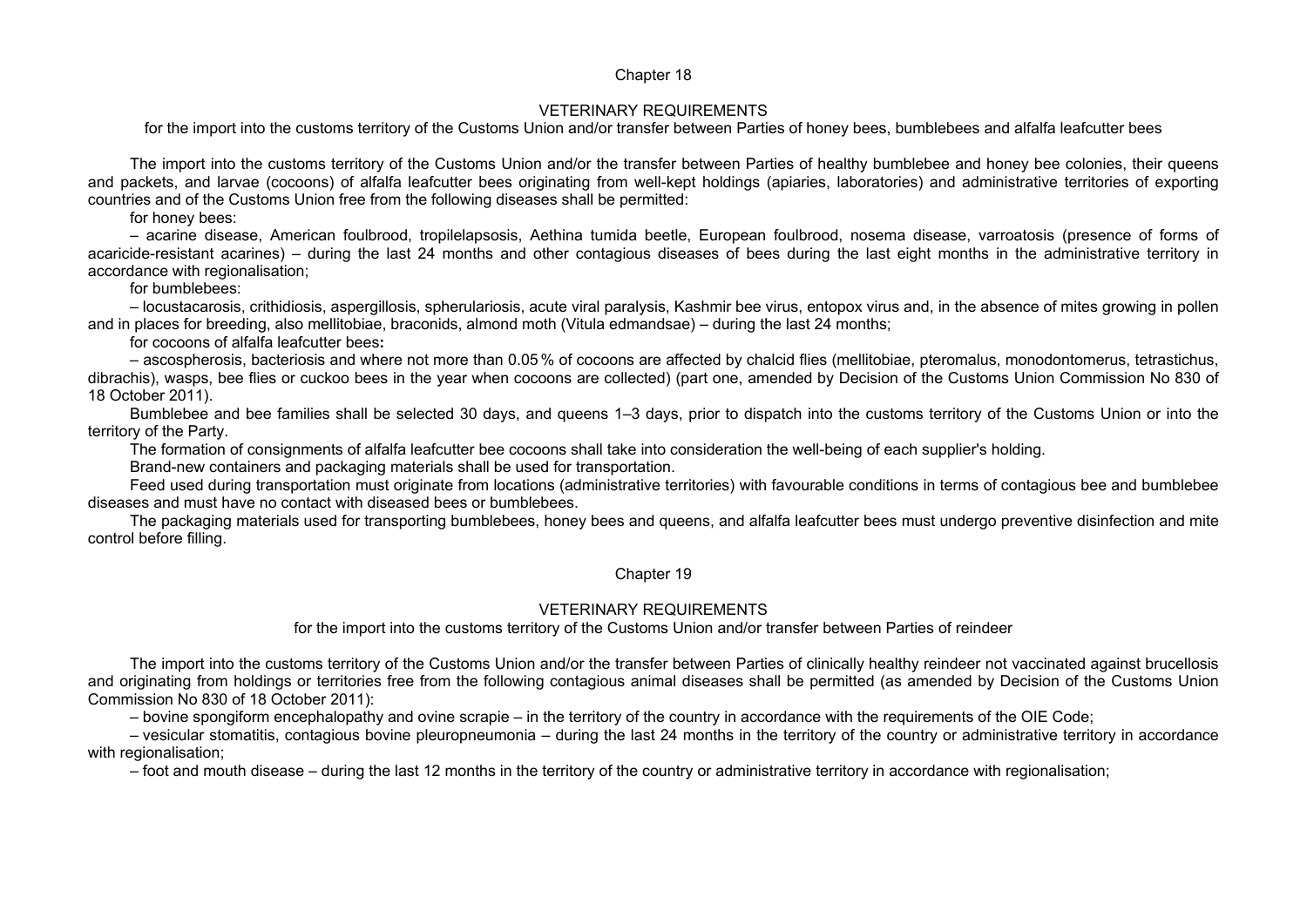Chapter 18

VETERINARY REQUIREMENTS

for the import into the customs territory of the Customs Union and/or transfer between Parties of honey bees, bumblebees and alfalfa leafcutter bees

The import into the customs territory of the Customs Union and/or the transfer between Parties of healthy bumblebee and honey bee colonies, their queens and packets, and larvae (cocoons) of alfalfa leafcutter bees originating from well-kept holdings (apiaries, laboratories) and administrative territories of exporting countries and of the Customs Union free from the following diseases shall be permitted:

for honey bees:

– acarine disease, American foulbrood, tropilelapsosis, Aethina tumida beetle, European foulbrood, nosema disease, varroatosis (presence of forms of acaricide-resistant acarines) – during the last 24 months and other contagious diseases of bees during the last eight months in the administrative territory in accordance with regionalisation;

for bumblebees:

– locustacarosis, crithidiosis, aspergillosis, spherulariosis, acute viral paralysis, Kashmir bee virus, entopox virus and, in the absence of mites growing in pollen and in places for breeding, also mellitobiae, braconids, almond moth (Vitula edmandsae) – during the last 24 months;

for cocoons of alfalfa leafcutter bees**:**

– ascospherosis, bacteriosis and where not more than 0.05 % of cocoons are affected by chalcid flies (mellitobiae, pteromalus, monodontomerus, tetrastichus, dibrachis), wasps, bee flies or cuckoo bees in the year when cocoons are collected) (part one, amended by Decision of the Customs Union Commission No 830 of 18 October 2011).

Bumblebee and bee families shall be selected 30 days, and queens 1–3 days, prior to dispatch into the customs territory of the Customs Union or into the territory of the Party.

The formation of consignments of alfalfa leafcutter bee cocoons shall take into consideration the well-being of each supplier's holding.

Brand-new containers and packaging materials shall be used for transportation.

Feed used during transportation must originate from locations (administrative territories) with favourable conditions in terms of contagious bee and bumblebee diseases and must have no contact with diseased bees or bumblebees.

The packaging materials used for transporting bumblebees, honey bees and queens, and alfalfa leafcutter bees must undergo preventive disinfection and mite control before filling.

Chapter 19

VETERINARY REQUIREMENTS

for the import into the customs territory of the Customs Union and/or transfer between Parties of reindeer

The import into the customs territory of the Customs Union and/or the transfer between Parties of clinically healthy reindeer not vaccinated against brucellosis and originating from holdings or territories free from the following contagious animal diseases shall be permitted (as amended by Decision of the Customs Union Commission No 830 of 18 October 2011):

– bovine spongiform encephalopathy and ovine scrapie – in the territory of the country in accordance with the requirements of the OIE Code;

– vesicular stomatitis, contagious bovine pleuropneumonia – during the last 24 months in the territory of the country or administrative territory in accordance with regionalisation;

– foot and mouth disease – during the last 12 months in the territory of the country or administrative territory in accordance with regionalisation;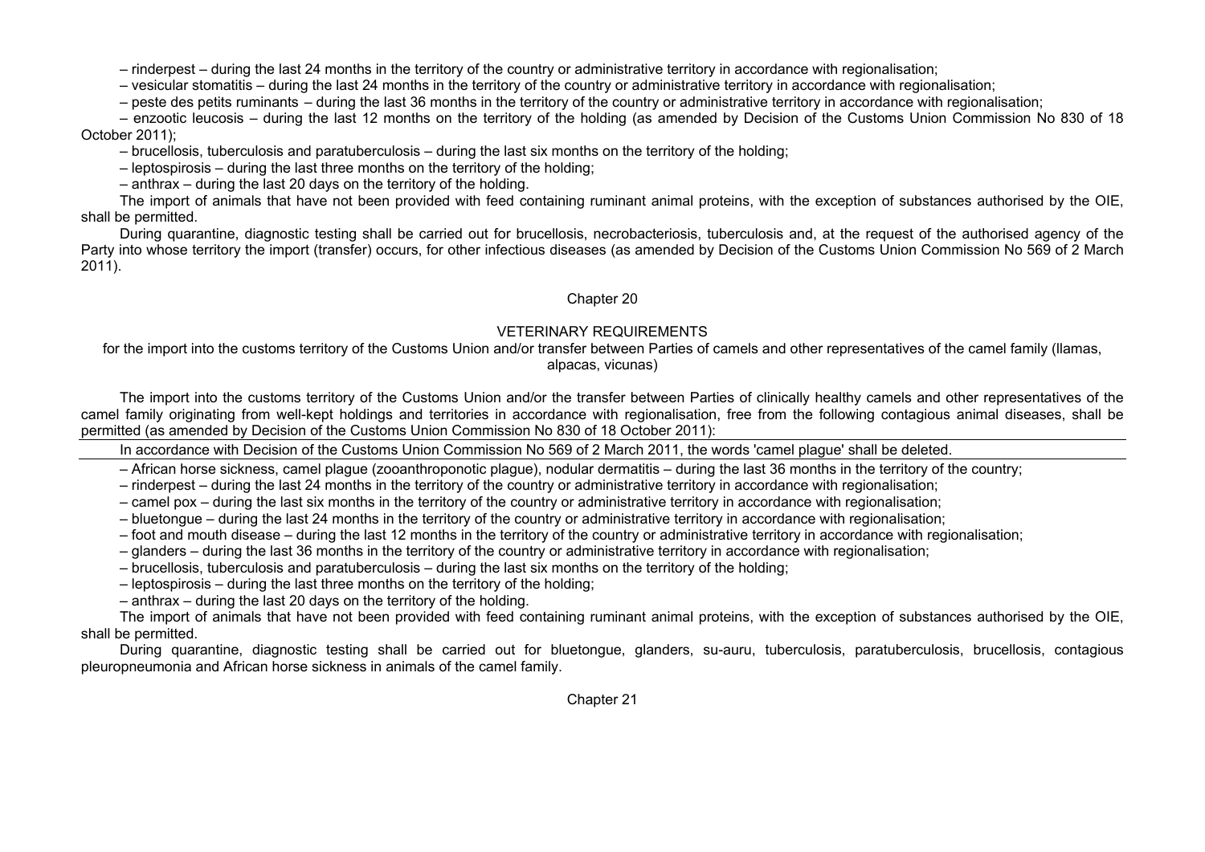– rinderpest – during the last 24 months in the territory of the country or administrative territory in accordance with regionalisation;

– vesicular stomatitis – during the last 24 months in the territory of the country or administrative territory in accordance with regionalisation;

– peste des petits ruminants – during the last 36 months in the territory of the country or administrative territory in accordance with regionalisation;

– enzootic leucosis – during the last 12 months on the territory of the holding (as amended by Decision of the Customs Union Commission No 830 of 18 October 2011);

– brucellosis, tuberculosis and paratuberculosis – during the last six months on the territory of the holding;

– leptospirosis – during the last three months on the territory of the holding;

– anthrax – during the last 20 days on the territory of the holding.

The import of animals that have not been provided with feed containing ruminant animal proteins, with the exception of substances authorised by the OIE, shall be permitted.

During quarantine, diagnostic testing shall be carried out for brucellosis, necrobacteriosis, tuberculosis and, at the request of the authorised agency of the Party into whose territory the import (transfer) occurs, for other infectious diseases (as amended by Decision of the Customs Union Commission No 569 of 2 March 2011).

## Chapter 20

### VETERINARY REQUIREMENTS

for the import into the customs territory of the Customs Union and/or transfer between Parties of camels and other representatives of the camel family (llamas, alpacas, vicunas)

The import into the customs territory of the Customs Union and/or the transfer between Parties of clinically healthy camels and other representatives of the camel family originating from well-kept holdings and territories in accordance with regionalisation, free from the following contagious animal diseases, shall be permitted (as amended by Decision of the Customs Union Commission No 830 of 18 October 2011):

In accordance with Decision of the Customs Union Commission No 569 of 2 March 2011, the words 'camel plague' shall be deleted.

– African horse sickness, camel plague (zooanthroponotic plague), nodular dermatitis – during the last 36 months in the territory of the country;

– rinderpest – during the last 24 months in the territory of the country or administrative territory in accordance with regionalisation;

– camel pox – during the last six months in the territory of the country or administrative territory in accordance with regionalisation;

– bluetongue – during the last 24 months in the territory of the country or administrative territory in accordance with regionalisation;

– foot and mouth disease – during the last 12 months in the territory of the country or administrative territory in accordance with regionalisation;

– glanders – during the last 36 months in the territory of the country or administrative territory in accordance with regionalisation;

– brucellosis, tuberculosis and paratuberculosis – during the last six months on the territory of the holding;

– leptospirosis – during the last three months on the territory of the holding;

– anthrax – during the last 20 days on the territory of the holding.

The import of animals that have not been provided with feed containing ruminant animal proteins, with the exception of substances authorised by the OIE, shall be permitted.

During quarantine, diagnostic testing shall be carried out for bluetongue, glanders, su-auru, tuberculosis, paratuberculosis, brucellosis, contagious pleuropneumonia and African horse sickness in animals of the camel family.

## Chapter 21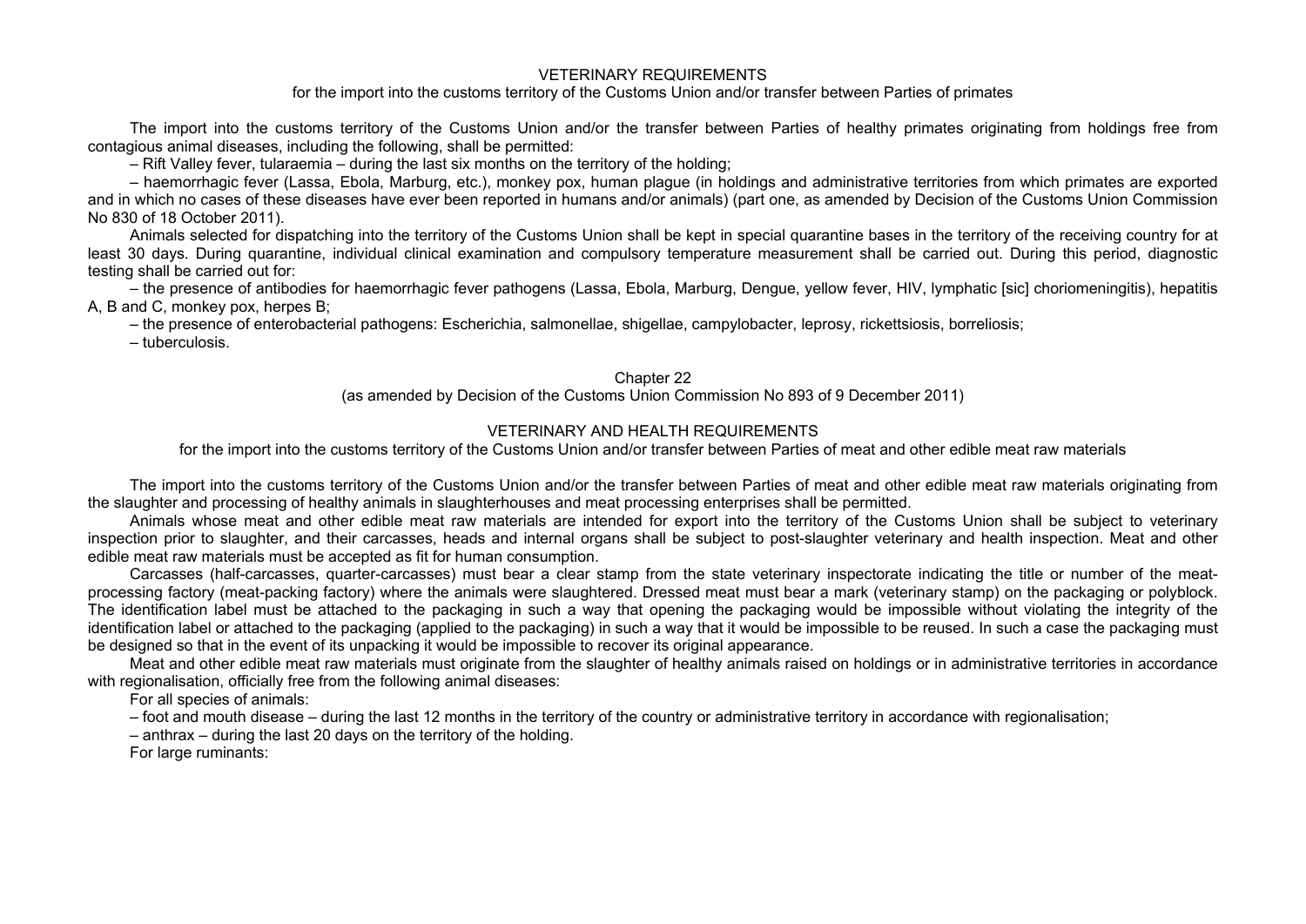## VETERINARY REQUIREMENTS

for the import into the customs territory of the Customs Union and/or transfer between Parties of primates

The import into the customs territory of the Customs Union and/or the transfer between Parties of healthy primates originating from holdings free from contagious animal diseases, including the following, shall be permitted:

– Rift Valley fever, tularaemia – during the last six months on the territory of the holding;

– haemorrhagic fever (Lassa, Ebola, Marburg, etc.), monkey pox, human plague (in holdings and administrative territories from which primates are exported and in which no cases of these diseases have ever been reported in humans and/or animals) (part one, as amended by Decision of the Customs Union Commission No 830 of 18 October 2011).

Animals selected for dispatching into the territory of the Customs Union shall be kept in special quarantine bases in the territory of the receiving country for at least 30 days. During quarantine, individual clinical examination and compulsory temperature measurement shall be carried out. During this period, diagnostic testing shall be carried out for:

– the presence of antibodies for haemorrhagic fever pathogens (Lassa, Ebola, Marburg, Dengue, yellow fever, HIV, lymphatic [sic] choriomeningitis), hepatitis A, B and C, monkey pox, herpes B;

– the presence of enterobacterial pathogens: Escherichia, salmonellae, shigellae, campylobacter, leprosy, rickettsiosis, borreliosis;

– tuberculosis.

## Chapter 22

(as amended by Decision of the Customs Union Commission No 893 of 9 December 2011)

## VETERINARY AND HEALTH REQUIREMENTS

for the import into the customs territory of the Customs Union and/or transfer between Parties of meat and other edible meat raw materials

The import into the customs territory of the Customs Union and/or the transfer between Parties of meat and other edible meat raw materials originating from the slaughter and processing of healthy animals in slaughterhouses and meat processing enterprises shall be permitted.

Animals whose meat and other edible meat raw materials are intended for export into the territory of the Customs Union shall be subject to veterinary inspection prior to slaughter, and their carcasses, heads and internal organs shall be subject to post-slaughter veterinary and health inspection. Meat and other edible meat raw materials must be accepted as fit for human consumption.

Carcasses (half-carcasses, quarter-carcasses) must bear a clear stamp from the state veterinary inspectorate indicating the title or number of the meat-processing factory (meat-packing factory) where the animals were slaughtered. Dressed meat must bear a mark (veterinary stamp) on the packaging or polyblock. The identification label must be attached to the packaging in such a way that opening the packaging would be impossible without violating the integrity of the identification label or attached to the packaging (applied to the packaging) in such a way that it would be impossible to be reused. In such a case the packaging must be designed so that in the event of its unpacking it would be impossible to recover its original appearance.

Meat and other edible meat raw materials must originate from the slaughter of healthy animals raised on holdings or in administrative territories in accordance with regionalisation, officially free from the following animal diseases:

For all species of animals:

– foot and mouth disease – during the last 12 months in the territory of the country or administrative territory in accordance with regionalisation;

– anthrax – during the last 20 days on the territory of the holding.

For large ruminants: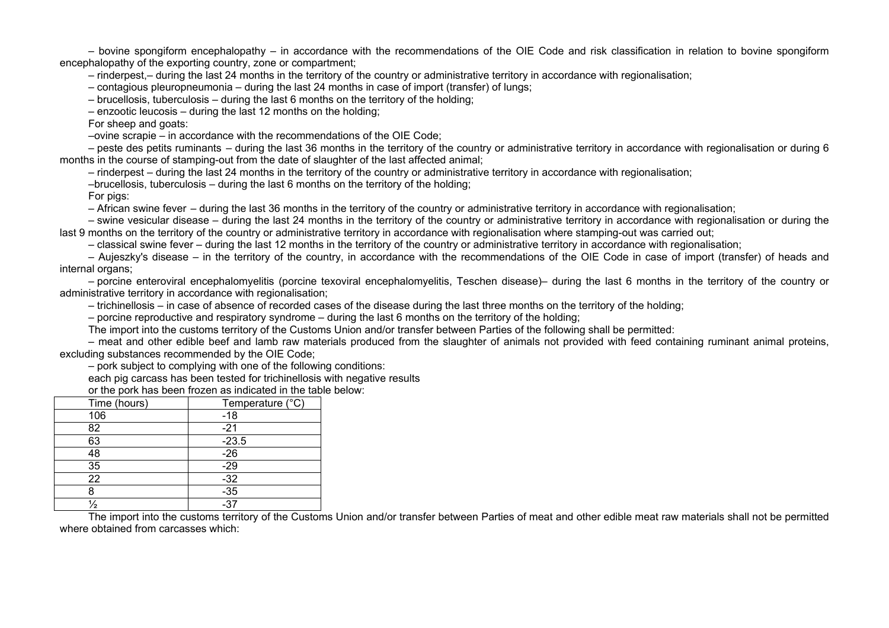– bovine spongiform encephalopathy – in accordance with the recommendations of the OIE Code and risk classification in relation to bovine spongiform encephalopathy of the exporting country, zone or compartment;

– rinderpest,– during the last 24 months in the territory of the country or administrative territory in accordance with regionalisation;

– contagious pleuropneumonia – during the last 24 months in case of import (transfer) of lungs;

– brucellosis, tuberculosis – during the last 6 months on the territory of the holding;

– enzootic leucosis – during the last 12 months on the holding;

For sheep and goats:

–ovine scrapie – in accordance with the recommendations of the OIE Code;

– peste des petits ruminants – during the last 36 months in the territory of the country or administrative territory in accordance with regionalisation or during 6 months in the course of stamping-out from the date of slaughter of the last affected animal;

– rinderpest – during the last 24 months in the territory of the country or administrative territory in accordance with regionalisation;

–brucellosis, tuberculosis – during the last 6 months on the territory of the holding;

For pigs:

– African swine fever – during the last 36 months in the territory of the country or administrative territory in accordance with regionalisation;

– swine vesicular disease – during the last 24 months in the territory of the country or administrative territory in accordance with regionalisation or during the last 9 months on the territory of the country or administrative territory in accordance with regionalisation where stamping-out was carried out;

– classical swine fever – during the last 12 months in the territory of the country or administrative territory in accordance with regionalisation;

– Aujeszky's disease – in the territory of the country, in accordance with the recommendations of the OIE Code in case of import (transfer) of heads and internal organs;

– porcine enteroviral encephalomyelitis (porcine texoviral encephalomyelitis, Teschen disease)– during the last 6 months in the territory of the country or administrative territory in accordance with regionalisation;

– trichinellosis – in case of absence of recorded cases of the disease during the last three months on the territory of the holding;

– porcine reproductive and respiratory syndrome – during the last 6 months on the territory of the holding;

The import into the customs territory of the Customs Union and/or transfer between Parties of the following shall be permitted:

– meat and other edible beef and lamb raw materials produced from the slaughter of animals not provided with feed containing ruminant animal proteins, excluding substances recommended by the OIE Code;

– pork subject to complying with one of the following conditions:

each pig carcass has been tested for trichinellosis with negative results

or the pork has been frozen as indicated in the table below:

| Time (hours) | Temperature (°C) |
|---|---|
| 106 | -18 |
| 82 | -21 |
| 63 | -23.5 |
| 48 | -26 |
| 35 | -29 |
| 22 | -32 |
| 8 | -35 |
| ½ | -37 |

The import into the customs territory of the Customs Union and/or transfer between Parties of meat and other edible meat raw materials shall not be permitted where obtained from carcasses which: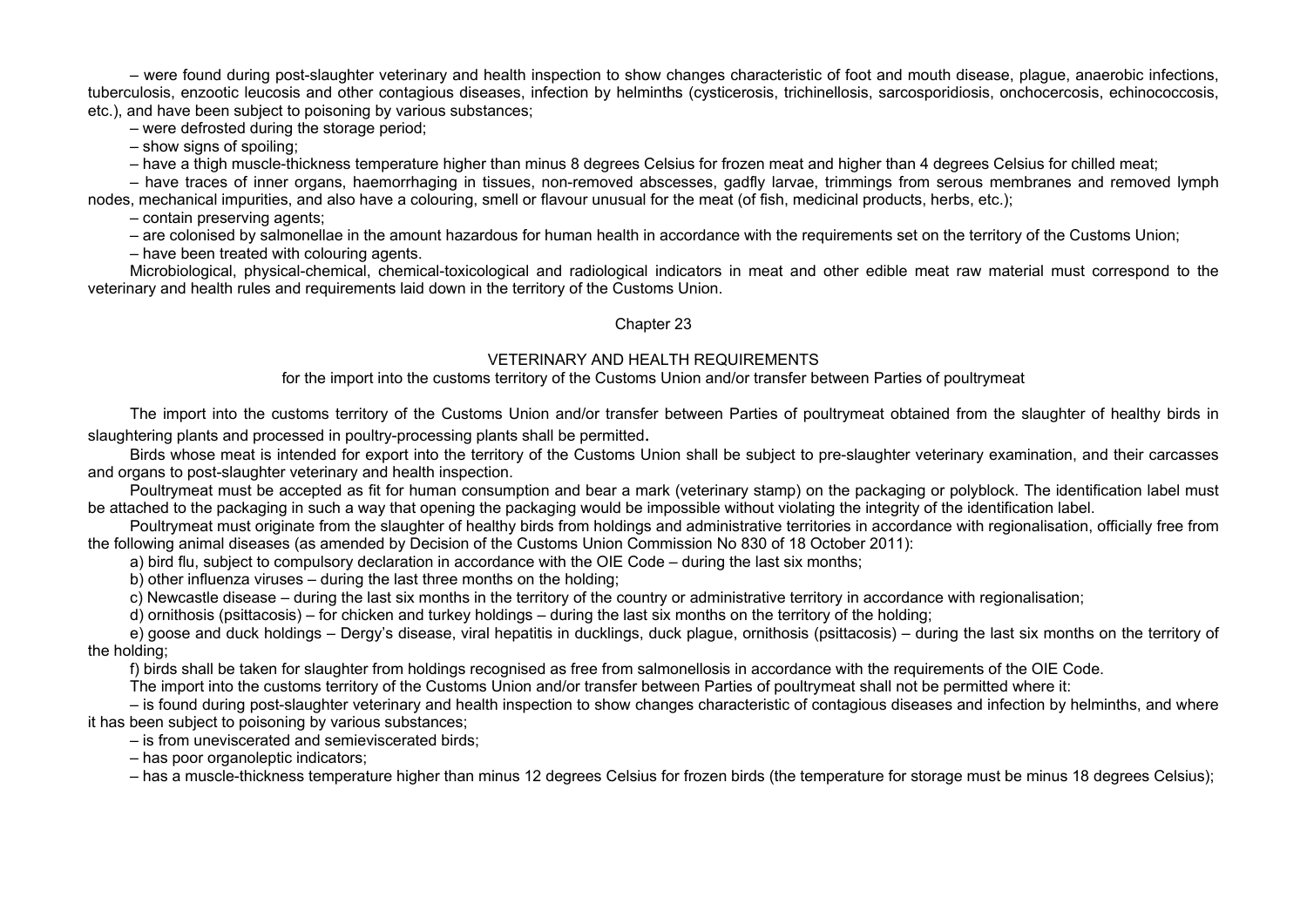– were found during post-slaughter veterinary and health inspection to show changes characteristic of foot and mouth disease, plague, anaerobic infections, tuberculosis, enzootic leucosis and other contagious diseases, infection by helminths (cysticerosis, trichinellosis, sarcosporidiosis, onchocercosis, echinococcosis, etc.), and have been subject to poisoning by various substances;

– were defrosted during the storage period;

– show signs of spoiling;

– have a thigh muscle-thickness temperature higher than minus 8 degrees Celsius for frozen meat and higher than 4 degrees Celsius for chilled meat;

– have traces of inner organs, haemorrhaging in tissues, non-removed abscesses, gadfly larvae, trimmings from serous membranes and removed lymph nodes, mechanical impurities, and also have a colouring, smell or flavour unusual for the meat (of fish, medicinal products, herbs, etc.);

– contain preserving agents;

– are colonised by salmonellae in the amount hazardous for human health in accordance with the requirements set on the territory of the Customs Union;

– have been treated with colouring agents.

Microbiological, physical-chemical, chemical-toxicological and radiological indicators in meat and other edible meat raw material must correspond to the veterinary and health rules and requirements laid down in the territory of the Customs Union.

## Chapter 23

### VETERINARY AND HEALTH REQUIREMENTS

for the import into the customs territory of the Customs Union and/or transfer between Parties of poultrymeat

The import into the customs territory of the Customs Union and/or transfer between Parties of poultrymeat obtained from the slaughter of healthy birds in slaughtering plants and processed in poultry-processing plants shall be permitted.

Birds whose meat is intended for export into the territory of the Customs Union shall be subject to pre-slaughter veterinary examination, and their carcasses and organs to post-slaughter veterinary and health inspection.

Poultrymeat must be accepted as fit for human consumption and bear a mark (veterinary stamp) on the packaging or polyblock. The identification label must be attached to the packaging in such a way that opening the packaging would be impossible without violating the integrity of the identification label.

Poultrymeat must originate from the slaughter of healthy birds from holdings and administrative territories in accordance with regionalisation, officially free from the following animal diseases (as amended by Decision of the Customs Union Commission No 830 of 18 October 2011):

a) bird flu, subject to compulsory declaration in accordance with the OIE Code – during the last six months;

b) other influenza viruses – during the last three months on the holding;

c) Newcastle disease – during the last six months in the territory of the country or administrative territory in accordance with regionalisation;

d) ornithosis (psittacosis) – for chicken and turkey holdings – during the last six months on the territory of the holding;

e) goose and duck holdings – Dergy's disease, viral hepatitis in ducklings, duck plague, ornithosis (psittacosis) – during the last six months on the territory of the holding;

f) birds shall be taken for slaughter from holdings recognised as free from salmonellosis in accordance with the requirements of the OIE Code.

The import into the customs territory of the Customs Union and/or transfer between Parties of poultrymeat shall not be permitted where it:

– is found during post-slaughter veterinary and health inspection to show changes characteristic of contagious diseases and infection by helminths, and where it has been subject to poisoning by various substances;

– is from uneviscerated and semieviscerated birds;

– has poor organoleptic indicators;

– has a muscle-thickness temperature higher than minus 12 degrees Celsius for frozen birds (the temperature for storage must be minus 18 degrees Celsius);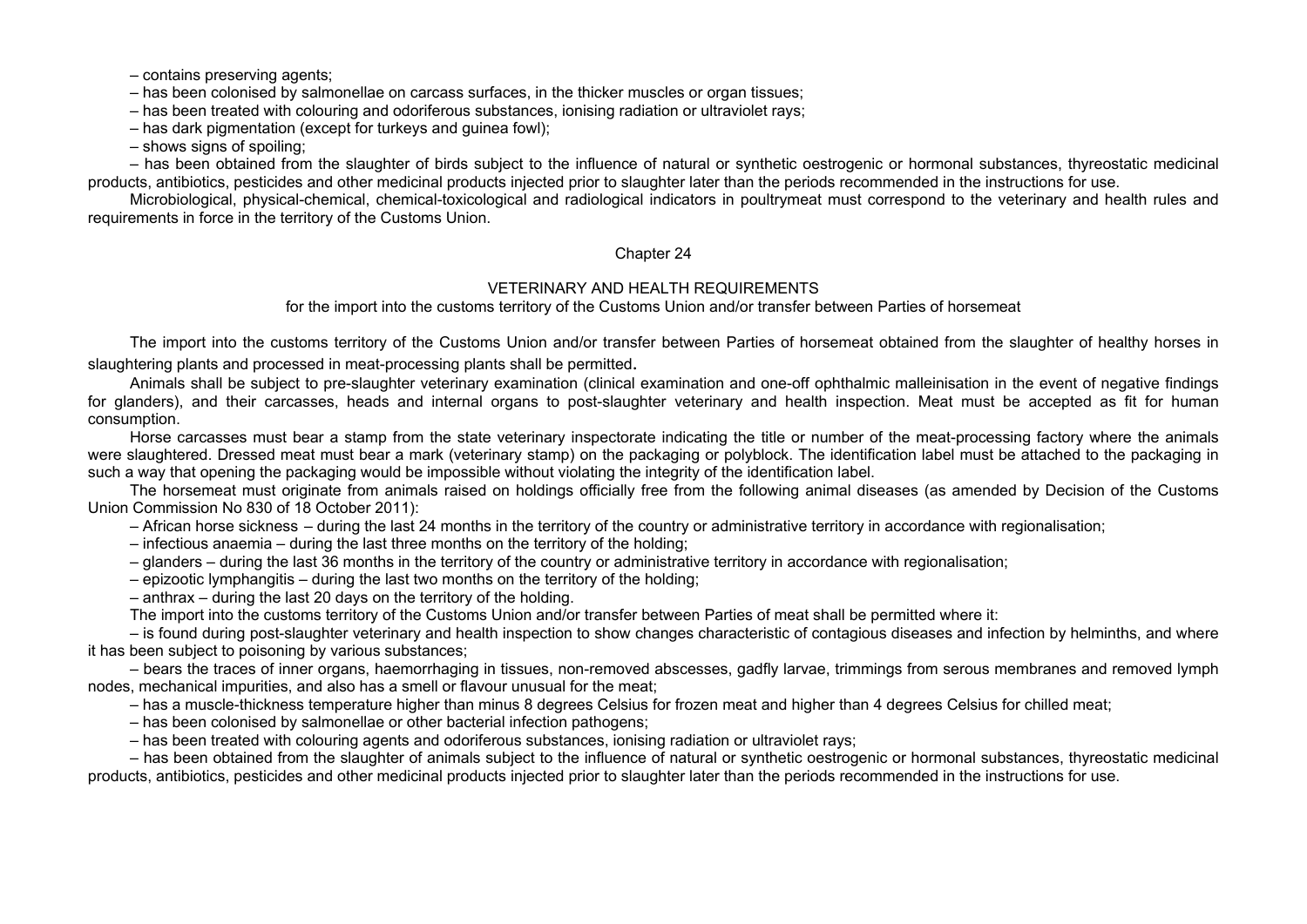– contains preserving agents;

– has been colonised by salmonellae on carcass surfaces, in the thicker muscles or organ tissues;

– has been treated with colouring and odoriferous substances, ionising radiation or ultraviolet rays;

– has dark pigmentation (except for turkeys and guinea fowl);

– shows signs of spoiling;

– has been obtained from the slaughter of birds subject to the influence of natural or synthetic oestrogenic or hormonal substances, thyreostatic medicinal products, antibiotics, pesticides and other medicinal products injected prior to slaughter later than the periods recommended in the instructions for use.

Microbiological, physical-chemical, chemical-toxicological and radiological indicators in poultrymeat must correspond to the veterinary and health rules and requirements in force in the territory of the Customs Union.

## Chapter 24

### VETERINARY AND HEALTH REQUIREMENTS

for the import into the customs territory of the Customs Union and/or transfer between Parties of horsemeat

The import into the customs territory of the Customs Union and/or transfer between Parties of horsemeat obtained from the slaughter of healthy horses in slaughtering plants and processed in meat-processing plants shall be permitted**.**

Animals shall be subject to pre-slaughter veterinary examination (clinical examination and one-off ophthalmic malleinisation in the event of negative findings for glanders), and their carcasses, heads and internal organs to post-slaughter veterinary and health inspection. Meat must be accepted as fit for human consumption.

Horse carcasses must bear a stamp from the state veterinary inspectorate indicating the title or number of the meat-processing factory where the animals were slaughtered. Dressed meat must bear a mark (veterinary stamp) on the packaging or polyblock. The identification label must be attached to the packaging in such a way that opening the packaging would be impossible without violating the integrity of the identification label.

The horsemeat must originate from animals raised on holdings officially free from the following animal diseases (as amended by Decision of the Customs Union Commission No 830 of 18 October 2011):

– African horse sickness – during the last 24 months in the territory of the country or administrative territory in accordance with regionalisation;

– infectious anaemia – during the last three months on the territory of the holding;

– glanders – during the last 36 months in the territory of the country or administrative territory in accordance with regionalisation;

– epizootic lymphangitis – during the last two months on the territory of the holding;

– anthrax – during the last 20 days on the territory of the holding.

The import into the customs territory of the Customs Union and/or transfer between Parties of meat shall be permitted where it:

– is found during post-slaughter veterinary and health inspection to show changes characteristic of contagious diseases and infection by helminths, and where it has been subject to poisoning by various substances;

– bears the traces of inner organs, haemorrhaging in tissues, non-removed abscesses, gadfly larvae, trimmings from serous membranes and removed lymph nodes, mechanical impurities, and also has a smell or flavour unusual for the meat;

– has a muscle-thickness temperature higher than minus 8 degrees Celsius for frozen meat and higher than 4 degrees Celsius for chilled meat;

– has been colonised by salmonellae or other bacterial infection pathogens;

– has been treated with colouring agents and odoriferous substances, ionising radiation or ultraviolet rays;

– has been obtained from the slaughter of animals subject to the influence of natural or synthetic oestrogenic or hormonal substances, thyreostatic medicinal products, antibiotics, pesticides and other medicinal products injected prior to slaughter later than the periods recommended in the instructions for use.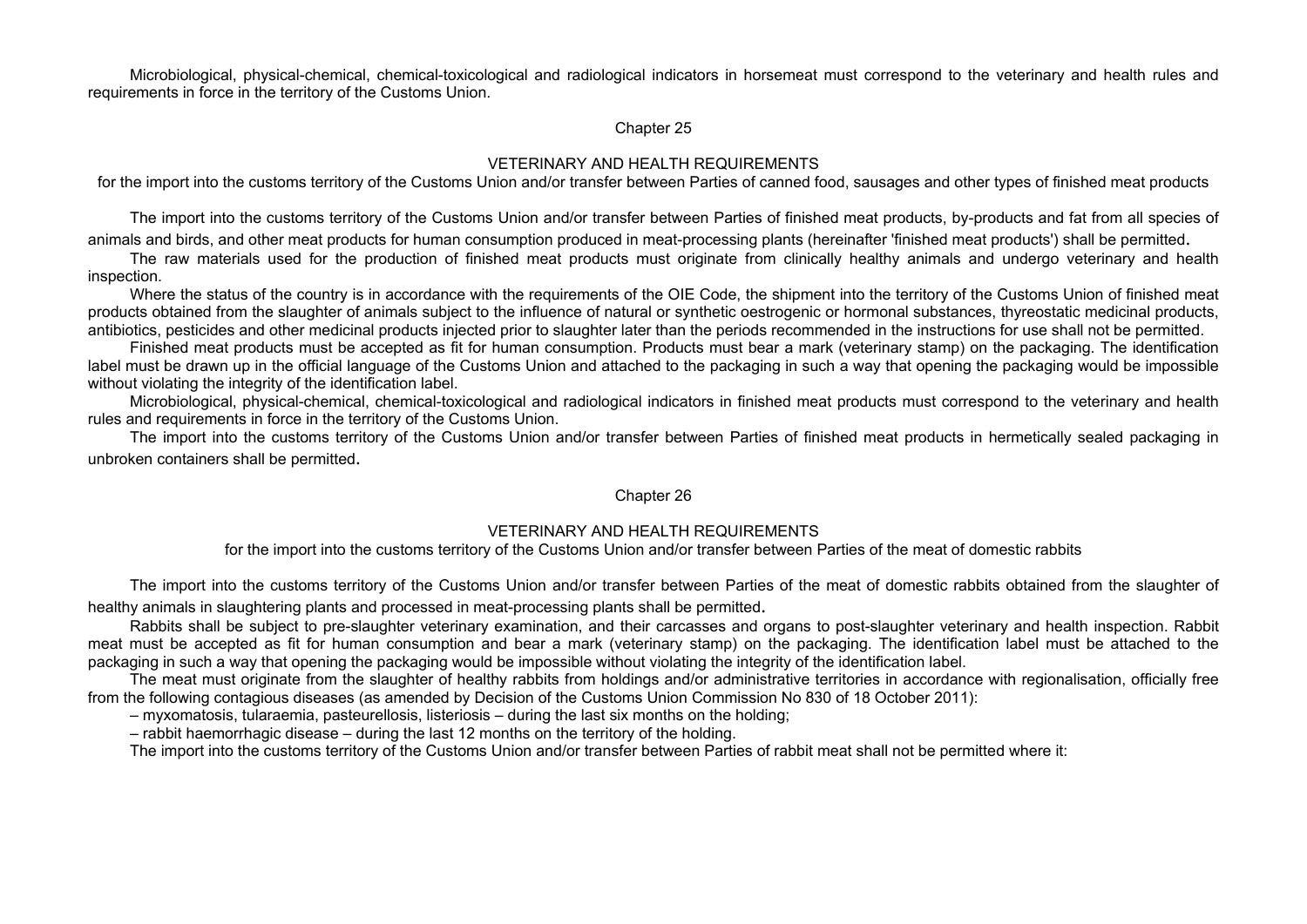Microbiological, physical-chemical, chemical-toxicological and radiological indicators in horsemeat must correspond to the veterinary and health rules and requirements in force in the territory of the Customs Union.

## Chapter 25

### VETERINARY AND HEALTH REQUIREMENTS

for the import into the customs territory of the Customs Union and/or transfer between Parties of canned food, sausages and other types of finished meat products

The import into the customs territory of the Customs Union and/or transfer between Parties of finished meat products, by-products and fat from all species of animals and birds, and other meat products for human consumption produced in meat-processing plants (hereinafter 'finished meat products') shall be permitted.

The raw materials used for the production of finished meat products must originate from clinically healthy animals and undergo veterinary and health inspection.

Where the status of the country is in accordance with the requirements of the OIE Code, the shipment into the territory of the Customs Union of finished meat products obtained from the slaughter of animals subject to the influence of natural or synthetic oestrogenic or hormonal substances, thyreostatic medicinal products, antibiotics, pesticides and other medicinal products injected prior to slaughter later than the periods recommended in the instructions for use shall not be permitted.

Finished meat products must be accepted as fit for human consumption. Products must bear a mark (veterinary stamp) on the packaging. The identification label must be drawn up in the official language of the Customs Union and attached to the packaging in such a way that opening the packaging would be impossible without violating the integrity of the identification label.

Microbiological, physical-chemical, chemical-toxicological and radiological indicators in finished meat products must correspond to the veterinary and health rules and requirements in force in the territory of the Customs Union.

The import into the customs territory of the Customs Union and/or transfer between Parties of finished meat products in hermetically sealed packaging in unbroken containers shall be permitted.

## Chapter 26

### VETERINARY AND HEALTH REQUIREMENTS

for the import into the customs territory of the Customs Union and/or transfer between Parties of the meat of domestic rabbits

The import into the customs territory of the Customs Union and/or transfer between Parties of the meat of domestic rabbits obtained from the slaughter of healthy animals in slaughtering plants and processed in meat-processing plants shall be permitted.

Rabbits shall be subject to pre-slaughter veterinary examination, and their carcasses and organs to post-slaughter veterinary and health inspection. Rabbit meat must be accepted as fit for human consumption and bear a mark (veterinary stamp) on the packaging. The identification label must be attached to the packaging in such a way that opening the packaging would be impossible without violating the integrity of the identification label.

The meat must originate from the slaughter of healthy rabbits from holdings and/or administrative territories in accordance with regionalisation, officially free from the following contagious diseases (as amended by Decision of the Customs Union Commission No 830 of 18 October 2011):

– myxomatosis, tularaemia, pasteurellosis, listeriosis – during the last six months on the holding;

– rabbit haemorrhagic disease – during the last 12 months on the territory of the holding.

The import into the customs territory of the Customs Union and/or transfer between Parties of rabbit meat shall not be permitted where it: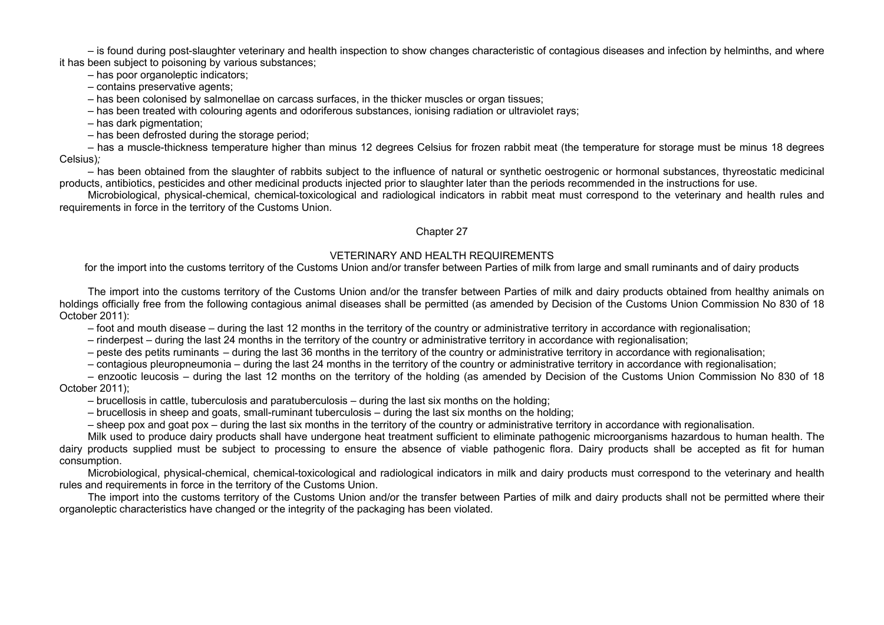– is found during post-slaughter veterinary and health inspection to show changes characteristic of contagious diseases and infection by helminths, and where it has been subject to poisoning by various substances;

– has poor organoleptic indicators;

– contains preservative agents;

– has been colonised by salmonellae on carcass surfaces, in the thicker muscles or organ tissues;

– has been treated with colouring agents and odoriferous substances, ionising radiation or ultraviolet rays;

– has dark pigmentation;

– has been defrosted during the storage period;

– has a muscle-thickness temperature higher than minus 12 degrees Celsius for frozen rabbit meat (the temperature for storage must be minus 18 degrees Celsius);

– has been obtained from the slaughter of rabbits subject to the influence of natural or synthetic oestrogenic or hormonal substances, thyreostatic medicinal products, antibiotics, pesticides and other medicinal products injected prior to slaughter later than the periods recommended in the instructions for use.

Microbiological, physical-chemical, chemical-toxicological and radiological indicators in rabbit meat must correspond to the veterinary and health rules and requirements in force in the territory of the Customs Union.

## Chapter 27

### VETERINARY AND HEALTH REQUIREMENTS

for the import into the customs territory of the Customs Union and/or transfer between Parties of milk from large and small ruminants and of dairy products

The import into the customs territory of the Customs Union and/or the transfer between Parties of milk and dairy products obtained from healthy animals on holdings officially free from the following contagious animal diseases shall be permitted (as amended by Decision of the Customs Union Commission No 830 of 18 October 2011):

– foot and mouth disease – during the last 12 months in the territory of the country or administrative territory in accordance with regionalisation;

– rinderpest – during the last 24 months in the territory of the country or administrative territory in accordance with regionalisation;

– peste des petits ruminants – during the last 36 months in the territory of the country or administrative territory in accordance with regionalisation;

– contagious pleuropneumonia – during the last 24 months in the territory of the country or administrative territory in accordance with regionalisation;

– enzootic leucosis – during the last 12 months on the territory of the holding (as amended by Decision of the Customs Union Commission No 830 of 18 October 2011);

– brucellosis in cattle, tuberculosis and paratuberculosis – during the last six months on the holding;

– brucellosis in sheep and goats, small-ruminant tuberculosis – during the last six months on the holding;

– sheep pox and goat pox – during the last six months in the territory of the country or administrative territory in accordance with regionalisation.

Milk used to produce dairy products shall have undergone heat treatment sufficient to eliminate pathogenic microorganisms hazardous to human health. The dairy products supplied must be subject to processing to ensure the absence of viable pathogenic flora. Dairy products shall be accepted as fit for human consumption.

Microbiological, physical-chemical, chemical-toxicological and radiological indicators in milk and dairy products must correspond to the veterinary and health rules and requirements in force in the territory of the Customs Union.

The import into the customs territory of the Customs Union and/or the transfer between Parties of milk and dairy products shall not be permitted where their organoleptic characteristics have changed or the integrity of the packaging has been violated.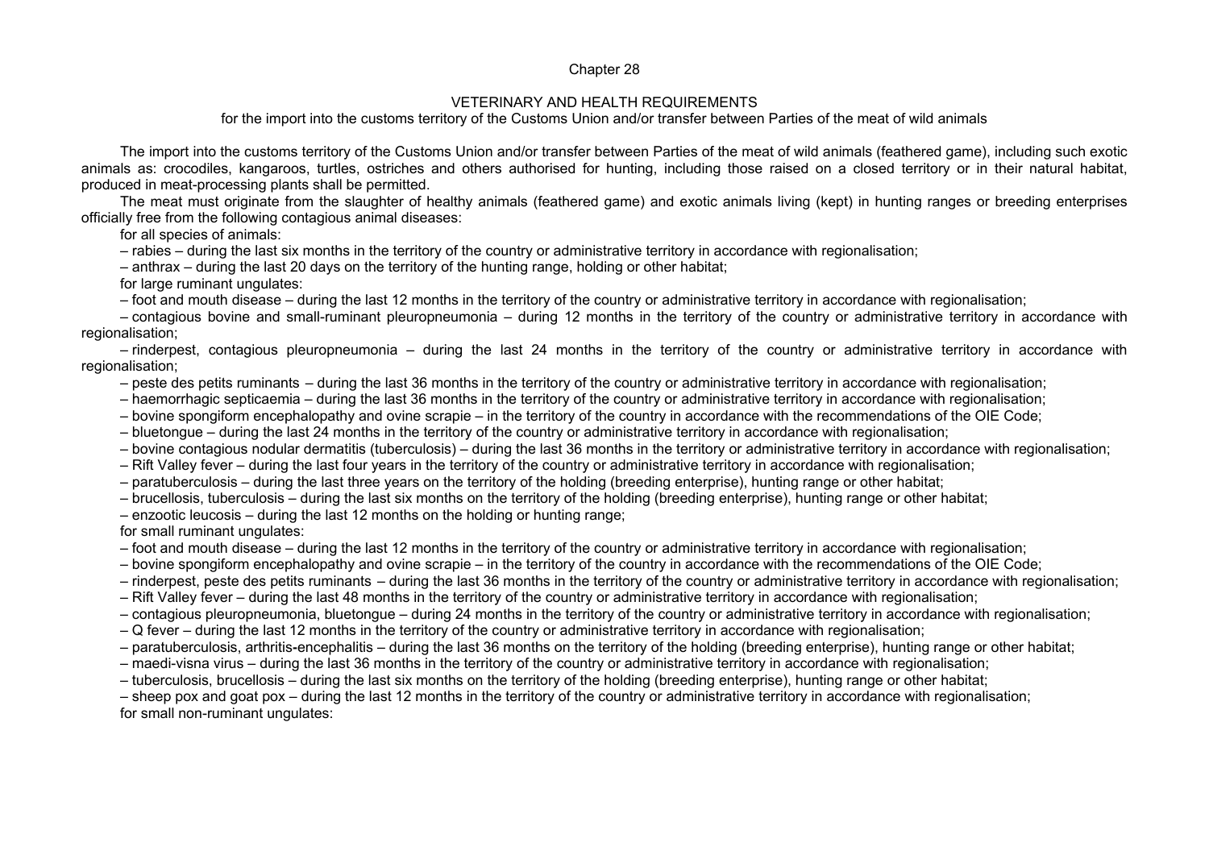# Chapter 28

## VETERINARY AND HEALTH REQUIREMENTS

### for the import into the customs territory of the Customs Union and/or transfer between Parties of the meat of wild animals

The import into the customs territory of the Customs Union and/or transfer between Parties of the meat of wild animals (feathered game), including such exotic animals as: crocodiles, kangaroos, turtles, ostriches and others authorised for hunting, including those raised on a closed territory or in their natural habitat, produced in meat-processing plants shall be permitted.

The meat must originate from the slaughter of healthy animals (feathered game) and exotic animals living (kept) in hunting ranges or breeding enterprises officially free from the following contagious animal diseases:

for all species of animals:

– rabies – during the last six months in the territory of the country or administrative territory in accordance with regionalisation;

– anthrax – during the last 20 days on the territory of the hunting range, holding or other habitat;

for large ruminant ungulates:

– foot and mouth disease – during the last 12 months in the territory of the country or administrative territory in accordance with regionalisation;

– contagious bovine and small-ruminant pleuropneumonia – during 12 months in the territory of the country or administrative territory in accordance with regionalisation;

– rinderpest, contagious pleuropneumonia – during the last 24 months in the territory of the country or administrative territory in accordance with regionalisation;

– peste des petits ruminants – during the last 36 months in the territory of the country or administrative territory in accordance with regionalisation;

– haemorrhagic septicaemia – during the last 36 months in the territory of the country or administrative territory in accordance with regionalisation;

– bovine spongiform encephalopathy and ovine scrapie – in the territory of the country in accordance with the recommendations of the OIE Code;

– bluetongue – during the last 24 months in the territory of the country or administrative territory in accordance with regionalisation;

– bovine contagious nodular dermatitis (tuberculosis) – during the last 36 months in the territory or administrative territory in accordance with regionalisation;

– Rift Valley fever – during the last four years in the territory of the country or administrative territory in accordance with regionalisation;

– paratuberculosis – during the last three years on the territory of the holding (breeding enterprise), hunting range or other habitat;

– brucellosis, tuberculosis – during the last six months on the territory of the holding (breeding enterprise), hunting range or other habitat;

– enzootic leucosis – during the last 12 months on the holding or hunting range;

for small ruminant ungulates:

– foot and mouth disease – during the last 12 months in the territory of the country or administrative territory in accordance with regionalisation;

– bovine spongiform encephalopathy and ovine scrapie – in the territory of the country in accordance with the recommendations of the OIE Code;

– rinderpest, peste des petits ruminants – during the last 36 months in the territory of the country or administrative territory in accordance with regionalisation;

– Rift Valley fever – during the last 48 months in the territory of the country or administrative territory in accordance with regionalisation;

– contagious pleuropneumonia, bluetongue – during 24 months in the territory of the country or administrative territory in accordance with regionalisation;

– Q fever – during the last 12 months in the territory of the country or administrative territory in accordance with regionalisation;

– paratuberculosis, arthritis-encephalitis – during the last 36 months on the territory of the holding (breeding enterprise), hunting range or other habitat;

– maedi-visna virus – during the last 36 months in the territory of the country or administrative territory in accordance with regionalisation;

– tuberculosis, brucellosis – during the last six months on the territory of the holding (breeding enterprise), hunting range or other habitat;

– sheep pox and goat pox – during the last 12 months in the territory of the country or administrative territory in accordance with regionalisation;

for small non-ruminant ungulates: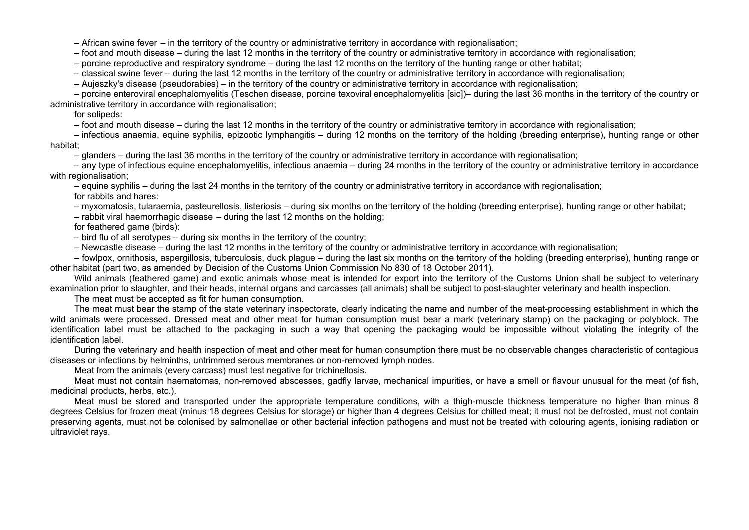– African swine fever – in the territory of the country or administrative territory in accordance with regionalisation;

– foot and mouth disease – during the last 12 months in the territory of the country or administrative territory in accordance with regionalisation;

– porcine reproductive and respiratory syndrome – during the last 12 months on the territory of the hunting range or other habitat;

– classical swine fever – during the last 12 months in the territory of the country or administrative territory in accordance with regionalisation;

– Aujeszky's disease (pseudorabies) – in the territory of the country or administrative territory in accordance with regionalisation;

– porcine enteroviral encephalomyelitis (Teschen disease, porcine texoviral encephalomyelitis [sic])– during the last 36 months in the territory of the country or administrative territory in accordance with regionalisation;

for solipeds:

– foot and mouth disease – during the last 12 months in the territory of the country or administrative territory in accordance with regionalisation;

– infectious anaemia, equine syphilis, epizootic lymphangitis – during 12 months on the territory of the holding (breeding enterprise), hunting range or other habitat;

– glanders – during the last 36 months in the territory of the country or administrative territory in accordance with regionalisation;

– any type of infectious equine encephalomyelitis, infectious anaemia – during 24 months in the territory of the country or administrative territory in accordance with regionalisation;

– equine syphilis – during the last 24 months in the territory of the country or administrative territory in accordance with regionalisation;

for rabbits and hares:

– myxomatosis, tularaemia, pasteurellosis, listeriosis – during six months on the territory of the holding (breeding enterprise), hunting range or other habitat;

– rabbit viral haemorrhagic disease – during the last 12 months on the holding;

for feathered game (birds):

– bird flu of all serotypes – during six months in the territory of the country;

– Newcastle disease – during the last 12 months in the territory of the country or administrative territory in accordance with regionalisation;

– fowlpox, ornithosis, aspergillosis, tuberculosis, duck plague – during the last six months on the territory of the holding (breeding enterprise), hunting range or other habitat (part two, as amended by Decision of the Customs Union Commission No 830 of 18 October 2011).

Wild animals (feathered game) and exotic animals whose meat is intended for export into the territory of the Customs Union shall be subject to veterinary examination prior to slaughter, and their heads, internal organs and carcasses (all animals) shall be subject to post-slaughter veterinary and health inspection.

The meat must be accepted as fit for human consumption.

The meat must bear the stamp of the state veterinary inspectorate, clearly indicating the name and number of the meat-processing establishment in which the wild animals were processed. Dressed meat and other meat for human consumption must bear a mark (veterinary stamp) on the packaging or polyblock. The identification label must be attached to the packaging in such a way that opening the packaging would be impossible without violating the integrity of the identification label.

During the veterinary and health inspection of meat and other meat for human consumption there must be no observable changes characteristic of contagious diseases or infections by helminths, untrimmed serous membranes or non-removed lymph nodes.

Meat from the animals (every carcass) must test negative for trichinellosis.

Meat must not contain haematomas, non-removed abscesses, gadfly larvae, mechanical impurities, or have a smell or flavour unusual for the meat (of fish, medicinal products, herbs, etc.).

Meat must be stored and transported under the appropriate temperature conditions, with a thigh-muscle thickness temperature no higher than minus 8 degrees Celsius for frozen meat (minus 18 degrees Celsius for storage) or higher than 4 degrees Celsius for chilled meat; it must not be defrosted, must not contain preserving agents, must not be colonised by salmonellae or other bacterial infection pathogens and must not be treated with colouring agents, ionising radiation or ultraviolet rays.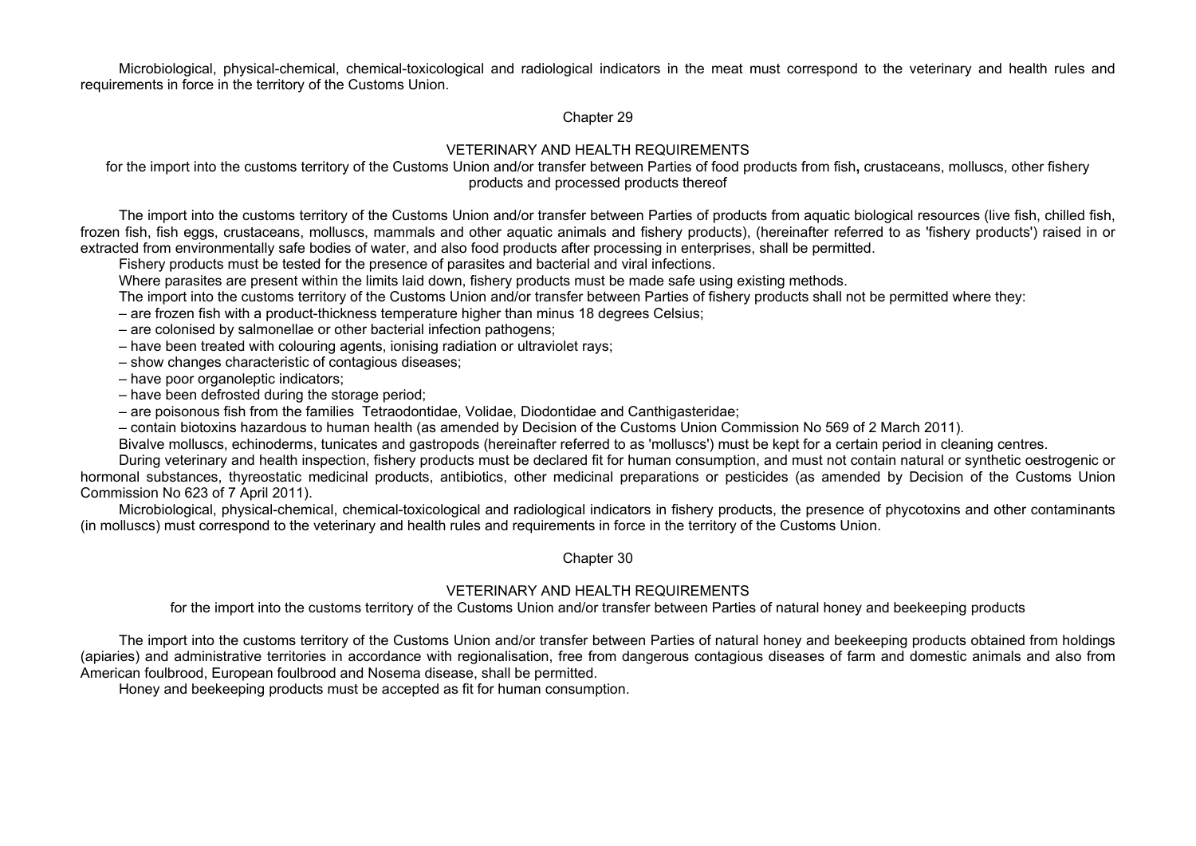Microbiological, physical-chemical, chemical-toxicological and radiological indicators in the meat must correspond to the veterinary and health rules and requirements in force in the territory of the Customs Union.

## Chapter 29

### VETERINARY AND HEALTH REQUIREMENTS

for the import into the customs territory of the Customs Union and/or transfer between Parties of food products from fish**,** crustaceans, molluscs, other fishery products and processed products thereof

The import into the customs territory of the Customs Union and/or transfer between Parties of products from aquatic biological resources (live fish, chilled fish, frozen fish, fish eggs, crustaceans, molluscs, mammals and other aquatic animals and fishery products), (hereinafter referred to as 'fishery products') raised in or extracted from environmentally safe bodies of water, and also food products after processing in enterprises, shall be permitted.

Fishery products must be tested for the presence of parasites and bacterial and viral infections.

Where parasites are present within the limits laid down, fishery products must be made safe using existing methods.

The import into the customs territory of the Customs Union and/or transfer between Parties of fishery products shall not be permitted where they:

– are frozen fish with a product-thickness temperature higher than minus 18 degrees Celsius;

– are colonised by salmonellae or other bacterial infection pathogens;

– have been treated with colouring agents, ionising radiation or ultraviolet rays;

– show changes characteristic of contagious diseases;

– have poor organoleptic indicators;

– have been defrosted during the storage period;

– are poisonous fish from the families Tetraodontidae, Volidae, Diodontidae and Canthigasteridae;

– contain biotoxins hazardous to human health (as amended by Decision of the Customs Union Commission No 569 of 2 March 2011).

Bivalve molluscs, echinoderms, tunicates and gastropods (hereinafter referred to as 'molluscs') must be kept for a certain period in cleaning centres.

During veterinary and health inspection, fishery products must be declared fit for human consumption, and must not contain natural or synthetic oestrogenic or hormonal substances, thyreostatic medicinal products, antibiotics, other medicinal preparations or pesticides (as amended by Decision of the Customs Union Commission No 623 of 7 April 2011).

Microbiological, physical-chemical, chemical-toxicological and radiological indicators in fishery products, the presence of phycotoxins and other contaminants (in molluscs) must correspond to the veterinary and health rules and requirements in force in the territory of the Customs Union.

## Chapter 30

### VETERINARY AND HEALTH REQUIREMENTS

for the import into the customs territory of the Customs Union and/or transfer between Parties of natural honey and beekeeping products

The import into the customs territory of the Customs Union and/or transfer between Parties of natural honey and beekeeping products obtained from holdings (apiaries) and administrative territories in accordance with regionalisation, free from dangerous contagious diseases of farm and domestic animals and also from American foulbrood, European foulbrood and Nosema disease, shall be permitted.

Honey and beekeeping products must be accepted as fit for human consumption.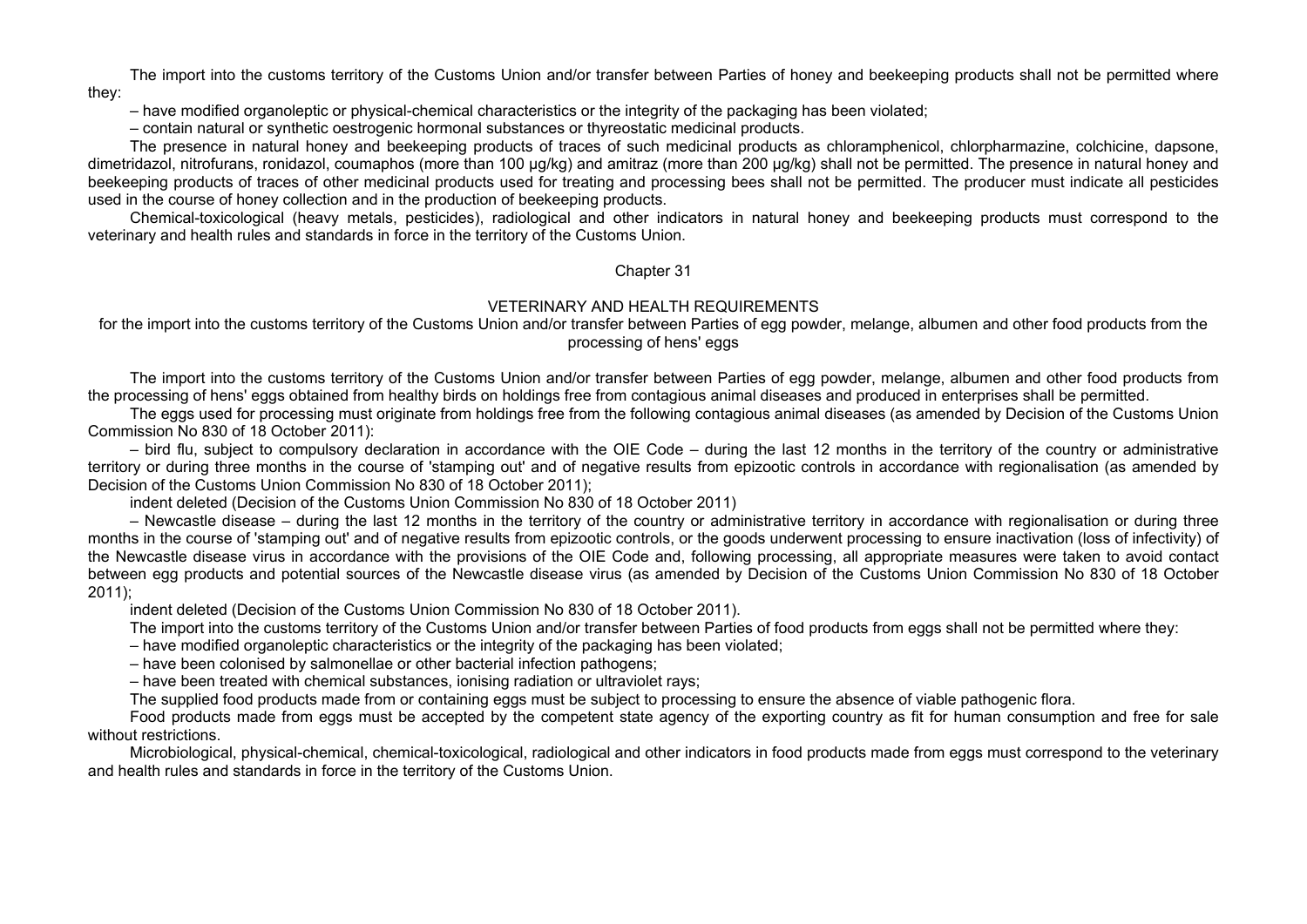The import into the customs territory of the Customs Union and/or transfer between Parties of honey and beekeeping products shall not be permitted where they:

– have modified organoleptic or physical-chemical characteristics or the integrity of the packaging has been violated;

– contain natural or synthetic oestrogenic hormonal substances or thyreostatic medicinal products.

The presence in natural honey and beekeeping products of traces of such medicinal products as chloramphenicol, chlorpharmazine, colchicine, dapsone, dimetridazol, nitrofurans, ronidazol, coumaphos (more than 100 µg/kg) and amitraz (more than 200 µg/kg) shall not be permitted. The presence in natural honey and beekeeping products of traces of other medicinal products used for treating and processing bees shall not be permitted. The producer must indicate all pesticides used in the course of honey collection and in the production of beekeeping products.

Chemical-toxicological (heavy metals, pesticides), radiological and other indicators in natural honey and beekeeping products must correspond to the veterinary and health rules and standards in force in the territory of the Customs Union.

## Chapter 31

### VETERINARY AND HEALTH REQUIREMENTS

for the import into the customs territory of the Customs Union and/or transfer between Parties of egg powder, melange, albumen and other food products from the processing of hens' eggs

The import into the customs territory of the Customs Union and/or transfer between Parties of egg powder, melange, albumen and other food products from the processing of hens' eggs obtained from healthy birds on holdings free from contagious animal diseases and produced in enterprises shall be permitted.

The eggs used for processing must originate from holdings free from the following contagious animal diseases (as amended by Decision of the Customs Union Commission No 830 of 18 October 2011):

– bird flu, subject to compulsory declaration in accordance with the OIE Code – during the last 12 months in the territory of the country or administrative territory or during three months in the course of 'stamping out' and of negative results from epizootic controls in accordance with regionalisation (as amended by Decision of the Customs Union Commission No 830 of 18 October 2011);

indent deleted (Decision of the Customs Union Commission No 830 of 18 October 2011)

– Newcastle disease – during the last 12 months in the territory of the country or administrative territory in accordance with regionalisation or during three months in the course of 'stamping out' and of negative results from epizootic controls, or the goods underwent processing to ensure inactivation (loss of infectivity) of the Newcastle disease virus in accordance with the provisions of the OIE Code and, following processing, all appropriate measures were taken to avoid contact between egg products and potential sources of the Newcastle disease virus (as amended by Decision of the Customs Union Commission No 830 of 18 October 2011);

indent deleted (Decision of the Customs Union Commission No 830 of 18 October 2011).

The import into the customs territory of the Customs Union and/or transfer between Parties of food products from eggs shall not be permitted where they:

– have modified organoleptic characteristics or the integrity of the packaging has been violated;

– have been colonised by salmonellae or other bacterial infection pathogens;

– have been treated with chemical substances, ionising radiation or ultraviolet rays;

The supplied food products made from or containing eggs must be subject to processing to ensure the absence of viable pathogenic flora.

Food products made from eggs must be accepted by the competent state agency of the exporting country as fit for human consumption and free for sale without restrictions.

Microbiological, physical-chemical, chemical-toxicological, radiological and other indicators in food products made from eggs must correspond to the veterinary and health rules and standards in force in the territory of the Customs Union.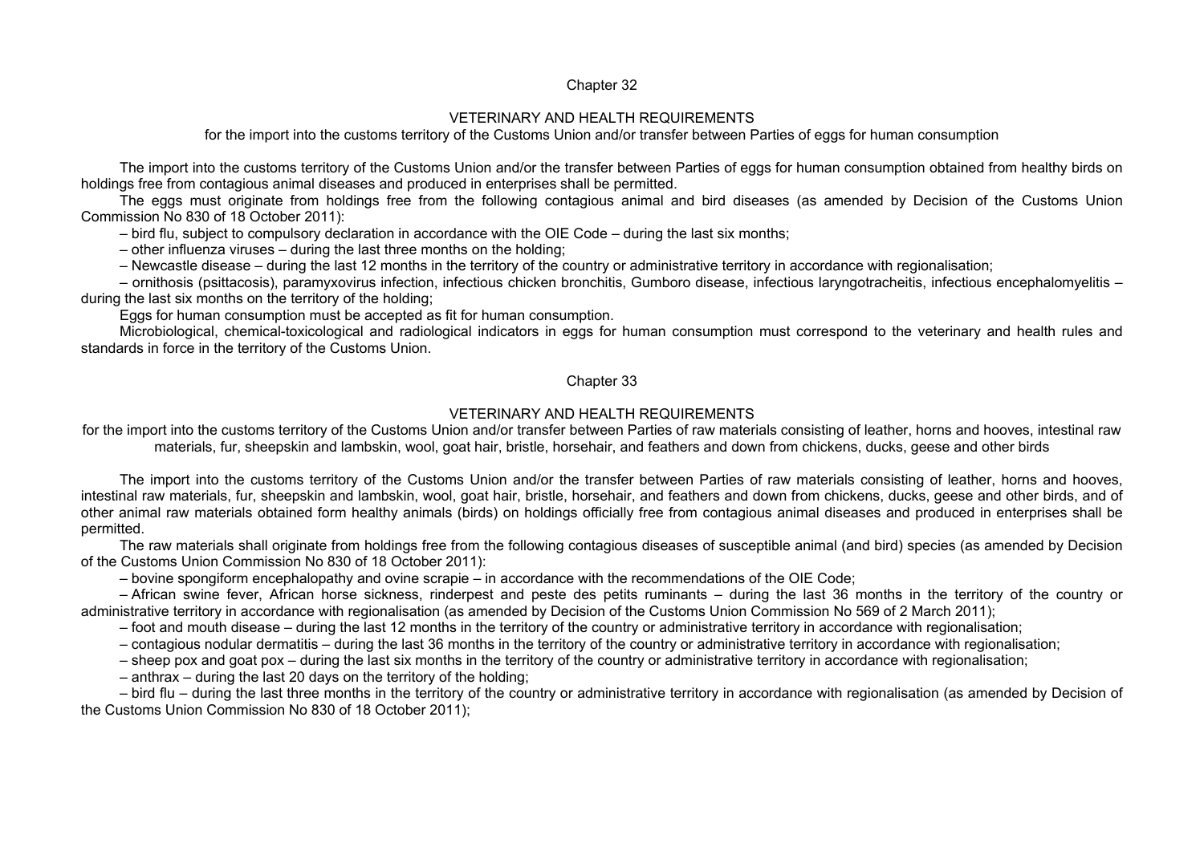## Chapter 32

### VETERINARY AND HEALTH REQUIREMENTS

for the import into the customs territory of the Customs Union and/or transfer between Parties of eggs for human consumption

The import into the customs territory of the Customs Union and/or the transfer between Parties of eggs for human consumption obtained from healthy birds on holdings free from contagious animal diseases and produced in enterprises shall be permitted.

The eggs must originate from holdings free from the following contagious animal and bird diseases (as amended by Decision of the Customs Union Commission No 830 of 18 October 2011):

– bird flu, subject to compulsory declaration in accordance with the OIE Code – during the last six months;

– other influenza viruses – during the last three months on the holding;

– Newcastle disease – during the last 12 months in the territory of the country or administrative territory in accordance with regionalisation;

– ornithosis (psittacosis), paramyxovirus infection, infectious chicken bronchitis, Gumboro disease, infectious laryngotracheitis, infectious encephalomyelitis – during the last six months on the territory of the holding;

Eggs for human consumption must be accepted as fit for human consumption.

Microbiological, chemical-toxicological and radiological indicators in eggs for human consumption must correspond to the veterinary and health rules and standards in force in the territory of the Customs Union.

## Chapter 33

### VETERINARY AND HEALTH REQUIREMENTS

for the import into the customs territory of the Customs Union and/or transfer between Parties of raw materials consisting of leather, horns and hooves, intestinal raw materials, fur, sheepskin and lambskin, wool, goat hair, bristle, horsehair, and feathers and down from chickens, ducks, geese and other birds

The import into the customs territory of the Customs Union and/or the transfer between Parties of raw materials consisting of leather, horns and hooves, intestinal raw materials, fur, sheepskin and lambskin, wool, goat hair, bristle, horsehair, and feathers and down from chickens, ducks, geese and other birds, and of other animal raw materials obtained form healthy animals (birds) on holdings officially free from contagious animal diseases and produced in enterprises shall be permitted.

The raw materials shall originate from holdings free from the following contagious diseases of susceptible animal (and bird) species (as amended by Decision of the Customs Union Commission No 830 of 18 October 2011):

– bovine spongiform encephalopathy and ovine scrapie – in accordance with the recommendations of the OIE Code;

– African swine fever, African horse sickness, rinderpest and peste des petits ruminants – during the last 36 months in the territory of the country or administrative territory in accordance with regionalisation (as amended by Decision of the Customs Union Commission No 569 of 2 March 2011);

– foot and mouth disease – during the last 12 months in the territory of the country or administrative territory in accordance with regionalisation;

– contagious nodular dermatitis – during the last 36 months in the territory of the country or administrative territory in accordance with regionalisation;

– sheep pox and goat pox – during the last six months in the territory of the country or administrative territory in accordance with regionalisation;

– anthrax – during the last 20 days on the territory of the holding;

– bird flu – during the last three months in the territory of the country or administrative territory in accordance with regionalisation (as amended by Decision of the Customs Union Commission No 830 of 18 October 2011);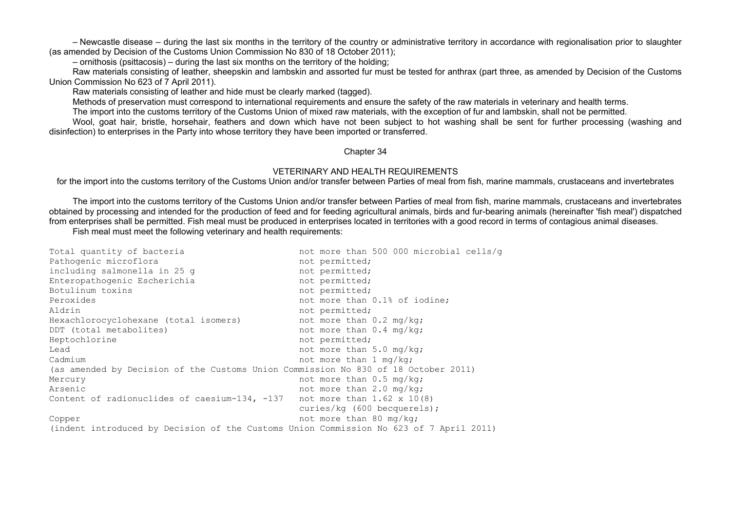– Newcastle disease – during the last six months in the territory of the country or administrative territory in accordance with regionalisation prior to slaughter (as amended by Decision of the Customs Union Commission No 830 of 18 October 2011);

– ornithosis (psittacosis) – during the last six months on the territory of the holding;

Raw materials consisting of leather, sheepskin and lambskin and assorted fur must be tested for anthrax (part three, as amended by Decision of the Customs Union Commission No 623 of 7 April 2011).

Raw materials consisting of leather and hide must be clearly marked (tagged).

Methods of preservation must correspond to international requirements and ensure the safety of the raw materials in veterinary and health terms.

The import into the customs territory of the Customs Union of mixed raw materials, with the exception of fur and lambskin, shall not be permitted.

Wool, goat hair, bristle, horsehair, feathers and down which have not been subject to hot washing shall be sent for further processing (washing and disinfection) to enterprises in the Party into whose territory they have been imported or transferred.

## Chapter 34

### VETERINARY AND HEALTH REQUIREMENTS

for the import into the customs territory of the Customs Union and/or transfer between Parties of meal from fish, marine mammals, crustaceans and invertebrates

The import into the customs territory of the Customs Union and/or transfer between Parties of meal from fish, marine mammals, crustaceans and invertebrates obtained by processing and intended for the production of feed and for feeding agricultural animals, birds and fur-bearing animals (hereinafter 'fish meal') dispatched from enterprises shall be permitted. Fish meal must be produced in enterprises located in territories with a good record in terms of contagious animal diseases.

Fish meal must meet the following veterinary and health requirements:

```
Total quantity of bacteria                      not more than 500 000 microbial cells/g
Pathogenic microflora                           not permitted;
including salmonella in 25 g                    not permitted;
Enteropathogenic Escherichia                    not permitted;
Botulinum toxins                                not permitted;
Peroxides                                       not more than 0.1% of iodine;
Aldrin                                          not permitted;
Hexachlorocyclohexane (total isomers)           not more than 0.2 mg/kg;
DDT (total metabolites)                         not more than 0.4 mg/kg;
Heptochlorine                                   not permitted;
Lead                                            not more than 5.0 mg/kg;
Cadmium                                         not more than 1 mg/kg;
(as amended by Decision of the Customs Union Commission No 830 of 18 October 2011)
Mercury                                         not more than 0.5 mg/kg;
Arsenic                                         not more than 2.0 mg/kg;
Content of radionuclides of caesium-134, -137   not more than 1.62 x 10(8)
                                                curies/kg (600 becquerels);
Copper                                          not more than 80 mg/kg;
(indent introduced by Decision of the Customs Union Commission No 623 of 7 April 2011)
```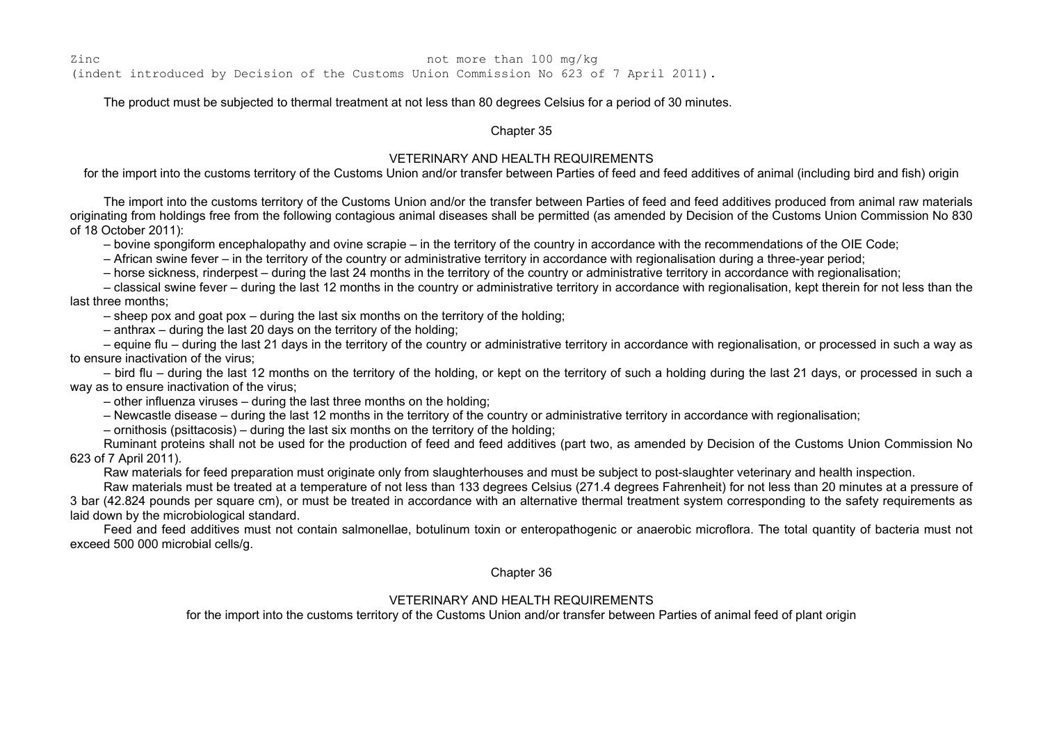Zinc not more than 100 mg/kg
(indent introduced by Decision of the Customs Union Commission No 623 of 7 April 2011).

The product must be subjected to thermal treatment at not less than 80 degrees Celsius for a period of 30 minutes.

## Chapter 35

### VETERINARY AND HEALTH REQUIREMENTS

for the import into the customs territory of the Customs Union and/or transfer between Parties of feed and feed additives of animal (including bird and fish) origin

The import into the customs territory of the Customs Union and/or the transfer between Parties of feed and feed additives produced from animal raw materials originating from holdings free from the following contagious animal diseases shall be permitted (as amended by Decision of the Customs Union Commission No 830 of 18 October 2011):

– bovine spongiform encephalopathy and ovine scrapie – in the territory of the country in accordance with the recommendations of the OIE Code;

– African swine fever – in the territory of the country or administrative territory in accordance with regionalisation during a three-year period;

– horse sickness, rinderpest – during the last 24 months in the territory of the country or administrative territory in accordance with regionalisation;

– classical swine fever – during the last 12 months in the country or administrative territory in accordance with regionalisation, kept therein for not less than the last three months;

– sheep pox and goat pox – during the last six months on the territory of the holding;

– anthrax – during the last 20 days on the territory of the holding;

– equine flu – during the last 21 days in the territory of the country or administrative territory in accordance with regionalisation, or processed in such a way as to ensure inactivation of the virus;

– bird flu – during the last 12 months on the territory of the holding, or kept on the territory of such a holding during the last 21 days, or processed in such a way as to ensure inactivation of the virus;

– other influenza viruses – during the last three months on the holding;

– Newcastle disease – during the last 12 months in the territory of the country or administrative territory in accordance with regionalisation;

– ornithosis (psittacosis) – during the last six months on the territory of the holding;

Ruminant proteins shall not be used for the production of feed and feed additives (part two, as amended by Decision of the Customs Union Commission No 623 of 7 April 2011).

Raw materials for feed preparation must originate only from slaughterhouses and must be subject to post-slaughter veterinary and health inspection.

Raw materials must be treated at a temperature of not less than 133 degrees Celsius (271.4 degrees Fahrenheit) for not less than 20 minutes at a pressure of 3 bar (42.824 pounds per square cm), or must be treated in accordance with an alternative thermal treatment system corresponding to the safety requirements as laid down by the microbiological standard.

Feed and feed additives must not contain salmonellae, botulinum toxin or enteropathogenic or anaerobic microflora. The total quantity of bacteria must not exceed 500 000 microbial cells/g.

## Chapter 36

### VETERINARY AND HEALTH REQUIREMENTS

for the import into the customs territory of the Customs Union and/or transfer between Parties of animal feed of plant origin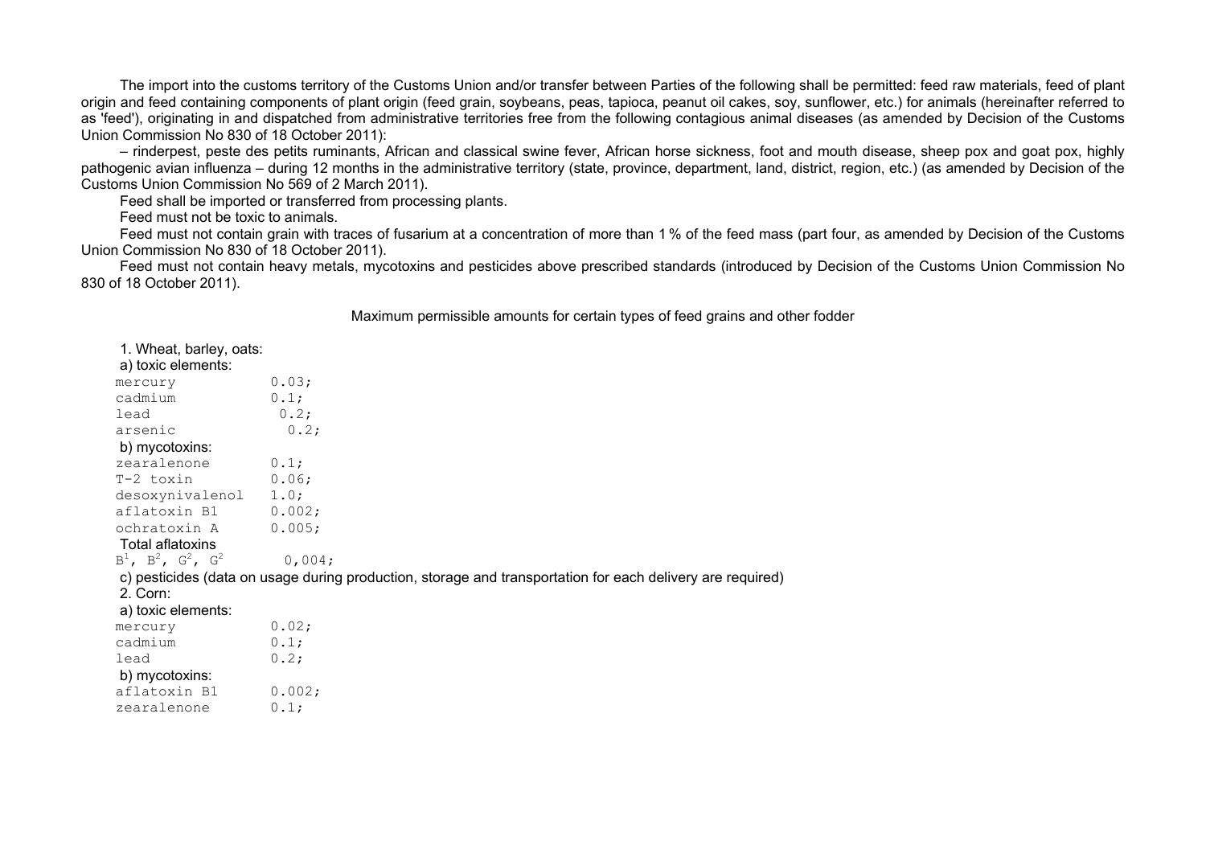The import into the customs territory of the Customs Union and/or transfer between Parties of the following shall be permitted: feed raw materials, feed of plant origin and feed containing components of plant origin (feed grain, soybeans, peas, tapioca, peanut oil cakes, soy, sunflower, etc.) for animals (hereinafter referred to as 'feed'), originating in and dispatched from administrative territories free from the following contagious animal diseases (as amended by Decision of the Customs Union Commission No 830 of 18 October 2011):

– rinderpest, peste des petits ruminants, African and classical swine fever, African horse sickness, foot and mouth disease, sheep pox and goat pox, highly pathogenic avian influenza – during 12 months in the administrative territory (state, province, department, land, district, region, etc.) (as amended by Decision of the Customs Union Commission No 569 of 2 March 2011).

Feed shall be imported or transferred from processing plants.

Feed must not be toxic to animals.

Feed must not contain grain with traces of fusarium at a concentration of more than 1 % of the feed mass (part four, as amended by Decision of the Customs Union Commission No 830 of 18 October 2011).

Feed must not contain heavy metals, mycotoxins and pesticides above prescribed standards (introduced by Decision of the Customs Union Commission No 830 of 18 October 2011).

Maximum permissible amounts for certain types of feed grains and other fodder

1. Wheat, barley, oats:

a) toxic elements:

```
mercury          0.03;
cadmium          0.1;
lead              0.2;
arsenic            0.2;
```

b) mycotoxins:

```
zearalenone       0.1;
T-2 toxin         0.06;
desoxynivalenol   1.0;
aflatoxin B1      0.002;
ochratoxin A      0.005;
```

Total aflatoxins

$B^1$, $B^2$, $G^2$, $G^2$ 0,004;

c) pesticides (data on usage during production, storage and transportation for each delivery are required)

2. Corn:

a) toxic elements:

```
mercury          0.02;
cadmium          0.1;
lead             0.2;
```

b) mycotoxins:

```
aflatoxin B1      0.002;
zearalenone       0.1;
```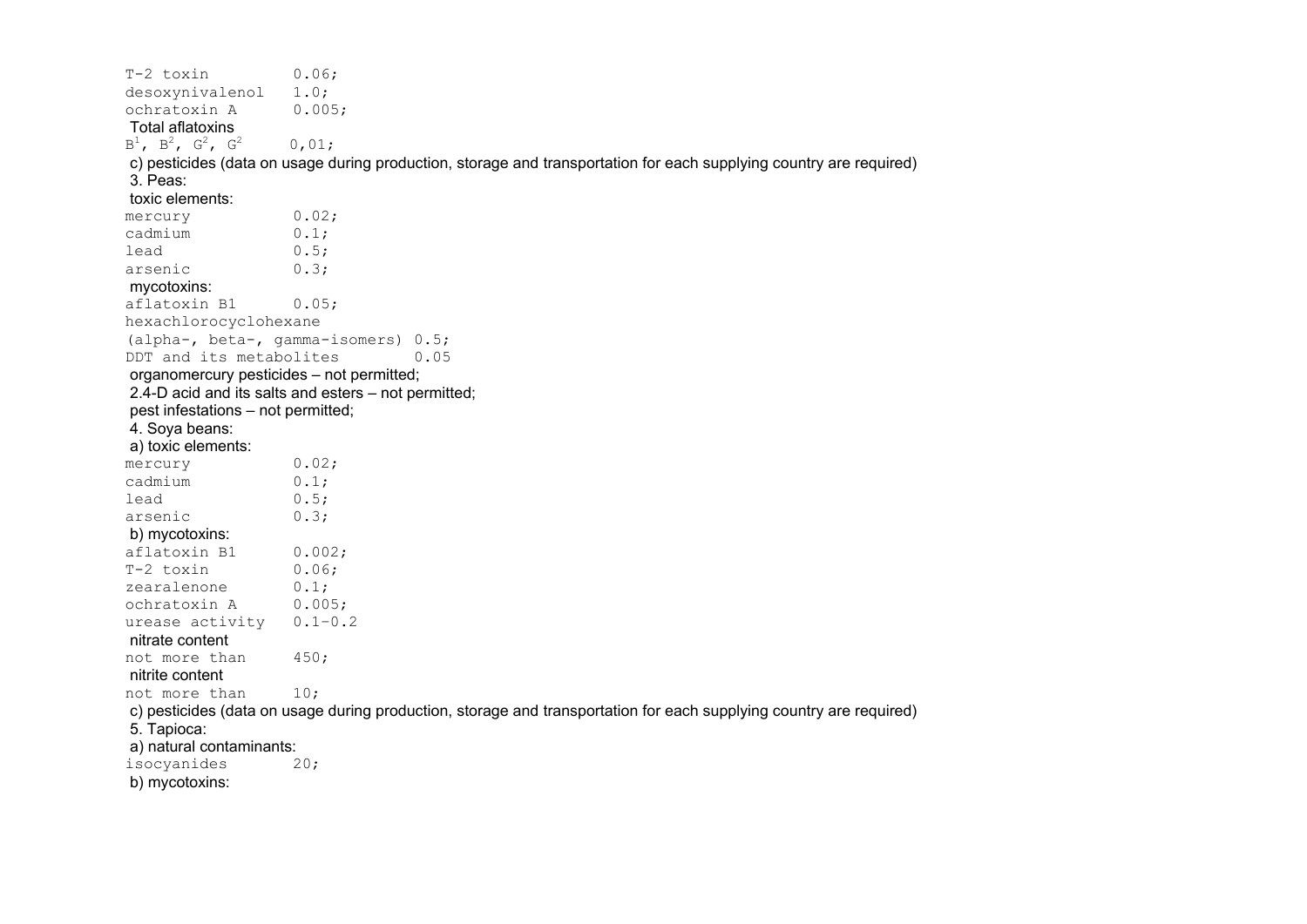T-2 toxin 0.06;
desoxynivalenol 1.0;
ochratoxin A 0.005;
Total aflatoxins
$B^1$, $B^2$, $G^2$, $G^2$ 0,01;

c) pesticides (data on usage during production, storage and transportation for each supplying country are required)

3. Peas:

toxic elements:
mercury 0.02;
cadmium 0.1;
lead 0.5;
arsenic 0.3;

mycotoxins:
aflatoxin B1 0.05;
hexachlorocyclohexane
(alpha-, beta-, gamma-isomers) 0.5;
DDT and its metabolites 0.05

organomercury pesticides – not permitted;
2.4-D acid and its salts and esters – not permitted;
pest infestations – not permitted;

4. Soya beans:

a) toxic elements:
mercury 0.02;
cadmium 0.1;
lead 0.5;
arsenic 0.3;

b) mycotoxins:
aflatoxin B1 0.002;
T-2 toxin 0.06;
zearalenone 0.1;
ochratoxin A 0.005;
urease activity 0.1-0.2

nitrate content
not more than 450;

nitrite content
not more than 10;

c) pesticides (data on usage during production, storage and transportation for each supplying country are required)

5. Tapioca:

a) natural contaminants:
isocyanides 20;

b) mycotoxins: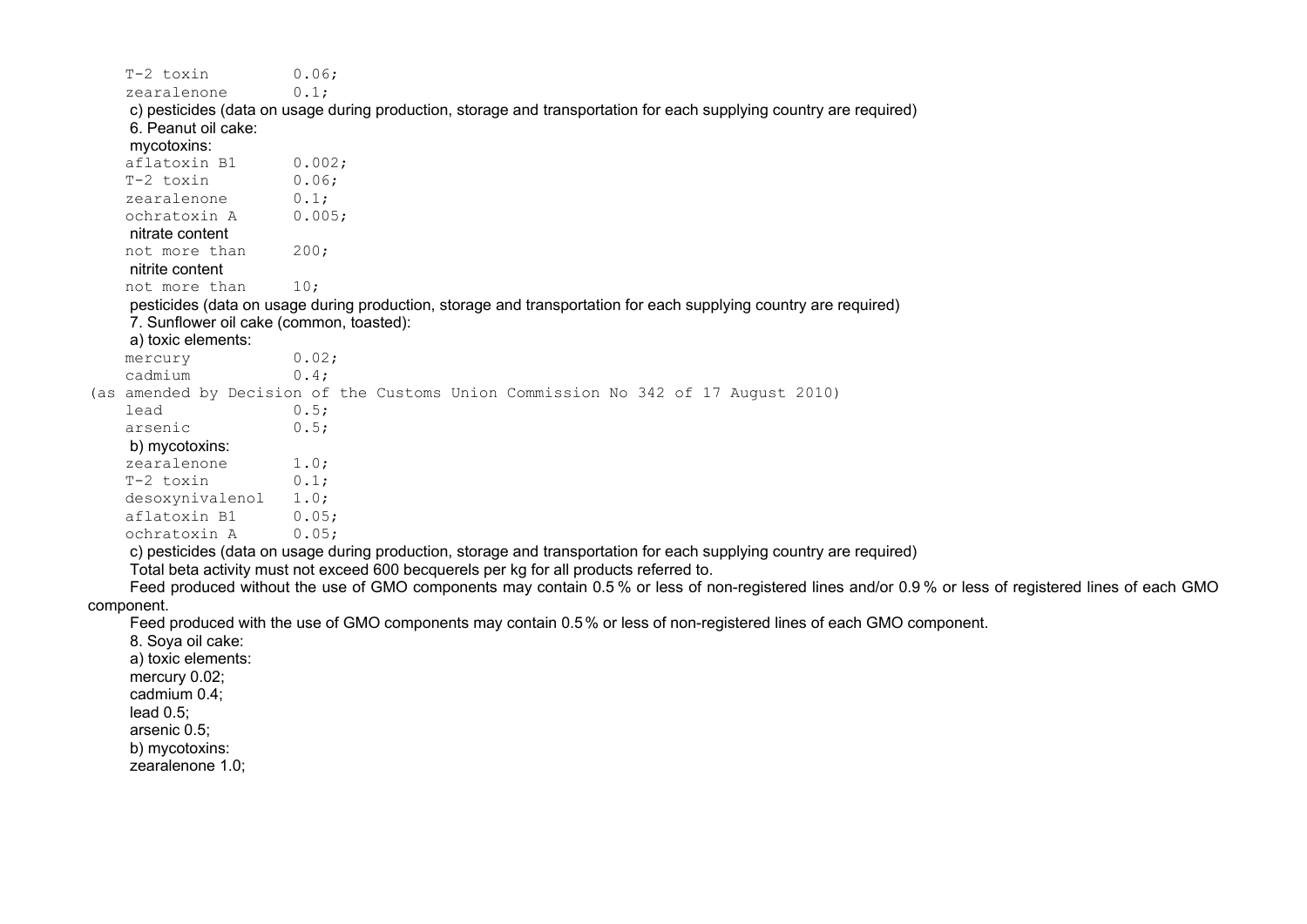```
T-2 toxin          0.06;
zearalenone        0.1;
```

c) pesticides (data on usage during production, storage and transportation for each supplying country are required)

6. Peanut oil cake:

mycotoxins:

```
aflatoxin B1       0.002;
T-2 toxin          0.06;
zearalenone        0.1;
ochratoxin A       0.005;
```

nitrate content

```
not more than      200;
```

nitrite content

```
not more than      10;
```

pesticides (data on usage during production, storage and transportation for each supplying country are required)

7. Sunflower oil cake (common, toasted):

a) toxic elements:

```
mercury            0.02;
cadmium            0.4;
```

(as amended by Decision of the Customs Union Commission No 342 of 17 August 2010)

```
lead               0.5;
arsenic            0.5;
```

b) mycotoxins:

```
zearalenone        1.0;
T-2 toxin          0.1;
desoxynivalenol    1.0;
aflatoxin B1       0.05;
ochratoxin A       0.05;
```

c) pesticides (data on usage during production, storage and transportation for each supplying country are required)

Total beta activity must not exceed 600 becquerels per kg for all products referred to.

Feed produced without the use of GMO components may contain 0.5 % or less of non-registered lines and/or 0.9 % or less of registered lines of each GMO component.

Feed produced with the use of GMO components may contain 0.5 % or less of non-registered lines of each GMO component.

8. Soya oil cake:

a) toxic elements:

mercury 0.02;

cadmium 0.4;

lead 0.5;

arsenic 0.5;

b) mycotoxins:

zearalenone 1.0;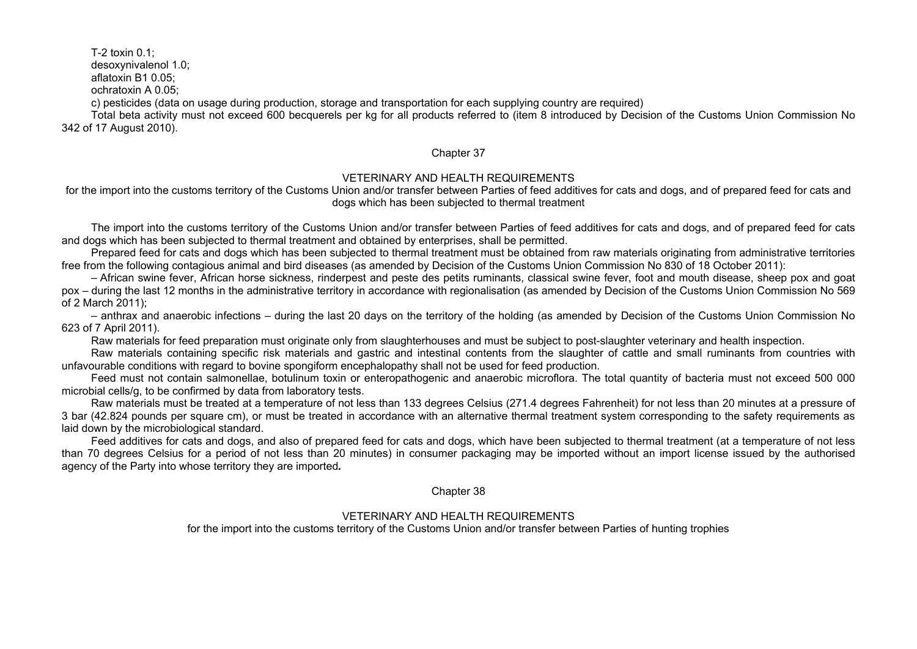T-2 toxin 0.1;

desoxynivalenol 1.0;

aflatoxin B1 0.05;

ochratoxin A 0.05;

c) pesticides (data on usage during production, storage and transportation for each supplying country are required)

Total beta activity must not exceed 600 becquerels per kg for all products referred to (item 8 introduced by Decision of the Customs Union Commission No 342 of 17 August 2010).

## Chapter 37

### VETERINARY AND HEALTH REQUIREMENTS

for the import into the customs territory of the Customs Union and/or transfer between Parties of feed additives for cats and dogs, and of prepared feed for cats and dogs which has been subjected to thermal treatment

The import into the customs territory of the Customs Union and/or transfer between Parties of feed additives for cats and dogs, and of prepared feed for cats and dogs which has been subjected to thermal treatment and obtained by enterprises, shall be permitted.

Prepared feed for cats and dogs which has been subjected to thermal treatment must be obtained from raw materials originating from administrative territories free from the following contagious animal and bird diseases (as amended by Decision of the Customs Union Commission No 830 of 18 October 2011):

– African swine fever, African horse sickness, rinderpest and peste des petits ruminants, classical swine fever, foot and mouth disease, sheep pox and goat pox – during the last 12 months in the administrative territory in accordance with regionalisation (as amended by Decision of the Customs Union Commission No 569 of 2 March 2011);

– anthrax and anaerobic infections – during the last 20 days on the territory of the holding (as amended by Decision of the Customs Union Commission No 623 of 7 April 2011).

Raw materials for feed preparation must originate only from slaughterhouses and must be subject to post-slaughter veterinary and health inspection.

Raw materials containing specific risk materials and gastric and intestinal contents from the slaughter of cattle and small ruminants from countries with unfavourable conditions with regard to bovine spongiform encephalopathy shall not be used for feed production.

Feed must not contain salmonellae, botulinum toxin or enteropathogenic and anaerobic microflora. The total quantity of bacteria must not exceed 500 000 microbial cells/g, to be confirmed by data from laboratory tests.

Raw materials must be treated at a temperature of not less than 133 degrees Celsius (271.4 degrees Fahrenheit) for not less than 20 minutes at a pressure of 3 bar (42.824 pounds per square cm), or must be treated in accordance with an alternative thermal treatment system corresponding to the safety requirements as laid down by the microbiological standard.

Feed additives for cats and dogs, and also of prepared feed for cats and dogs, which have been subjected to thermal treatment (at a temperature of not less than 70 degrees Celsius for a period of not less than 20 minutes) in consumer packaging may be imported without an import license issued by the authorised agency of the Party into whose territory they are imported**.**

## Chapter 38

### VETERINARY AND HEALTH REQUIREMENTS

for the import into the customs territory of the Customs Union and/or transfer between Parties of hunting trophies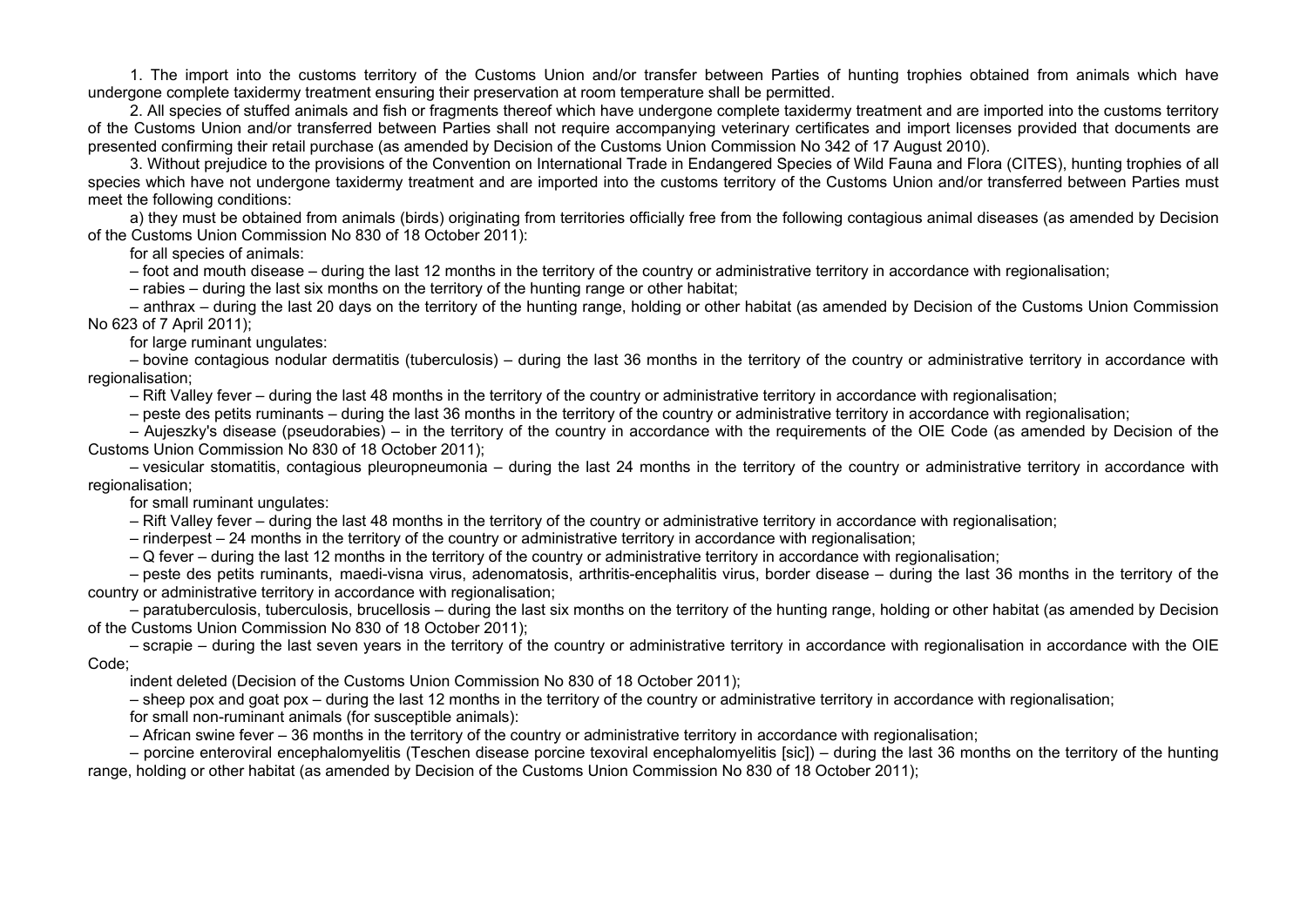1. The import into the customs territory of the Customs Union and/or transfer between Parties of hunting trophies obtained from animals which have undergone complete taxidermy treatment ensuring their preservation at room temperature shall be permitted.

2. All species of stuffed animals and fish or fragments thereof which have undergone complete taxidermy treatment and are imported into the customs territory of the Customs Union and/or transferred between Parties shall not require accompanying veterinary certificates and import licenses provided that documents are presented confirming their retail purchase (as amended by Decision of the Customs Union Commission No 342 of 17 August 2010).

3. Without prejudice to the provisions of the Convention on International Trade in Endangered Species of Wild Fauna and Flora (CITES), hunting trophies of all species which have not undergone taxidermy treatment and are imported into the customs territory of the Customs Union and/or transferred between Parties must meet the following conditions:

a) they must be obtained from animals (birds) originating from territories officially free from the following contagious animal diseases (as amended by Decision of the Customs Union Commission No 830 of 18 October 2011):

for all species of animals:

– foot and mouth disease – during the last 12 months in the territory of the country or administrative territory in accordance with regionalisation;

– rabies – during the last six months on the territory of the hunting range or other habitat;

– anthrax – during the last 20 days on the territory of the hunting range, holding or other habitat (as amended by Decision of the Customs Union Commission No 623 of 7 April 2011);

for large ruminant ungulates:

– bovine contagious nodular dermatitis (tuberculosis) – during the last 36 months in the territory of the country or administrative territory in accordance with regionalisation;

– Rift Valley fever – during the last 48 months in the territory of the country or administrative territory in accordance with regionalisation;

– peste des petits ruminants – during the last 36 months in the territory of the country or administrative territory in accordance with regionalisation;

– Aujeszky's disease (pseudorabies) – in the territory of the country in accordance with the requirements of the OIE Code (as amended by Decision of the Customs Union Commission No 830 of 18 October 2011);

– vesicular stomatitis, contagious pleuropneumonia – during the last 24 months in the territory of the country or administrative territory in accordance with regionalisation;

for small ruminant ungulates:

– Rift Valley fever – during the last 48 months in the territory of the country or administrative territory in accordance with regionalisation;

– rinderpest – 24 months in the territory of the country or administrative territory in accordance with regionalisation;

– Q fever – during the last 12 months in the territory of the country or administrative territory in accordance with regionalisation;

– peste des petits ruminants, maedi-visna virus, adenomatosis, arthritis-encephalitis virus, border disease – during the last 36 months in the territory of the country or administrative territory in accordance with regionalisation;

– paratuberculosis, tuberculosis, brucellosis – during the last six months on the territory of the hunting range, holding or other habitat (as amended by Decision of the Customs Union Commission No 830 of 18 October 2011);

– scrapie – during the last seven years in the territory of the country or administrative territory in accordance with regionalisation in accordance with the OIE Code;

indent deleted (Decision of the Customs Union Commission No 830 of 18 October 2011);

– sheep pox and goat pox – during the last 12 months in the territory of the country or administrative territory in accordance with regionalisation;

for small non-ruminant animals (for susceptible animals):

– African swine fever – 36 months in the territory of the country or administrative territory in accordance with regionalisation;

– porcine enteroviral encephalomyelitis (Teschen disease porcine texoviral encephalomyelitis [sic]) – during the last 36 months on the territory of the hunting range, holding or other habitat (as amended by Decision of the Customs Union Commission No 830 of 18 October 2011);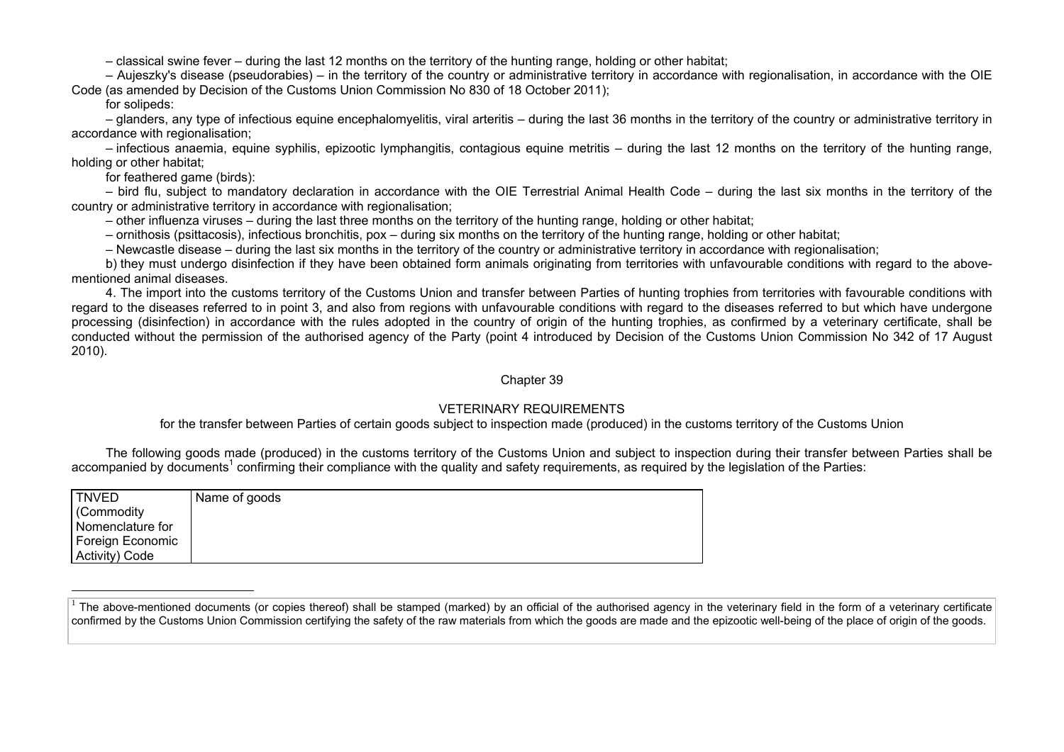– classical swine fever – during the last 12 months on the territory of the hunting range, holding or other habitat;

– Aujeszky's disease (pseudorabies) – in the territory of the country or administrative territory in accordance with regionalisation, in accordance with the OIE Code (as amended by Decision of the Customs Union Commission No 830 of 18 October 2011);

for solipeds:

– glanders, any type of infectious equine encephalomyelitis, viral arteritis – during the last 36 months in the territory of the country or administrative territory in accordance with regionalisation;

– infectious anaemia, equine syphilis, epizootic lymphangitis, contagious equine metritis – during the last 12 months on the territory of the hunting range, holding or other habitat;

for feathered game (birds):

– bird flu, subject to mandatory declaration in accordance with the OIE Terrestrial Animal Health Code – during the last six months in the territory of the country or administrative territory in accordance with regionalisation;

– other influenza viruses – during the last three months on the territory of the hunting range, holding or other habitat;

– ornithosis (psittacosis), infectious bronchitis, pox – during six months on the territory of the hunting range, holding or other habitat;

– Newcastle disease – during the last six months in the territory of the country or administrative territory in accordance with regionalisation;

b) they must undergo disinfection if they have been obtained form animals originating from territories with unfavourable conditions with regard to the above-mentioned animal diseases.

4. The import into the customs territory of the Customs Union and transfer between Parties of hunting trophies from territories with favourable conditions with regard to the diseases referred to in point 3, and also from regions with unfavourable conditions with regard to the diseases referred to but which have undergone processing (disinfection) in accordance with the rules adopted in the country of origin of the hunting trophies, as confirmed by a veterinary certificate, shall be conducted without the permission of the authorised agency of the Party (point 4 introduced by Decision of the Customs Union Commission No 342 of 17 August 2010).

## Chapter 39

### VETERINARY REQUIREMENTS

for the transfer between Parties of certain goods subject to inspection made (produced) in the customs territory of the Customs Union

The following goods made (produced) in the customs territory of the Customs Union and subject to inspection during their transfer between Parties shall be accompanied by documents[1] confirming their compliance with the quality and safety requirements, as required by the legislation of the Parties:

| TNVED (Commodity Nomenclature for Foreign Economic Activity) Code | Name of goods |
|---|---|

[1] The above-mentioned documents (or copies thereof) shall be stamped (marked) by an official of the authorised agency in the veterinary field in the form of a veterinary certificate confirmed by the Customs Union Commission certifying the safety of the raw materials from which the goods are made and the epizootic well-being of the place of origin of the goods.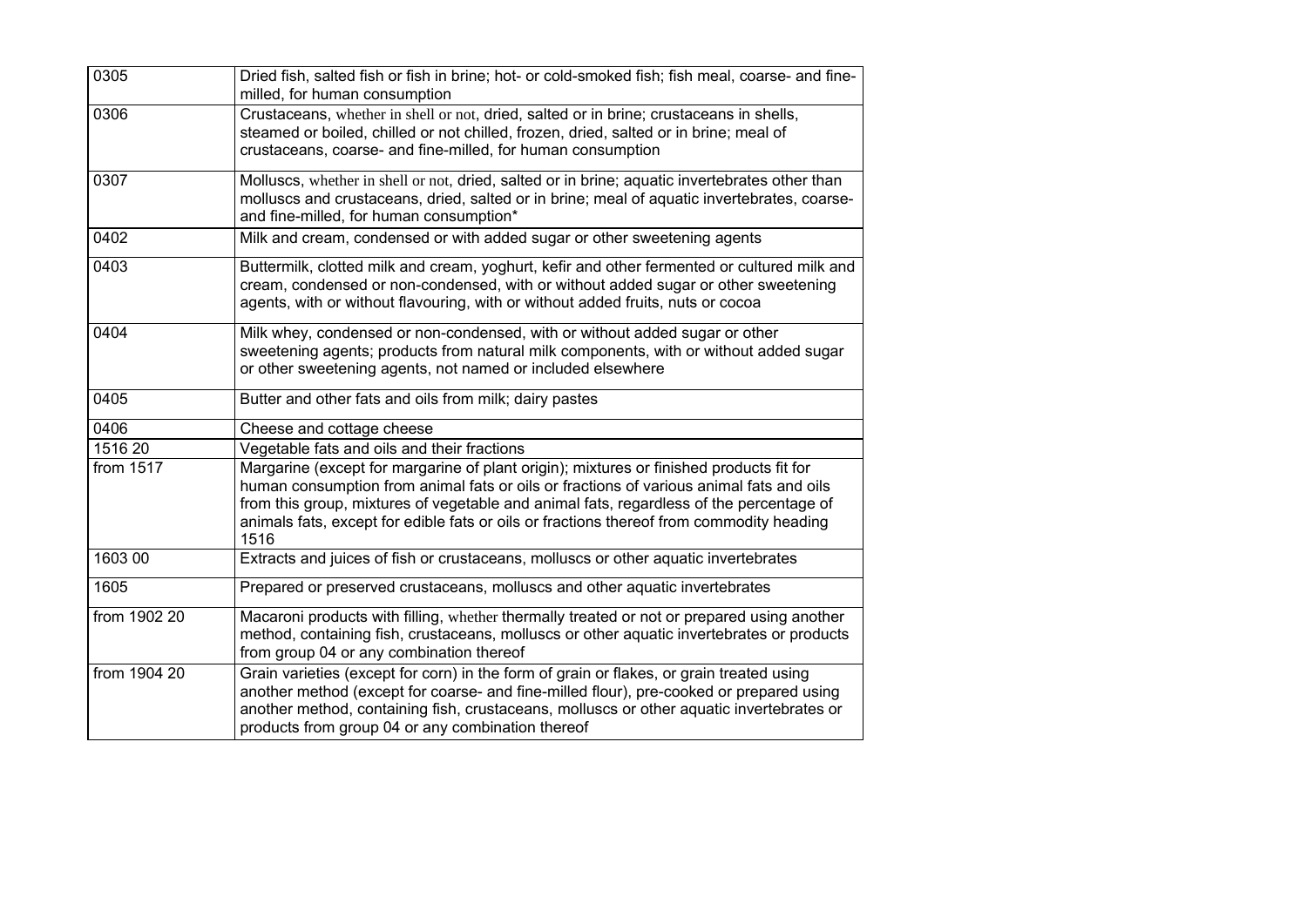| | |
|---|---|
| 0305 | Dried fish, salted fish or fish in brine; hot- or cold-smoked fish; fish meal, coarse- and fine-milled, for human consumption |
| 0306 | Crustaceans, whether in shell or not, dried, salted or in brine; crustaceans in shells, steamed or boiled, chilled or not chilled, frozen, dried, salted or in brine; meal of crustaceans, coarse- and fine-milled, for human consumption |
| 0307 | Molluscs, whether in shell or not, dried, salted or in brine; aquatic invertebrates other than molluscs and crustaceans, dried, salted or in brine; meal of aquatic invertebrates, coarse- and fine-milled, for human consumption* |
| 0402 | Milk and cream, condensed or with added sugar or other sweetening agents |
| 0403 | Buttermilk, clotted milk and cream, yoghurt, kefir and other fermented or cultured milk and cream, condensed or non-condensed, with or without added sugar or other sweetening agents, with or without flavouring, with or without added fruits, nuts or cocoa |
| 0404 | Milk whey, condensed or non-condensed, with or without added sugar or other sweetening agents; products from natural milk components, with or without added sugar or other sweetening agents, not named or included elsewhere |
| 0405 | Butter and other fats and oils from milk; dairy pastes |
| 0406 | Cheese and cottage cheese |
| 1516 20 | Vegetable fats and oils and their fractions |
| from 1517 | Margarine (except for margarine of plant origin); mixtures or finished products fit for human consumption from animal fats or oils or fractions of various animal fats and oils from this group, mixtures of vegetable and animal fats, regardless of the percentage of animals fats, except for edible fats or oils or fractions thereof from commodity heading 1516 |
| 1603 00 | Extracts and juices of fish or crustaceans, molluscs or other aquatic invertebrates |
| 1605 | Prepared or preserved crustaceans, molluscs and other aquatic invertebrates |
| from 1902 20 | Macaroni products with filling, whether thermally treated or not or prepared using another method, containing fish, crustaceans, molluscs or other aquatic invertebrates or products from group 04 or any combination thereof |
| from 1904 20 | Grain varieties (except for corn) in the form of grain or flakes, or grain treated using another method (except for coarse- and fine-milled flour), pre-cooked or prepared using another method, containing fish, crustaceans, molluscs or other aquatic invertebrates or products from group 04 or any combination thereof |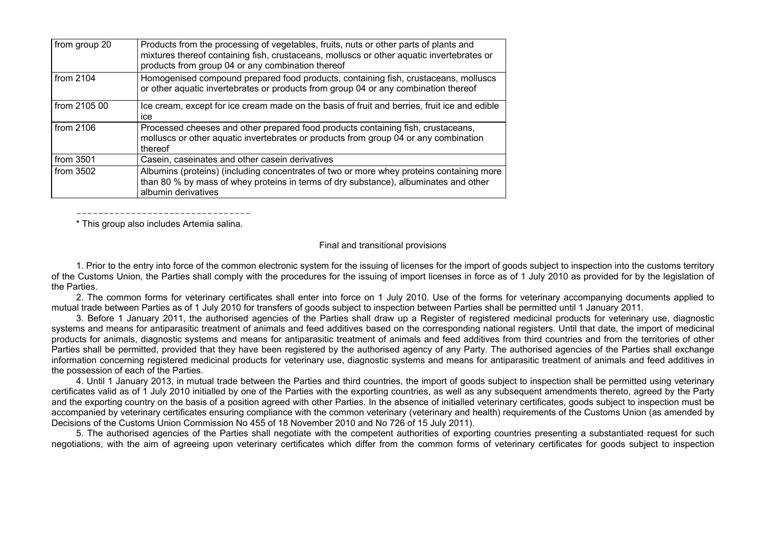| | |
|---|---|
| from group 20 | Products from the processing of vegetables, fruits, nuts or other parts of plants and mixtures thereof containing fish, crustaceans, molluscs or other aquatic invertebrates or products from group 04 or any combination thereof |
| from 2104 | Homogenised compound prepared food products, containing fish, crustaceans, molluscs or other aquatic invertebrates or products from group 04 or any combination thereof |
| from 2105 00 | Ice cream, except for ice cream made on the basis of fruit and berries, fruit ice and edible ice |
| from 2106 | Processed cheeses and other prepared food products containing fish, crustaceans, molluscs or other aquatic invertebrates or products from group 04 or any combination thereof |
| from 3501 | Casein, caseinates and other casein derivatives |
| from 3502 | Albumins (proteins) (including concentrates of two or more whey proteins containing more than 80 % by mass of whey proteins in terms of dry substance), albuminates and other albumin derivatives |

--------------------------------

* This group also includes Artemia salina.

Final and transitional provisions

1. Prior to the entry into force of the common electronic system for the issuing of licenses for the import of goods subject to inspection into the customs territory of the Customs Union, the Parties shall comply with the procedures for the issuing of import licenses in force as of 1 July 2010 as provided for by the legislation of the Parties.

2. The common forms for veterinary certificates shall enter into force on 1 July 2010. Use of the forms for veterinary accompanying documents applied to mutual trade between Parties as of 1 July 2010 for transfers of goods subject to inspection between Parties shall be permitted until 1 January 2011.

3. Before 1 January 2011, the authorised agencies of the Parties shall draw up a Register of registered medicinal products for veterinary use, diagnostic systems and means for antiparasitic treatment of animals and feed additives based on the corresponding national registers. Until that date, the import of medicinal products for animals, diagnostic systems and means for antiparasitic treatment of animals and feed additives from third countries and from the territories of other Parties shall be permitted, provided that they have been registered by the authorised agency of any Party. The authorised agencies of the Parties shall exchange information concerning registered medicinal products for veterinary use, diagnostic systems and means for antiparasitic treatment of animals and feed additives in the possession of each of the Parties.

4. Until 1 January 2013, in mutual trade between the Parties and third countries, the import of goods subject to inspection shall be permitted using veterinary certificates valid as of 1 July 2010 initialled by one of the Parties with the exporting countries, as well as any subsequent amendments thereto, agreed by the Party and the exporting country on the basis of a position agreed with other Parties. In the absence of initialled veterinary certificates, goods subject to inspection must be accompanied by veterinary certificates ensuring compliance with the common veterinary (veterinary and health) requirements of the Customs Union (as amended by Decisions of the Customs Union Commission No 455 of 18 November 2010 and No 726 of 15 July 2011).

5. The authorised agencies of the Parties shall negotiate with the competent authorities of exporting countries presenting a substantiated request for such negotiations, with the aim of agreeing upon veterinary certificates which differ from the common forms of veterinary certificates for goods subject to inspection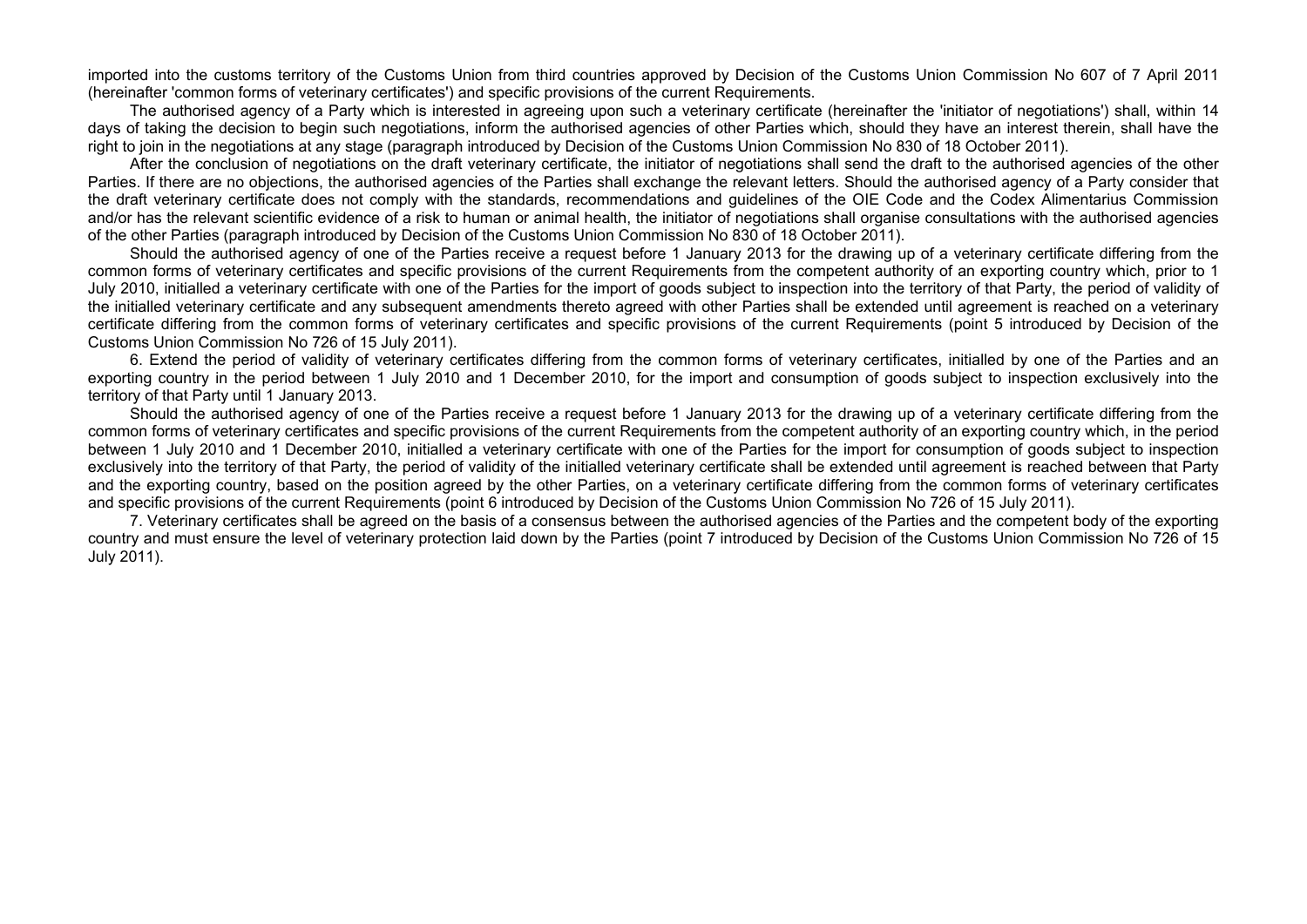imported into the customs territory of the Customs Union from third countries approved by Decision of the Customs Union Commission No 607 of 7 April 2011 (hereinafter 'common forms of veterinary certificates') and specific provisions of the current Requirements.

The authorised agency of a Party which is interested in agreeing upon such a veterinary certificate (hereinafter the 'initiator of negotiations') shall, within 14 days of taking the decision to begin such negotiations, inform the authorised agencies of other Parties which, should they have an interest therein, shall have the right to join in the negotiations at any stage (paragraph introduced by Decision of the Customs Union Commission No 830 of 18 October 2011).

After the conclusion of negotiations on the draft veterinary certificate, the initiator of negotiations shall send the draft to the authorised agencies of the other Parties. If there are no objections, the authorised agencies of the Parties shall exchange the relevant letters. Should the authorised agency of a Party consider that the draft veterinary certificate does not comply with the standards, recommendations and guidelines of the OIE Code and the Codex Alimentarius Commission and/or has the relevant scientific evidence of a risk to human or animal health, the initiator of negotiations shall organise consultations with the authorised agencies of the other Parties (paragraph introduced by Decision of the Customs Union Commission No 830 of 18 October 2011).

Should the authorised agency of one of the Parties receive a request before 1 January 2013 for the drawing up of a veterinary certificate differing from the common forms of veterinary certificates and specific provisions of the current Requirements from the competent authority of an exporting country which, prior to 1 July 2010, initialled a veterinary certificate with one of the Parties for the import of goods subject to inspection into the territory of that Party, the period of validity of the initialled veterinary certificate and any subsequent amendments thereto agreed with other Parties shall be extended until agreement is reached on a veterinary certificate differing from the common forms of veterinary certificates and specific provisions of the current Requirements (point 5 introduced by Decision of the Customs Union Commission No 726 of 15 July 2011).

6. Extend the period of validity of veterinary certificates differing from the common forms of veterinary certificates, initialled by one of the Parties and an exporting country in the period between 1 July 2010 and 1 December 2010, for the import and consumption of goods subject to inspection exclusively into the territory of that Party until 1 January 2013.

Should the authorised agency of one of the Parties receive a request before 1 January 2013 for the drawing up of a veterinary certificate differing from the common forms of veterinary certificates and specific provisions of the current Requirements from the competent authority of an exporting country which, in the period between 1 July 2010 and 1 December 2010, initialled a veterinary certificate with one of the Parties for the import for consumption of goods subject to inspection exclusively into the territory of that Party, the period of validity of the initialled veterinary certificate shall be extended until agreement is reached between that Party and the exporting country, based on the position agreed by the other Parties, on a veterinary certificate differing from the common forms of veterinary certificates and specific provisions of the current Requirements (point 6 introduced by Decision of the Customs Union Commission No 726 of 15 July 2011).

7. Veterinary certificates shall be agreed on the basis of a consensus between the authorised agencies of the Parties and the competent body of the exporting country and must ensure the level of veterinary protection laid down by the Parties (point 7 introduced by Decision of the Customs Union Commission No 726 of 15 July 2011).